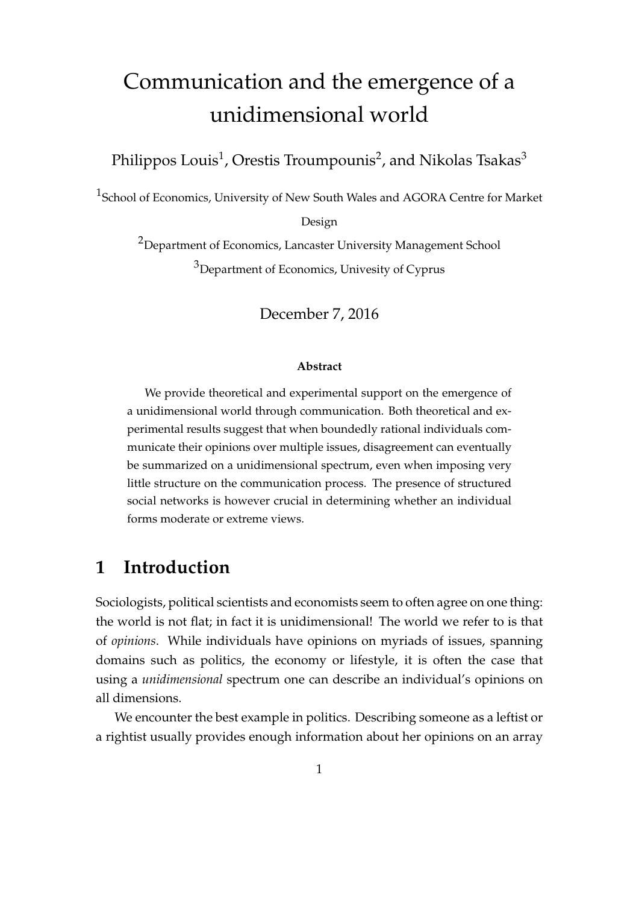# Communication and the emergence of a unidimensional world

Philippos Louis[1], Orestis Troumpounis[2], and Nikolas Tsakas[3]

[1]School of Economics, University of New South Wales and AGORA Centre for Market Design

[2]Department of Economics, Lancaster University Management School

[3]Department of Economics, Univesity of Cyprus

December 7, 2016

**Abstract**

We provide theoretical and experimental support on the emergence of a unidimensional world through communication. Both theoretical and experimental results suggest that when boundedly rational individuals communicate their opinions over multiple issues, disagreement can eventually be summarized on a unidimensional spectrum, even when imposing very little structure on the communication process. The presence of structured social networks is however crucial in determining whether an individual forms moderate or extreme views.

## 1 Introduction

Sociologists, political scientists and economists seem to often agree on one thing: the world is not flat; in fact it is unidimensional! The world we refer to is that of *opinions*. While individuals have opinions on myriads of issues, spanning domains such as politics, the economy or lifestyle, it is often the case that using a *unidimensional* spectrum one can describe an individual's opinions on all dimensions.

We encounter the best example in politics. Describing someone as a leftist or a rightist usually provides enough information about her opinions on an array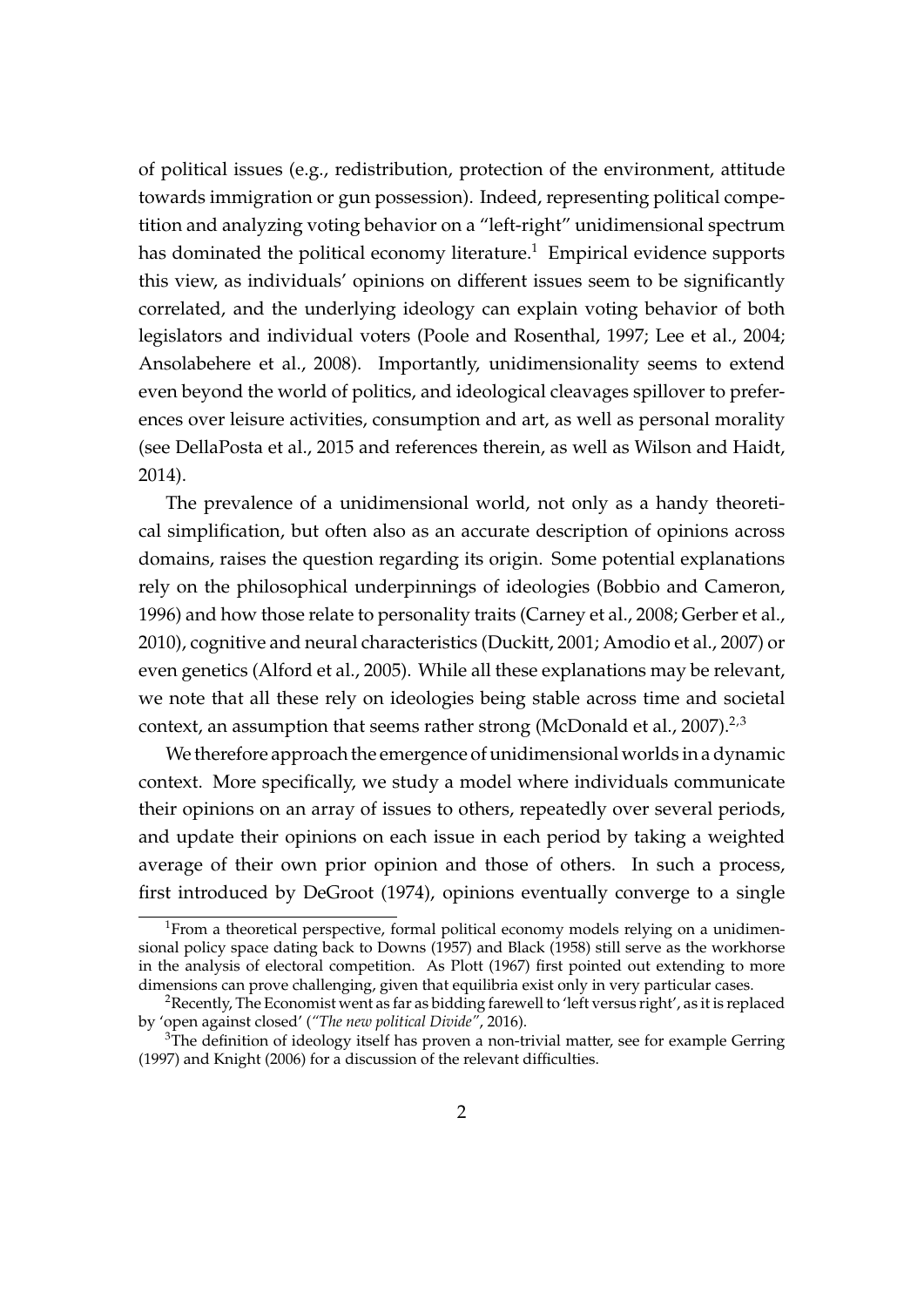of political issues (e.g., redistribution, protection of the environment, attitude towards immigration or gun possession). Indeed, representing political competition and analyzing voting behavior on a "left-right" unidimensional spectrum has dominated the political economy literature.[1] Empirical evidence supports this view, as individuals' opinions on different issues seem to be significantly correlated, and the underlying ideology can explain voting behavior of both legislators and individual voters (Poole and Rosenthal, 1997; Lee et al., 2004; Ansolabehere et al., 2008). Importantly, unidimensionality seems to extend even beyond the world of politics, and ideological cleavages spillover to preferences over leisure activities, consumption and art, as well as personal morality (see DellaPosta et al., 2015 and references therein, as well as Wilson and Haidt, 2014).

The prevalence of a unidimensional world, not only as a handy theoretical simplification, but often also as an accurate description of opinions across domains, raises the question regarding its origin. Some potential explanations rely on the philosophical underpinnings of ideologies (Bobbio and Cameron, 1996) and how those relate to personality traits (Carney et al., 2008; Gerber et al., 2010), cognitive and neural characteristics (Duckitt, 2001; Amodio et al., 2007) or even genetics (Alford et al., 2005). While all these explanations may be relevant, we note that all these rely on ideologies being stable across time and societal context, an assumption that seems rather strong (McDonald et al., 2007).[2,3]

We therefore approach the emergence of unidimensional worlds in a dynamic context. More specifically, we study a model where individuals communicate their opinions on an array of issues to others, repeatedly over several periods, and update their opinions on each issue in each period by taking a weighted average of their own prior opinion and those of others. In such a process, first introduced by DeGroot (1974), opinions eventually converge to a single

[1] From a theoretical perspective, formal political economy models relying on a unidimensional policy space dating back to Downs (1957) and Black (1958) still serve as the workhorse in the analysis of electoral competition. As Plott (1967) first pointed out extending to more dimensions can prove challenging, given that equilibria exist only in very particular cases.

[2] Recently, The Economist went as far as bidding farewell to 'left versus right', as it is replaced by 'open against closed' (*"The new political Divide"*, 2016).

[3] The definition of ideology itself has proven a non-trivial matter, see for example Gerring (1997) and Knight (2006) for a discussion of the relevant difficulties.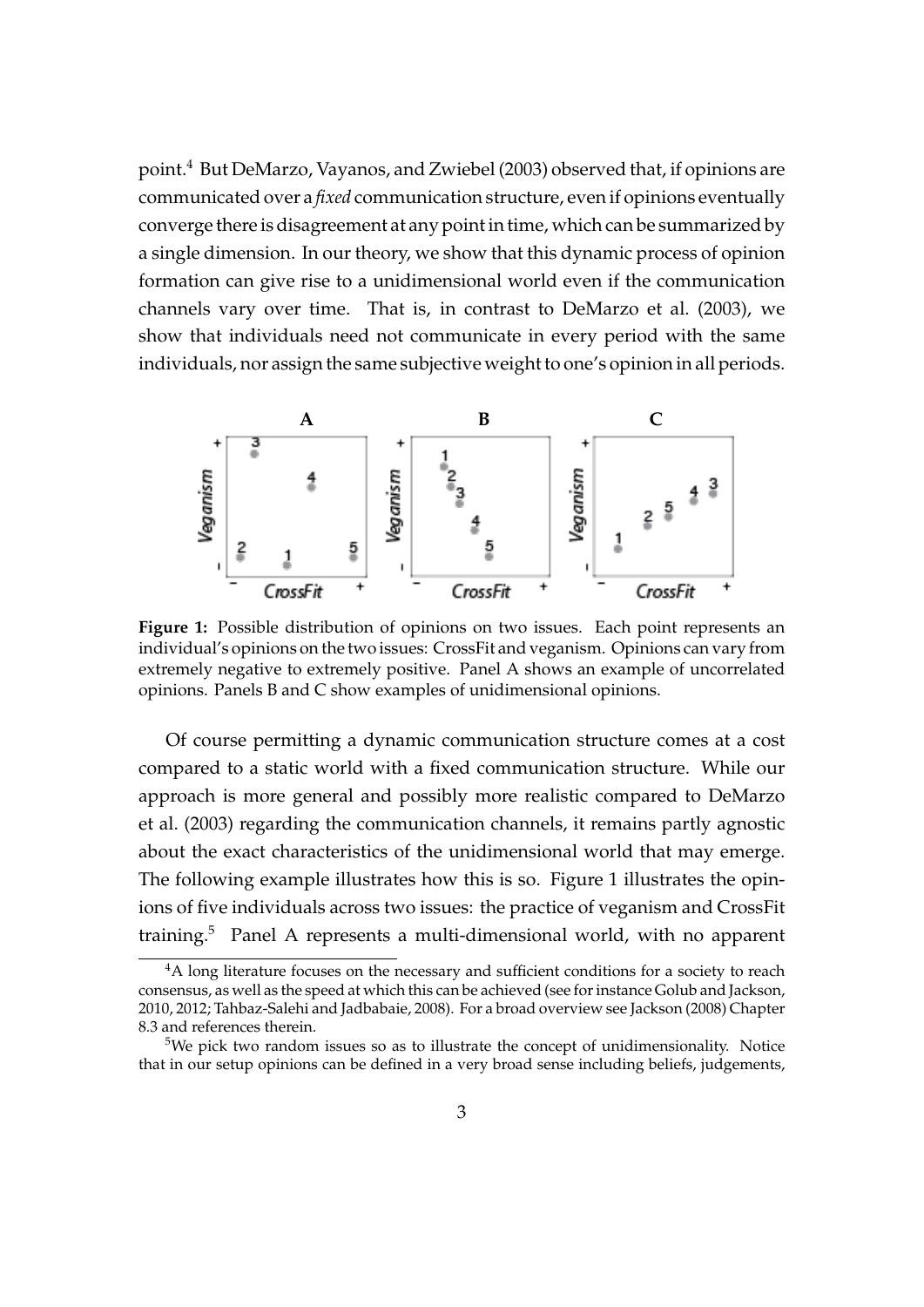point.[4] But DeMarzo, Vayanos, and Zwiebel (2003) observed that, if opinions are communicated over a *fixed* communication structure, even if opinions eventually converge there is disagreement at any point in time, which can be summarized by a single dimension. In our theory, we show that this dynamic process of opinion formation can give rise to a unidimensional world even if the communication channels vary over time. That is, in contrast to DeMarzo et al. (2003), we show that individuals need not communicate in every period with the same individuals, nor assign the same subjective weight to one's opinion in all periods.

**Figure 1:** Possible distribution of opinions on two issues. Each point represents an individual's opinions on the two issues: CrossFit and veganism. Opinions can vary from extremely negative to extremely positive. Panel A shows an example of uncorrelated opinions. Panels B and C show examples of unidimensional opinions.

Of course permitting a dynamic communication structure comes at a cost compared to a static world with a fixed communication structure. While our approach is more general and possibly more realistic compared to DeMarzo et al. (2003) regarding the communication channels, it remains partly agnostic about the exact characteristics of the unidimensional world that may emerge. The following example illustrates how this is so. Figure 1 illustrates the opinions of five individuals across two issues: the practice of veganism and CrossFit training.[5] Panel A represents a multi-dimensional world, with no apparent

[4] A long literature focuses on the necessary and sufficient conditions for a society to reach consensus, as well as the speed at which this can be achieved (see for instance Golub and Jackson, 2010, 2012; Tahbaz-Salehi and Jadbabaie, 2008). For a broad overview see Jackson (2008) Chapter 8.3 and references therein.

[5] We pick two random issues so as to illustrate the concept of unidimensionality. Notice that in our setup opinions can be defined in a very broad sense including beliefs, judgements,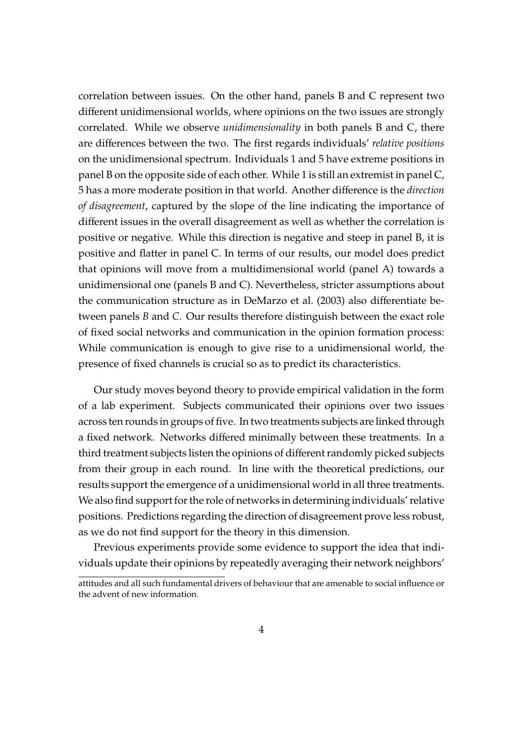correlation between issues. On the other hand, panels B and C represent two different unidimensional worlds, where opinions on the two issues are strongly correlated. While we observe *unidimensionality* in both panels B and C, there are differences between the two. The first regards individuals' *relative positions* on the unidimensional spectrum. Individuals 1 and 5 have extreme positions in panel B on the opposite side of each other. While 1 is still an extremist in panel C, 5 has a more moderate position in that world. Another difference is the *direction of disagreement*, captured by the slope of the line indicating the importance of different issues in the overall disagreement as well as whether the correlation is positive or negative. While this direction is negative and steep in panel B, it is positive and flatter in panel C. In terms of our results, our model does predict that opinions will move from a multidimensional world (panel A) towards a unidimensional one (panels B and C). Nevertheless, stricter assumptions about the communication structure as in DeMarzo et al. (2003) also differentiate between panels *B* and *C*. Our results therefore distinguish between the exact role of fixed social networks and communication in the opinion formation process: While communication is enough to give rise to a unidimensional world, the presence of fixed channels is crucial so as to predict its characteristics.

Our study moves beyond theory to provide empirical validation in the form of a lab experiment. Subjects communicated their opinions over two issues across ten rounds in groups of five. In two treatments subjects are linked through a fixed network. Networks differed minimally between these treatments. In a third treatment subjects listen the opinions of different randomly picked subjects from their group in each round. In line with the theoretical predictions, our results support the emergence of a unidimensional world in all three treatments. We also find support for the role of networks in determining individuals' relative positions. Predictions regarding the direction of disagreement prove less robust, as we do not find support for the theory in this dimension.

Previous experiments provide some evidence to support the idea that individuals update their opinions by repeatedly averaging their network neighbors'

attitudes and all such fundamental drivers of behaviour that are amenable to social influence or the advent of new information.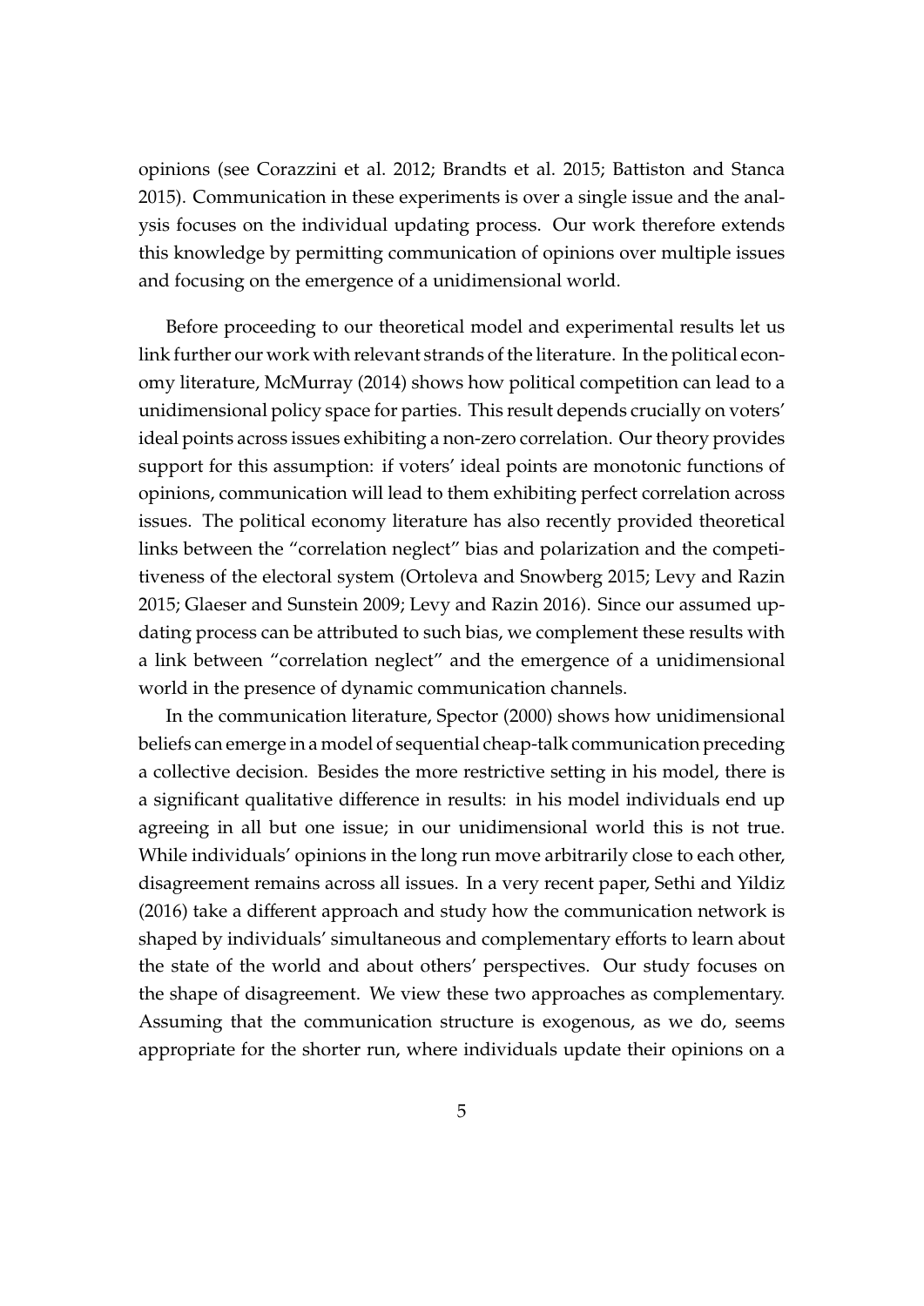opinions (see Corazzini et al. 2012; Brandts et al. 2015; Battiston and Stanca 2015). Communication in these experiments is over a single issue and the analysis focuses on the individual updating process. Our work therefore extends this knowledge by permitting communication of opinions over multiple issues and focusing on the emergence of a unidimensional world.

Before proceeding to our theoretical model and experimental results let us link further our work with relevant strands of the literature. In the political economy literature, McMurray (2014) shows how political competition can lead to a unidimensional policy space for parties. This result depends crucially on voters' ideal points across issues exhibiting a non-zero correlation. Our theory provides support for this assumption: if voters' ideal points are monotonic functions of opinions, communication will lead to them exhibiting perfect correlation across issues. The political economy literature has also recently provided theoretical links between the "correlation neglect" bias and polarization and the competitiveness of the electoral system (Ortoleva and Snowberg 2015; Levy and Razin 2015; Glaeser and Sunstein 2009; Levy and Razin 2016). Since our assumed updating process can be attributed to such bias, we complement these results with a link between "correlation neglect" and the emergence of a unidimensional world in the presence of dynamic communication channels.

In the communication literature, Spector (2000) shows how unidimensional beliefs can emerge in a model of sequential cheap-talk communication preceding a collective decision. Besides the more restrictive setting in his model, there is a significant qualitative difference in results: in his model individuals end up agreeing in all but one issue; in our unidimensional world this is not true. While individuals' opinions in the long run move arbitrarily close to each other, disagreement remains across all issues. In a very recent paper, Sethi and Yildiz (2016) take a different approach and study how the communication network is shaped by individuals' simultaneous and complementary efforts to learn about the state of the world and about others' perspectives. Our study focuses on the shape of disagreement. We view these two approaches as complementary. Assuming that the communication structure is exogenous, as we do, seems appropriate for the shorter run, where individuals update their opinions on a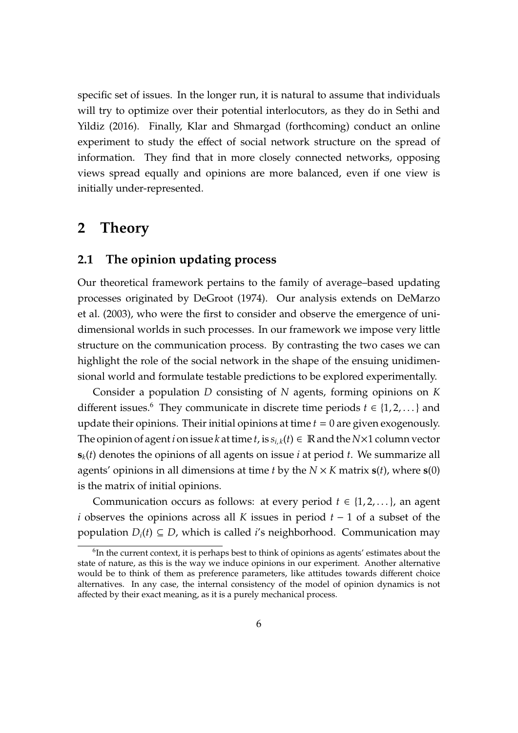specific set of issues. In the longer run, it is natural to assume that individuals will try to optimize over their potential interlocutors, as they do in Sethi and Yildiz (2016). Finally, Klar and Shmargad (forthcoming) conduct an online experiment to study the effect of social network structure on the spread of information. They find that in more closely connected networks, opposing views spread equally and opinions are more balanced, even if one view is initially under-represented.

# 2 Theory

## 2.1 The opinion updating process

Our theoretical framework pertains to the family of average–based updating processes originated by DeGroot (1974). Our analysis extends on DeMarzo et al. (2003), who were the first to consider and observe the emergence of unidimensional worlds in such processes. In our framework we impose very little structure on the communication process. By contrasting the two cases we can highlight the role of the social network in the shape of the ensuing unidimensional world and formulate testable predictions to be explored experimentally.

Consider a population $D$ consisting of $N$ agents, forming opinions on $K$ different issues.[6] They communicate in discrete time periods $t \in \{1, 2, \dots\}$ and update their opinions. Their initial opinions at time $t = 0$ are given exogenously. The opinion of agent $i$ on issue $k$ at time $t$, is $s_{i,k}(t) \in \mathbb{R}$ and the $N \times 1$ column vector $\mathbf{s}_k(t)$ denotes the opinions of all agents on issue $i$ at period $t$. We summarize all agents' opinions in all dimensions at time $t$ by the $N \times K$ matrix $\mathbf{s}(t)$, where $\mathbf{s}(0)$ is the matrix of initial opinions.

Communication occurs as follows: at every period $t \in \{1, 2, \dots\}$, an agent $i$ observes the opinions across all $K$ issues in period $t - 1$ of a subset of the population $D_i(t) \subseteq D$, which is called $i$'s neighborhood. Communication may

[6] In the current context, it is perhaps best to think of opinions as agents' estimates about the state of nature, as this is the way we induce opinions in our experiment. Another alternative would be to think of them as preference parameters, like attitudes towards different choice alternatives. In any case, the internal consistency of the model of opinion dynamics is not affected by their exact meaning, as it is a purely mechanical process.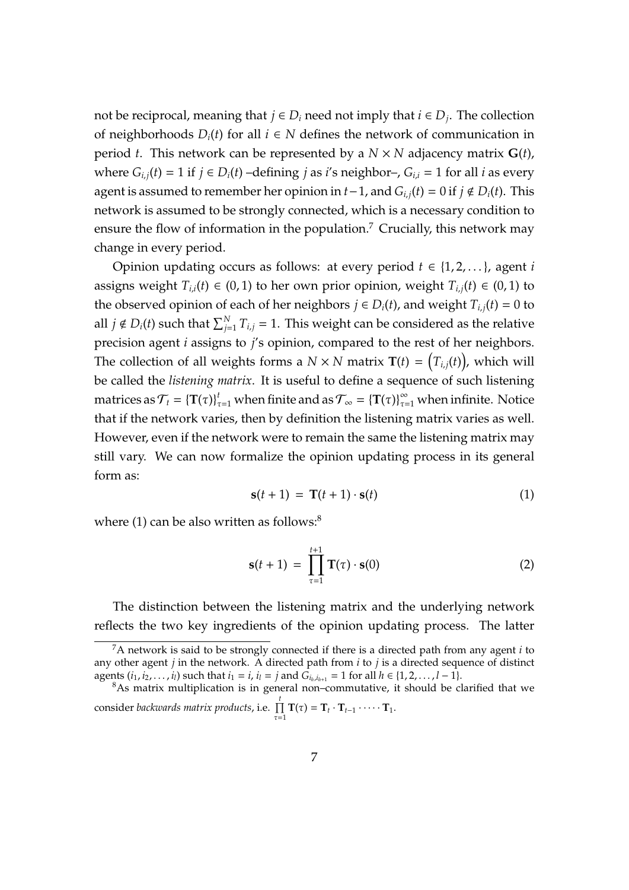not be reciprocal, meaning that $j \in D_i$ need not imply that $i \in D_j$. The collection of neighborhoods $D_i(t)$ for all $i \in N$ defines the network of communication in period $t$. This network can be represented by a $N \times N$ adjacency matrix $\mathbf{G}(t)$, where $G_{i,j}(t) = 1$ if $j \in D_i(t)$ –defining $j$ as $i$'s neighbor–, $G_{i,i} = 1$ for all $i$ as every agent is assumed to remember her opinion in $t-1$, and $G_{i,j}(t) = 0$ if $j \notin D_i(t)$. This network is assumed to be strongly connected, which is a necessary condition to ensure the flow of information in the population.[7] Crucially, this network may change in every period.

Opinion updating occurs as follows: at every period $t \in \{1, 2, \dots\}$, agent $i$ assigns weight $T_{i,i}(t) \in (0, 1)$ to her own prior opinion, weight $T_{i,j}(t) \in (0, 1)$ to the observed opinion of each of her neighbors $j \in D_i(t)$, and weight $T_{i,j}(t) = 0$ to all $j \notin D_i(t)$ such that $\sum_{j=1}^{N} T_{i,j} = 1$. This weight can be considered as the relative precision agent $i$ assigns to $j$'s opinion, compared to the rest of her neighbors. The collection of all weights forms a $N \times N$ matrix $\mathbf{T}(t) = \left(T_{i,j}(t)\right)$, which will be called the *listening matrix*. It is useful to define a sequence of such listening matrices as $\mathcal{T}_t = \{\mathbf{T}(\tau)\}_{\tau=1}^{t}$ when finite and as $\mathcal{T}_\infty = \{\mathbf{T}(\tau)\}_{\tau=1}^{\infty}$ when infinite. Notice that if the network varies, then by definition the listening matrix varies as well. However, even if the network were to remain the same the listening matrix may still vary. We can now formalize the opinion updating process in its general form as:

$$\mathbf{s}(t+1) \;=\; \mathbf{T}(t+1) \cdot \mathbf{s}(t) \tag{1}$$

where (1) can be also written as follows:[8]

$$\mathbf{s}(t+1) \;=\; \prod_{\tau=1}^{t+1} \mathbf{T}(\tau) \cdot \mathbf{s}(0) \tag{2}$$

The distinction between the listening matrix and the underlying network reflects the two key ingredients of the opinion updating process. The latter

---

[7] A network is said to be strongly connected if there is a directed path from any agent $i$ to any other agent $j$ in the network. A directed path from $i$ to $j$ is a directed sequence of distinct agents $(i_1, i_2, \dots, i_l)$ such that $i_1 = i$, $i_l = j$ and $G_{i_h, i_{h+1}} = 1$ for all $h \in \{1, 2, \dots, l-1\}$.

[8] As matrix multiplication is in general non–commutative, it should be clarified that we consider *backwards matrix products*, i.e. $\prod_{\tau=1}^{t} \mathbf{T}(\tau) = \mathbf{T}_t \cdot \mathbf{T}_{t-1} \cdot \dots \cdot \mathbf{T}_1$.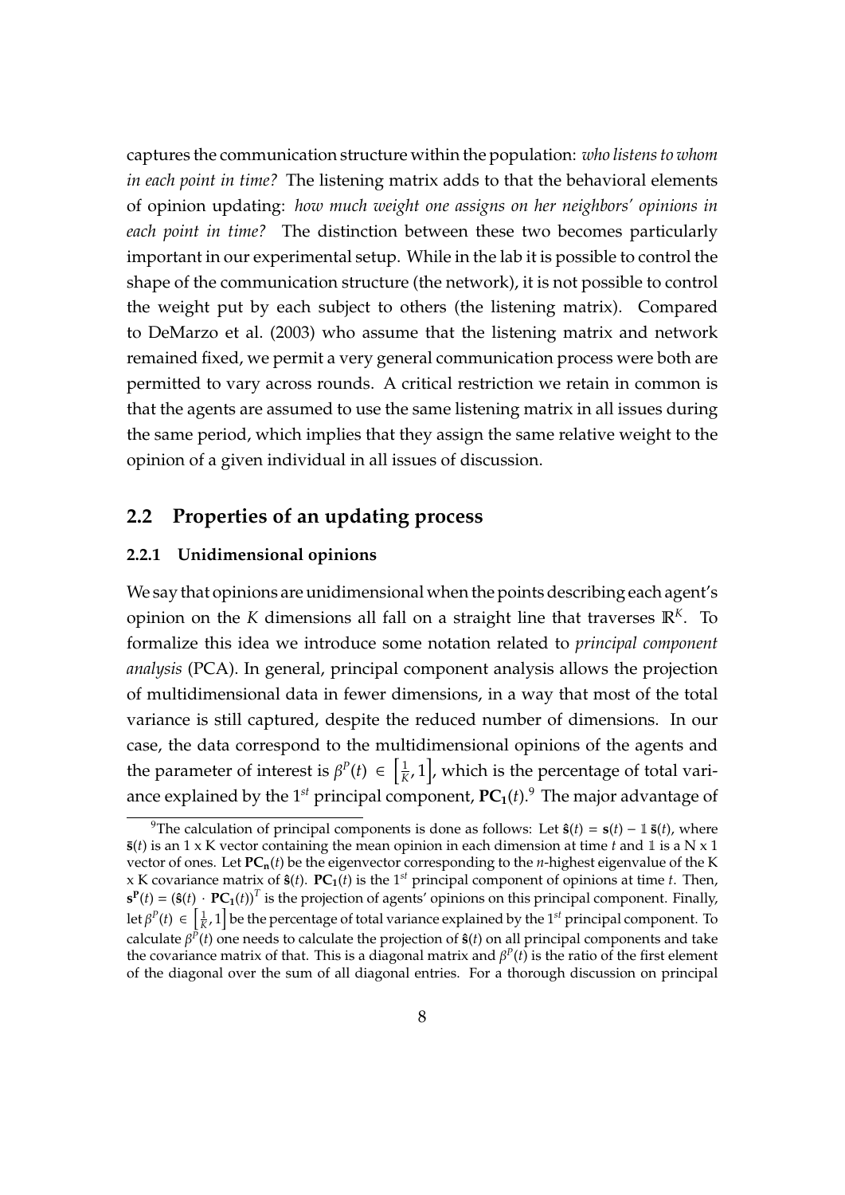captures the communication structure within the population: *who listens to whom in each point in time?* The listening matrix adds to that the behavioral elements of opinion updating: *how much weight one assigns on her neighbors' opinions in each point in time?* The distinction between these two becomes particularly important in our experimental setup. While in the lab it is possible to control the shape of the communication structure (the network), it is not possible to control the weight put by each subject to others (the listening matrix). Compared to DeMarzo et al. (2003) who assume that the listening matrix and network remained fixed, we permit a very general communication process were both are permitted to vary across rounds. A critical restriction we retain in common is that the agents are assumed to use the same listening matrix in all issues during the same period, which implies that they assign the same relative weight to the opinion of a given individual in all issues of discussion.

## 2.2 Properties of an updating process

### 2.2.1 Unidimensional opinions

We say that opinions are unidimensional when the points describing each agent's opinion on the $K$ dimensions all fall on a straight line that traverses $\mathbb{R}^K$. To formalize this idea we introduce some notation related to *principal component analysis* (PCA). In general, principal component analysis allows the projection of multidimensional data in fewer dimensions, in a way that most of the total variance is still captured, despite the reduced number of dimensions. In our case, the data correspond to the multidimensional opinions of the agents and the parameter of interest is $\beta^P(t) \in \left[\frac{1}{K}, 1\right]$, which is the percentage of total variance explained by the $1^{st}$ principal component, $\mathbf{PC_1}(t)$.[9] The major advantage of

[9] The calculation of principal components is done as follows: Let $\hat{\mathbf{s}}(t) = \mathbf{s}(t) - \mathbb{1}\,\bar{\mathbf{s}}(t)$, where $\bar{\mathbf{s}}(t)$ is an 1 x K vector containing the mean opinion in each dimension at time $t$ and $\mathbb{1}$ is a N x 1 vector of ones. Let $\mathbf{PC_n}(t)$ be the eigenvector corresponding to the $n$-highest eigenvalue of the K x K covariance matrix of $\hat{\mathbf{s}}(t)$. $\mathbf{PC_1}(t)$ is the $1^{st}$ principal component of opinions at time $t$. Then, $\mathbf{s^P}(t) = (\hat{\mathbf{s}}(t) \cdot \mathbf{PC_1}(t))^T$ is the projection of agents' opinions on this principal component. Finally, let $\beta^P(t) \in \left[\frac{1}{K}, 1\right]$ be the percentage of total variance explained by the $1^{st}$ principal component. To calculate $\beta^P(t)$ one needs to calculate the projection of $\hat{\mathbf{s}}(t)$ on all principal components and take the covariance matrix of that. This is a diagonal matrix and $\beta^P(t)$ is the ratio of the first element of the diagonal over the sum of all diagonal entries. For a thorough discussion on principal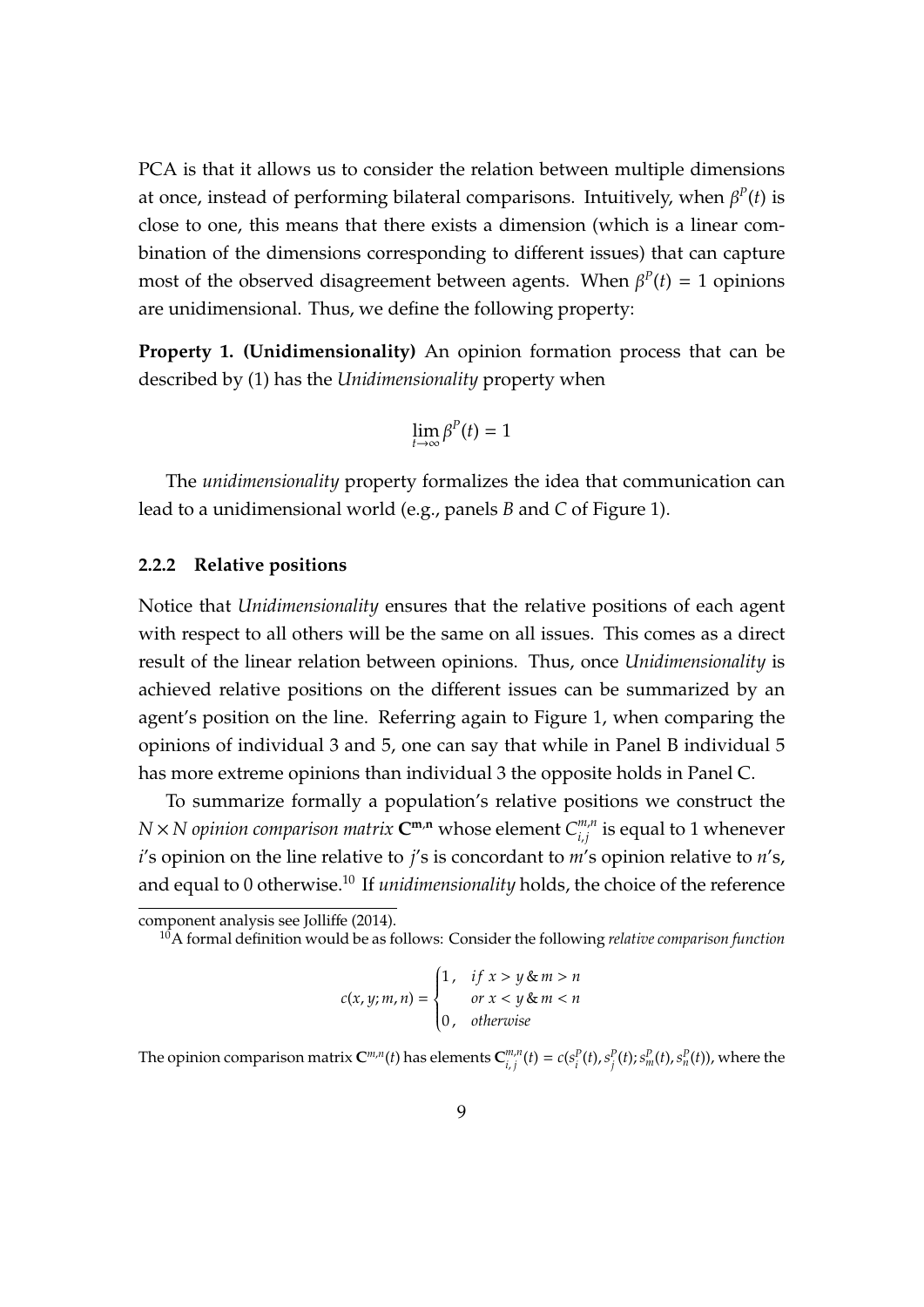PCA is that it allows us to consider the relation between multiple dimensions at once, instead of performing bilateral comparisons. Intuitively, when $\beta^P(t)$ is close to one, this means that there exists a dimension (which is a linear combination of the dimensions corresponding to different issues) that can capture most of the observed disagreement between agents. When $\beta^P(t) = 1$ opinions are unidimensional. Thus, we define the following property:

**Property 1. (Unidimensionality)** An opinion formation process that can be described by (1) has the *Unidimensionality* property when

$$\lim_{t \to \infty} \beta^P(t) = 1$$

The *unidimensionality* property formalizes the idea that communication can lead to a unidimensional world (e.g., panels *B* and *C* of Figure 1).

### 2.2.2 Relative positions

Notice that *Unidimensionality* ensures that the relative positions of each agent with respect to all others will be the same on all issues. This comes as a direct result of the linear relation between opinions. Thus, once *Unidimensionality* is achieved relative positions on the different issues can be summarized by an agent's position on the line. Referring again to Figure 1, when comparing the opinions of individual 3 and 5, one can say that while in Panel B individual 5 has more extreme opinions than individual 3 the opposite holds in Panel C.

To summarize formally a population's relative positions we construct the $N \times N$ *opinion comparison matrix* $\mathbf{C^{m,n}}$ whose element $C^{m,n}_{i,j}$ is equal to 1 whenever $i$'s opinion on the line relative to $j$'s is concordant to $m$'s opinion relative to $n$'s, and equal to 0 otherwise.[10] If *unidimensionality* holds, the choice of the reference

---

component analysis see Jolliffe (2014).

[10] A formal definition would be as follows: Consider the following *relative comparison function*

$$c(x, y; m, n) = \begin{cases} 1, & if\ x > y \,\&\, m > n \\ & or\ x < y \,\&\, m < n \\ 0, & otherwise \end{cases}$$

The opinion comparison matrix $\mathbf{C}^{m,n}(t)$ has elements $\mathbf{C}^{m,n}_{i,j}(t) = c(s^P_i(t), s^P_j(t); s^P_m(t), s^P_n(t))$, where the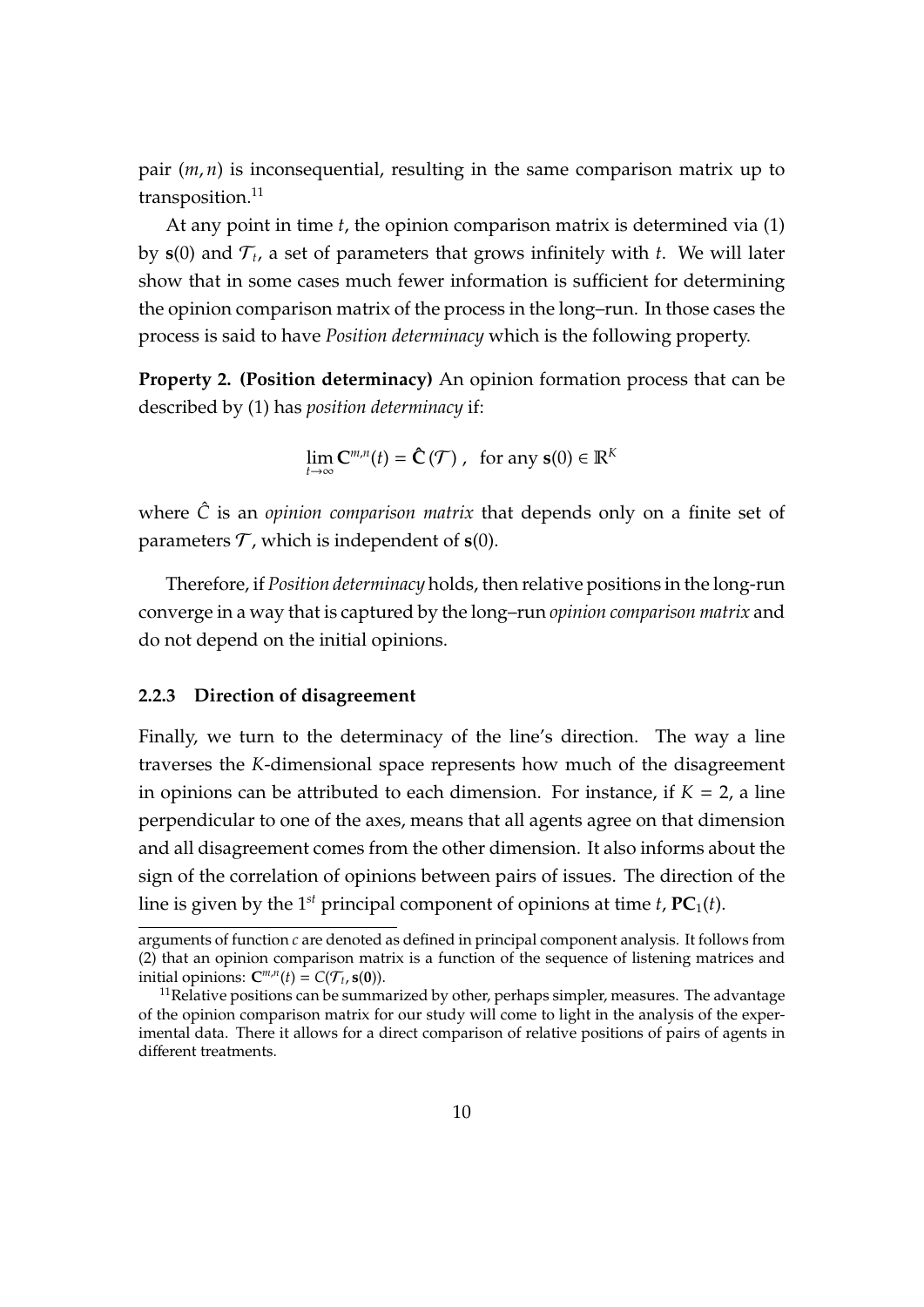pair $(m, n)$ is inconsequential, resulting in the same comparison matrix up to transposition.[11]

At any point in time $t$, the opinion comparison matrix is determined via (1) by $\mathbf{s}(0)$ and $\mathcal{T}_t$, a set of parameters that grows infinitely with $t$. We will later show that in some cases much fewer information is sufficient for determining the opinion comparison matrix of the process in the long–run. In those cases the process is said to have *Position determinacy* which is the following property.

**Property 2. (Position determinacy)** An opinion formation process that can be described by (1) has *position determinacy* if:

$$\lim_{t\to\infty} \mathbf{C}^{m,n}(t) = \hat{\mathbf{C}}(\mathcal{T}), \quad \text{for any } \mathbf{s}(0) \in \mathbb{R}^K$$

where $\hat{C}$ is an *opinion comparison matrix* that depends only on a finite set of parameters $\mathcal{T}$, which is independent of $\mathbf{s}(0)$.

Therefore, if *Position determinacy* holds, then relative positions in the long-run converge in a way that is captured by the long–run *opinion comparison matrix* and do not depend on the initial opinions.

### 2.2.3 Direction of disagreement

Finally, we turn to the determinacy of the line's direction. The way a line traverses the $K$-dimensional space represents how much of the disagreement in opinions can be attributed to each dimension. For instance, if $K = 2$, a line perpendicular to one of the axes, means that all agents agree on that dimension and all disagreement comes from the other dimension. It also informs about the sign of the correlation of opinions between pairs of issues. The direction of the line is given by the $1^{st}$ principal component of opinions at time $t$, $\mathbf{PC}_1(t)$.

---

arguments of function $c$ are denoted as defined in principal component analysis. It follows from (2) that an opinion comparison matrix is a function of the sequence of listening matrices and initial opinions: $\mathbf{C}^{m,n}(t) = C(\mathcal{T}_t, \mathbf{s}(\mathbf{0}))$.

[11] Relative positions can be summarized by other, perhaps simpler, measures. The advantage of the opinion comparison matrix for our study will come to light in the analysis of the experimental data. There it allows for a direct comparison of relative positions of pairs of agents in different treatments.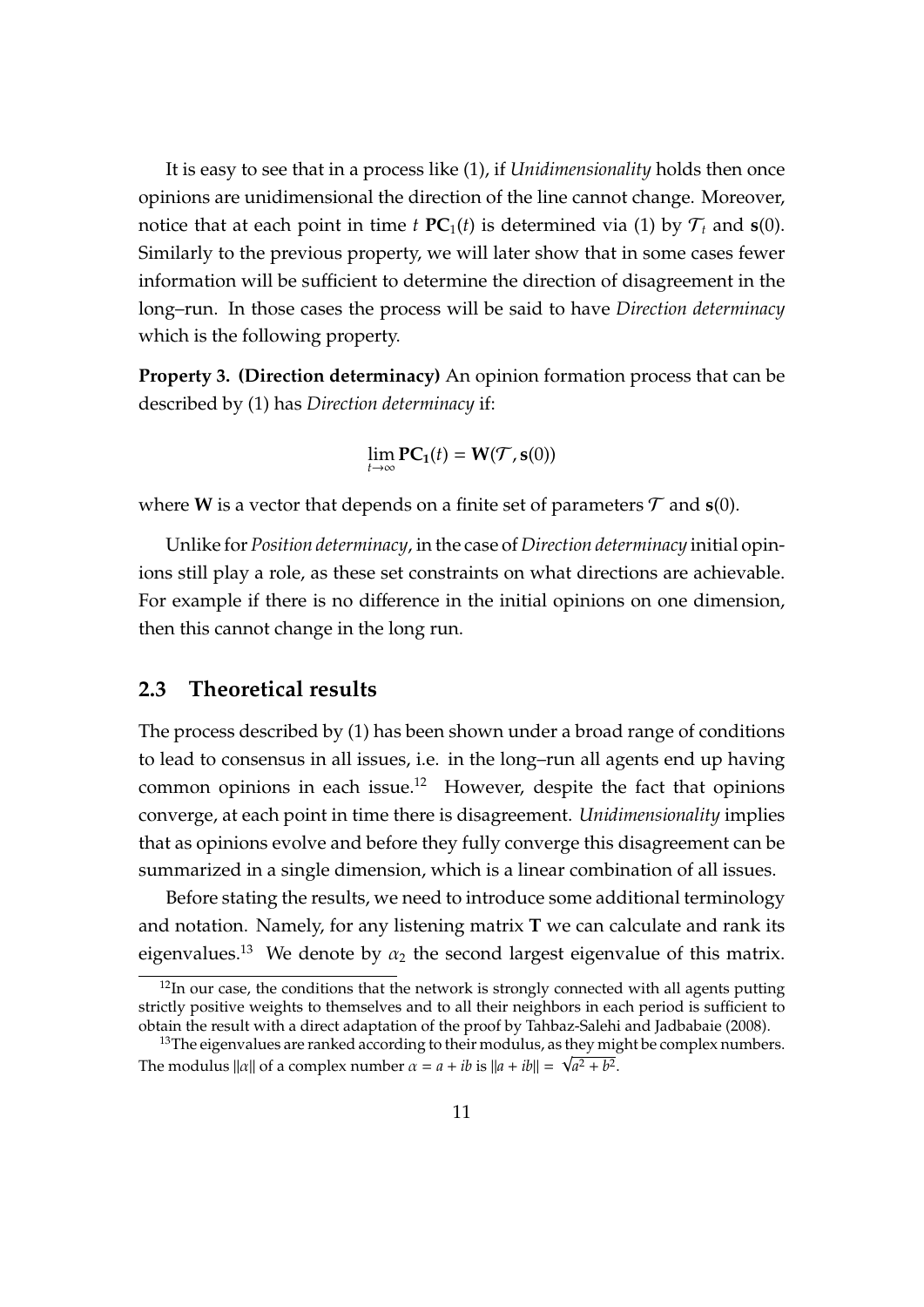It is easy to see that in a process like (1), if *Unidimensionality* holds then once opinions are unidimensional the direction of the line cannot change. Moreover, notice that at each point in time $t$ $\mathbf{PC}_1(t)$ is determined via (1) by $\mathcal{T}_t$ and $\mathbf{s}(0)$. Similarly to the previous property, we will later show that in some cases fewer information will be sufficient to determine the direction of disagreement in the long–run. In those cases the process will be said to have *Direction determinacy* which is the following property.

**Property 3. (Direction determinacy)** An opinion formation process that can be described by (1) has *Direction determinacy* if:

$$\lim_{t\to\infty} \mathbf{PC_1}(t) = \mathbf{W}(\mathcal{T}, \mathbf{s}(0))$$

where $\mathbf{W}$ is a vector that depends on a finite set of parameters $\mathcal{T}$ and $\mathbf{s}(0)$.

Unlike for *Position determinacy*, in the case of *Direction determinacy* initial opinions still play a role, as these set constraints on what directions are achievable. For example if there is no difference in the initial opinions on one dimension, then this cannot change in the long run.

## 2.3 Theoretical results

The process described by (1) has been shown under a broad range of conditions to lead to consensus in all issues, i.e. in the long–run all agents end up having common opinions in each issue.[12] However, despite the fact that opinions converge, at each point in time there is disagreement. *Unidimensionality* implies that as opinions evolve and before they fully converge this disagreement can be summarized in a single dimension, which is a linear combination of all issues.

Before stating the results, we need to introduce some additional terminology and notation. Namely, for any listening matrix $\mathbf{T}$ we can calculate and rank its eigenvalues.[13] We denote by $\alpha_2$ the second largest eigenvalue of this matrix.

[12] In our case, the conditions that the network is strongly connected with all agents putting strictly positive weights to themselves and to all their neighbors in each period is sufficient to obtain the result with a direct adaptation of the proof by Tahbaz-Salehi and Jadbabaie (2008).

[13] The eigenvalues are ranked according to their modulus, as they might be complex numbers. The modulus $\|\alpha\|$ of a complex number $\alpha = a + ib$ is $\|a + ib\| = \sqrt{a^2 + b^2}$.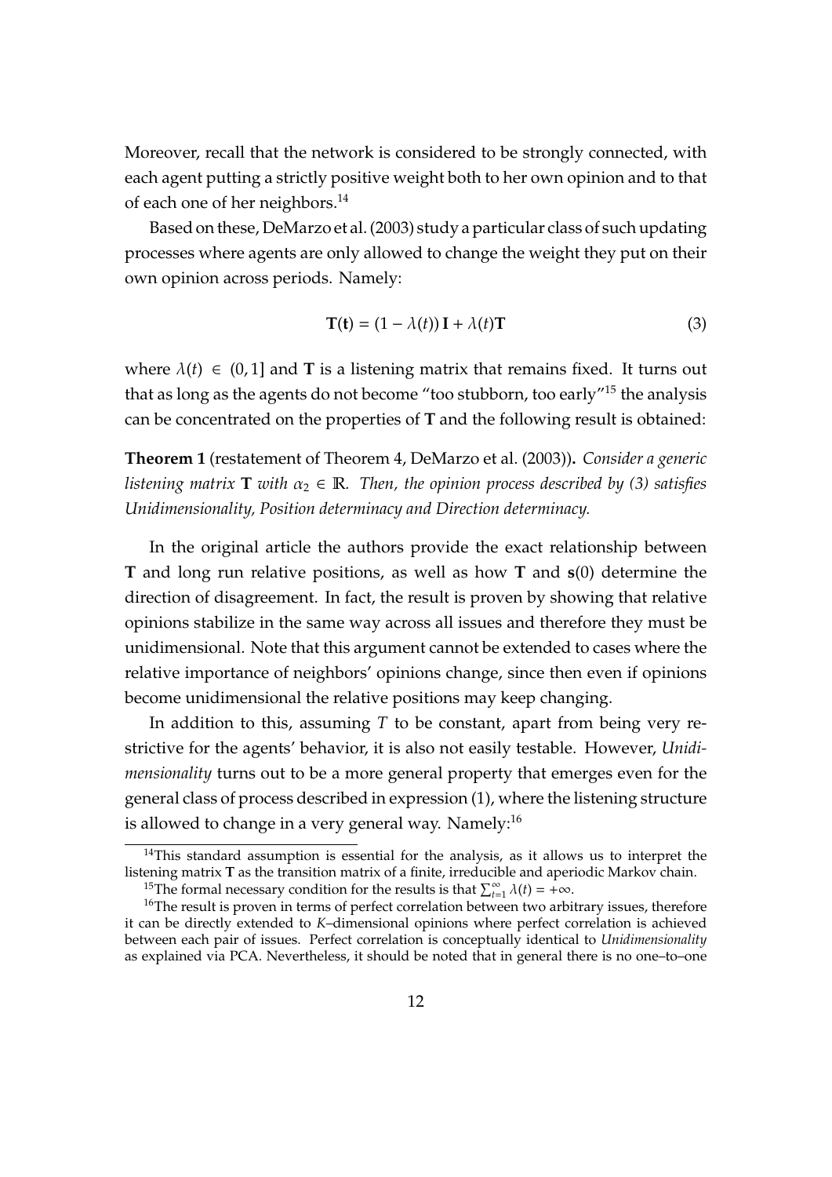Moreover, recall that the network is considered to be strongly connected, with each agent putting a strictly positive weight both to her own opinion and to that of each one of her neighbors.[14]

Based on these, DeMarzo et al. (2003) study a particular class of such updating processes where agents are only allowed to change the weight they put on their own opinion across periods. Namely:

$$\mathbf{T(t)} = (1 - \lambda(t))\,\mathbf{I} + \lambda(t)\mathbf{T} \tag{3}$$

where $\lambda(t) \in (0, 1]$ and $\mathbf{T}$ is a listening matrix that remains fixed. It turns out that as long as the agents do not become "too stubborn, too early"[15] the analysis can be concentrated on the properties of $\mathbf{T}$ and the following result is obtained:

**Theorem 1** (restatement of Theorem 4, DeMarzo et al. (2003))**.** *Consider a generic listening matrix $\mathbf{T}$ with $\alpha_2 \in \mathbb{R}$. Then, the opinion process described by (3) satisfies Unidimensionality, Position determinacy and Direction determinacy.*

In the original article the authors provide the exact relationship between $\mathbf{T}$ and long run relative positions, as well as how $\mathbf{T}$ and $\mathbf{s}(0)$ determine the direction of disagreement. In fact, the result is proven by showing that relative opinions stabilize in the same way across all issues and therefore they must be unidimensional. Note that this argument cannot be extended to cases where the relative importance of neighbors' opinions change, since then even if opinions become unidimensional the relative positions may keep changing.

In addition to this, assuming $T$ to be constant, apart from being very restrictive for the agents' behavior, it is also not easily testable. However, *Unidimensionality* turns out to be a more general property that emerges even for the general class of process described in expression (1), where the listening structure is allowed to change in a very general way. Namely:[16]

---

[14] This standard assumption is essential for the analysis, as it allows us to interpret the listening matrix $\mathbf{T}$ as the transition matrix of a finite, irreducible and aperiodic Markov chain.

[15] The formal necessary condition for the results is that $\sum_{t=1}^{\infty} \lambda(t) = +\infty$.

[16] The result is proven in terms of perfect correlation between two arbitrary issues, therefore it can be directly extended to $K$–dimensional opinions where perfect correlation is achieved between each pair of issues. Perfect correlation is conceptually identical to *Unidimensionality* as explained via PCA. Nevertheless, it should be noted that in general there is no one–to–one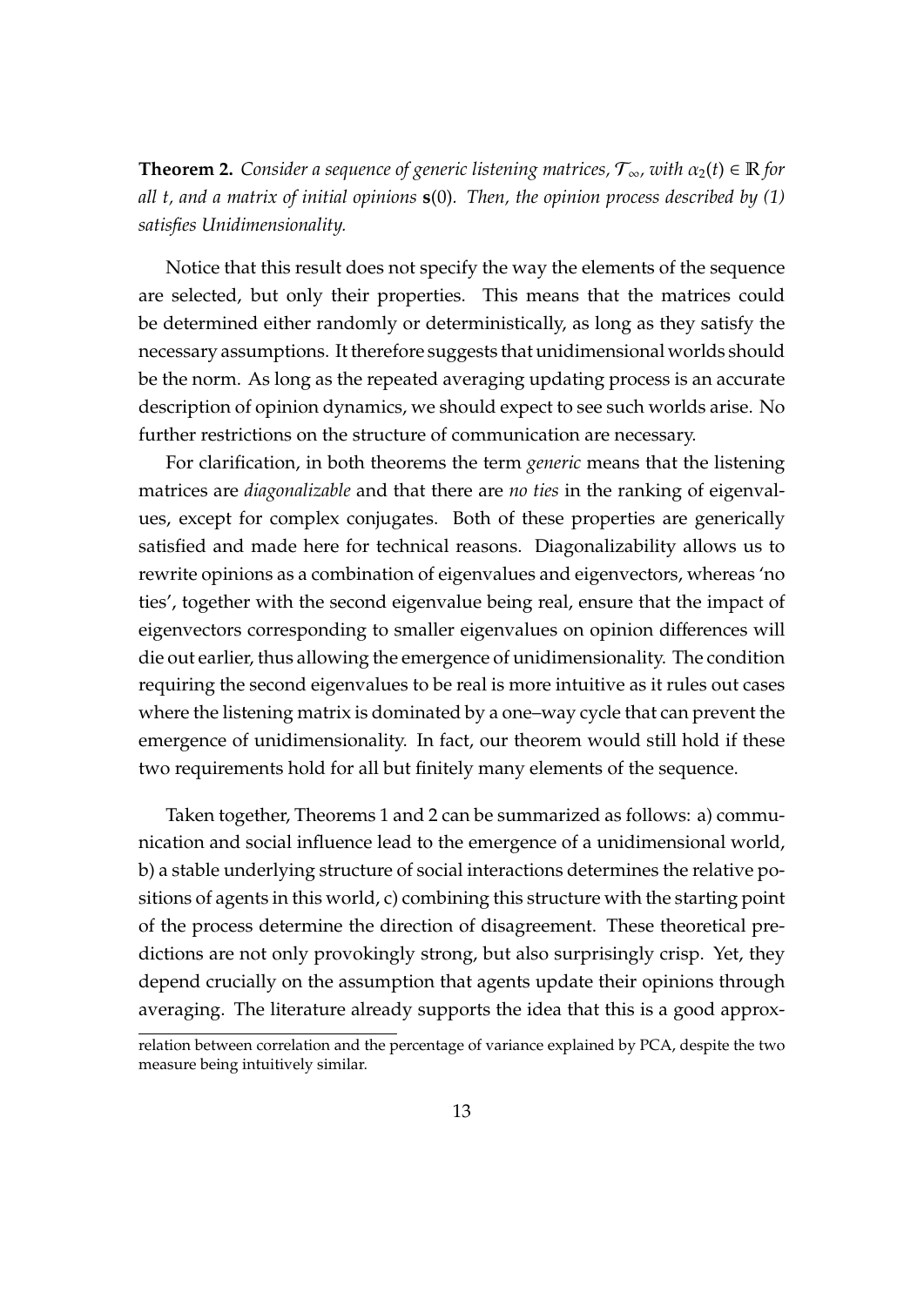**Theorem 2.** *Consider a sequence of generic listening matrices, $\mathcal{T}_\infty$, with $\alpha_2(t) \in \mathbb{R}$ for all $t$, and a matrix of initial opinions $\mathbf{s}(0)$. Then, the opinion process described by (1) satisfies Unidimensionality.*

Notice that this result does not specify the way the elements of the sequence are selected, but only their properties. This means that the matrices could be determined either randomly or deterministically, as long as they satisfy the necessary assumptions. It therefore suggests that unidimensional worlds should be the norm. As long as the repeated averaging updating process is an accurate description of opinion dynamics, we should expect to see such worlds arise. No further restrictions on the structure of communication are necessary.

For clarification, in both theorems the term *generic* means that the listening matrices are *diagonalizable* and that there are *no ties* in the ranking of eigenvalues, except for complex conjugates. Both of these properties are generically satisfied and made here for technical reasons. Diagonalizability allows us to rewrite opinions as a combination of eigenvalues and eigenvectors, whereas 'no ties', together with the second eigenvalue being real, ensure that the impact of eigenvectors corresponding to smaller eigenvalues on opinion differences will die out earlier, thus allowing the emergence of unidimensionality. The condition requiring the second eigenvalues to be real is more intuitive as it rules out cases where the listening matrix is dominated by a one–way cycle that can prevent the emergence of unidimensionality. In fact, our theorem would still hold if these two requirements hold for all but finitely many elements of the sequence.

Taken together, Theorems 1 and 2 can be summarized as follows: a) communication and social influence lead to the emergence of a unidimensional world, b) a stable underlying structure of social interactions determines the relative positions of agents in this world, c) combining this structure with the starting point of the process determine the direction of disagreement. These theoretical predictions are not only provokingly strong, but also surprisingly crisp. Yet, they depend crucially on the assumption that agents update their opinions through averaging. The literature already supports the idea that this is a good approx-

relation between correlation and the percentage of variance explained by PCA, despite the two measure being intuitively similar.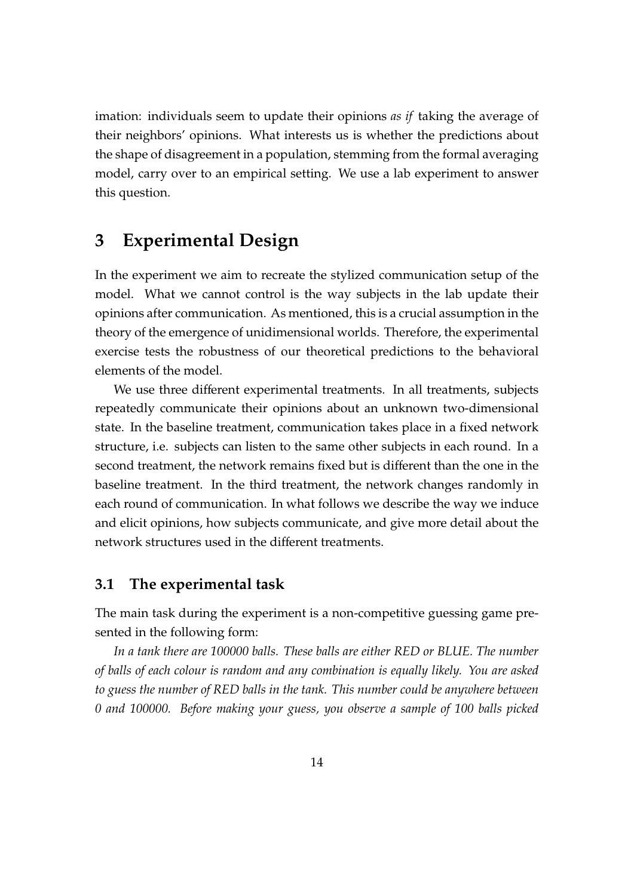imation: individuals seem to update their opinions *as if* taking the average of their neighbors' opinions. What interests us is whether the predictions about the shape of disagreement in a population, stemming from the formal averaging model, carry over to an empirical setting. We use a lab experiment to answer this question.

# 3 Experimental Design

In the experiment we aim to recreate the stylized communication setup of the model. What we cannot control is the way subjects in the lab update their opinions after communication. As mentioned, this is a crucial assumption in the theory of the emergence of unidimensional worlds. Therefore, the experimental exercise tests the robustness of our theoretical predictions to the behavioral elements of the model.

We use three different experimental treatments. In all treatments, subjects repeatedly communicate their opinions about an unknown two-dimensional state. In the baseline treatment, communication takes place in a fixed network structure, i.e. subjects can listen to the same other subjects in each round. In a second treatment, the network remains fixed but is different than the one in the baseline treatment. In the third treatment, the network changes randomly in each round of communication. In what follows we describe the way we induce and elicit opinions, how subjects communicate, and give more detail about the network structures used in the different treatments.

## 3.1 The experimental task

The main task during the experiment is a non-competitive guessing game presented in the following form:

*In a tank there are 100000 balls. These balls are either RED or BLUE. The number of balls of each colour is random and any combination is equally likely. You are asked to guess the number of RED balls in the tank. This number could be anywhere between 0 and 100000. Before making your guess, you observe a sample of 100 balls picked*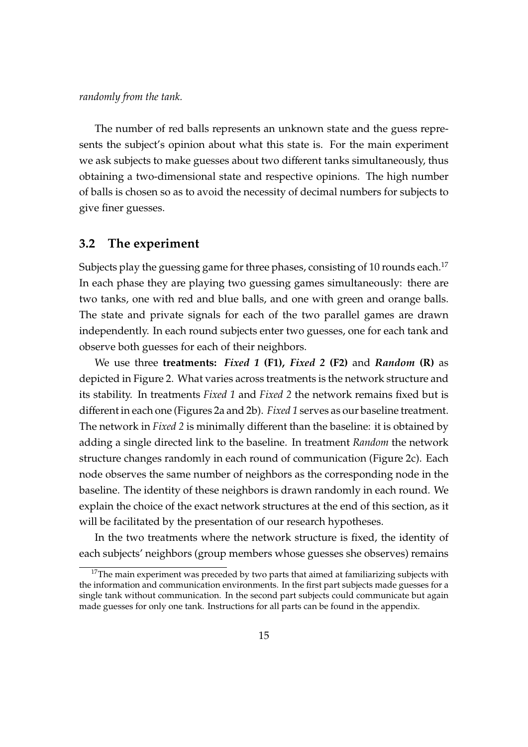*randomly from the tank.*

The number of red balls represents an unknown state and the guess represents the subject's opinion about what this state is. For the main experiment we ask subjects to make guesses about two different tanks simultaneously, thus obtaining a two-dimensional state and respective opinions. The high number of balls is chosen so as to avoid the necessity of decimal numbers for subjects to give finer guesses.

## 3.2 The experiment

Subjects play the guessing game for three phases, consisting of 10 rounds each.[17] In each phase they are playing two guessing games simultaneously: there are two tanks, one with red and blue balls, and one with green and orange balls. The state and private signals for each of the two parallel games are drawn independently. In each round subjects enter two guesses, one for each tank and observe both guesses for each of their neighbors.

We use three **treatments:** ***Fixed 1*** **(F1),** ***Fixed 2*** **(F2)** and ***Random*** **(R)** as depicted in Figure 2. What varies across treatments is the network structure and its stability. In treatments *Fixed 1* and *Fixed 2* the network remains fixed but is different in each one (Figures 2a and 2b). *Fixed 1* serves as our baseline treatment. The network in *Fixed 2* is minimally different than the baseline: it is obtained by adding a single directed link to the baseline. In treatment *Random* the network structure changes randomly in each round of communication (Figure 2c). Each node observes the same number of neighbors as the corresponding node in the baseline. The identity of these neighbors is drawn randomly in each round. We explain the choice of the exact network structures at the end of this section, as it will be facilitated by the presentation of our research hypotheses.

In the two treatments where the network structure is fixed, the identity of each subjects' neighbors (group members whose guesses she observes) remains

[17] The main experiment was preceded by two parts that aimed at familiarizing subjects with the information and communication environments. In the first part subjects made guesses for a single tank without communication. In the second part subjects could communicate but again made guesses for only one tank. Instructions for all parts can be found in the appendix.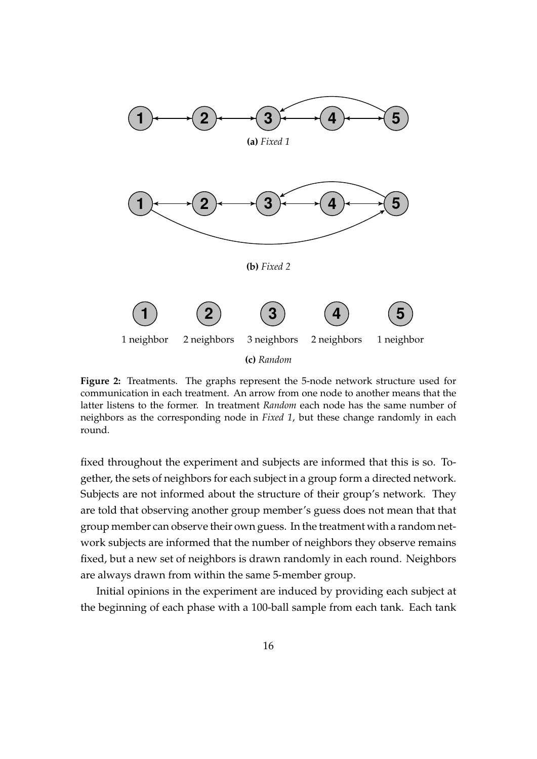**(a)** *Fixed 1*

**(b)** *Fixed 2*

1 neighbor 2 neighbors 3 neighbors 2 neighbors 1 neighbor

**(c)** *Random*

**Figure 2:** Treatments. The graphs represent the 5-node network structure used for communication in each treatment. An arrow from one node to another means that the latter listens to the former. In treatment *Random* each node has the same number of neighbors as the corresponding node in *Fixed 1*, but these change randomly in each round.

fixed throughout the experiment and subjects are informed that this is so. Together, the sets of neighbors for each subject in a group form a directed network. Subjects are not informed about the structure of their group's network. They are told that observing another group member's guess does not mean that that group member can observe their own guess. In the treatment with a random network subjects are informed that the number of neighbors they observe remains fixed, but a new set of neighbors is drawn randomly in each round. Neighbors are always drawn from within the same 5-member group.

Initial opinions in the experiment are induced by providing each subject at the beginning of each phase with a 100-ball sample from each tank. Each tank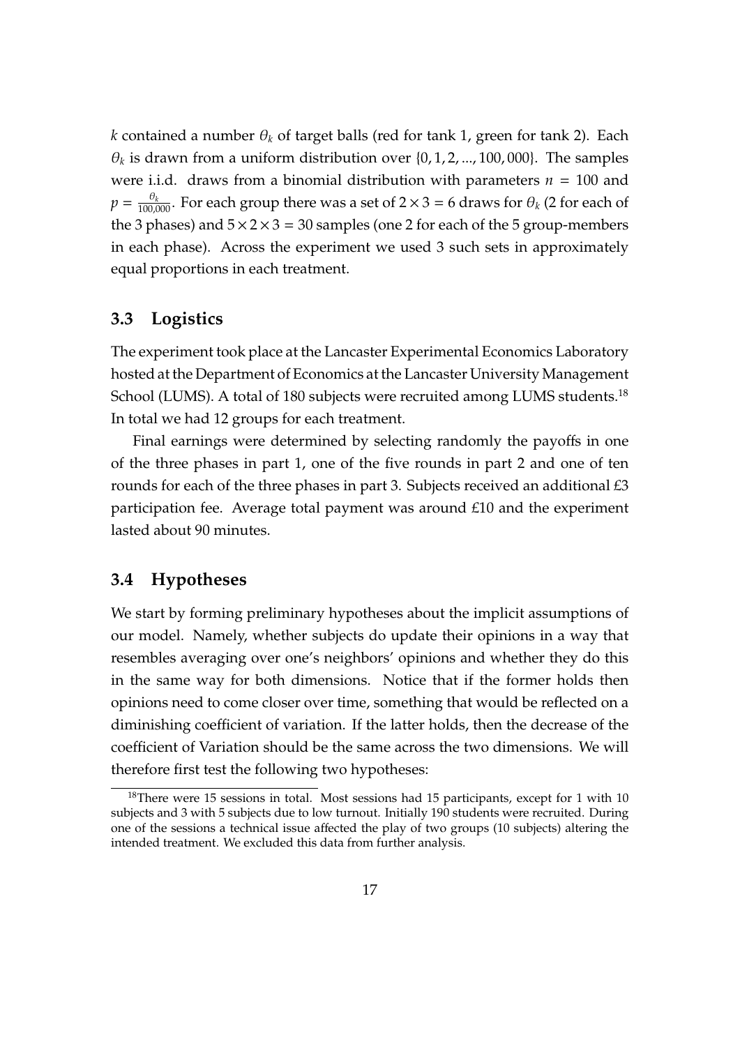$k$ contained a number $\theta_k$ of target balls (red for tank 1, green for tank 2). Each $\theta_k$ is drawn from a uniform distribution over $\{0, 1, 2, ..., 100, 000\}$. The samples were i.i.d. draws from a binomial distribution with parameters $n = 100$ and $p = \frac{\theta_k}{100,000}$. For each group there was a set of $2 \times 3 = 6$ draws for $\theta_k$ (2 for each of the 3 phases) and $5 \times 2 \times 3 = 30$ samples (one 2 for each of the 5 group-members in each phase). Across the experiment we used 3 such sets in approximately equal proportions in each treatment.

## 3.3 Logistics

The experiment took place at the Lancaster Experimental Economics Laboratory hosted at the Department of Economics at the Lancaster University Management School (LUMS). A total of 180 subjects were recruited among LUMS students.[18] In total we had 12 groups for each treatment.

Final earnings were determined by selecting randomly the payoffs in one of the three phases in part 1, one of the five rounds in part 2 and one of ten rounds for each of the three phases in part 3. Subjects received an additional £3 participation fee. Average total payment was around £10 and the experiment lasted about 90 minutes.

## 3.4 Hypotheses

We start by forming preliminary hypotheses about the implicit assumptions of our model. Namely, whether subjects do update their opinions in a way that resembles averaging over one's neighbors' opinions and whether they do this in the same way for both dimensions. Notice that if the former holds then opinions need to come closer over time, something that would be reflected on a diminishing coefficient of variation. If the latter holds, then the decrease of the coefficient of Variation should be the same across the two dimensions. We will therefore first test the following two hypotheses:

[18] There were 15 sessions in total. Most sessions had 15 participants, except for 1 with 10 subjects and 3 with 5 subjects due to low turnout. Initially 190 students were recruited. During one of the sessions a technical issue affected the play of two groups (10 subjects) altering the intended treatment. We excluded this data from further analysis.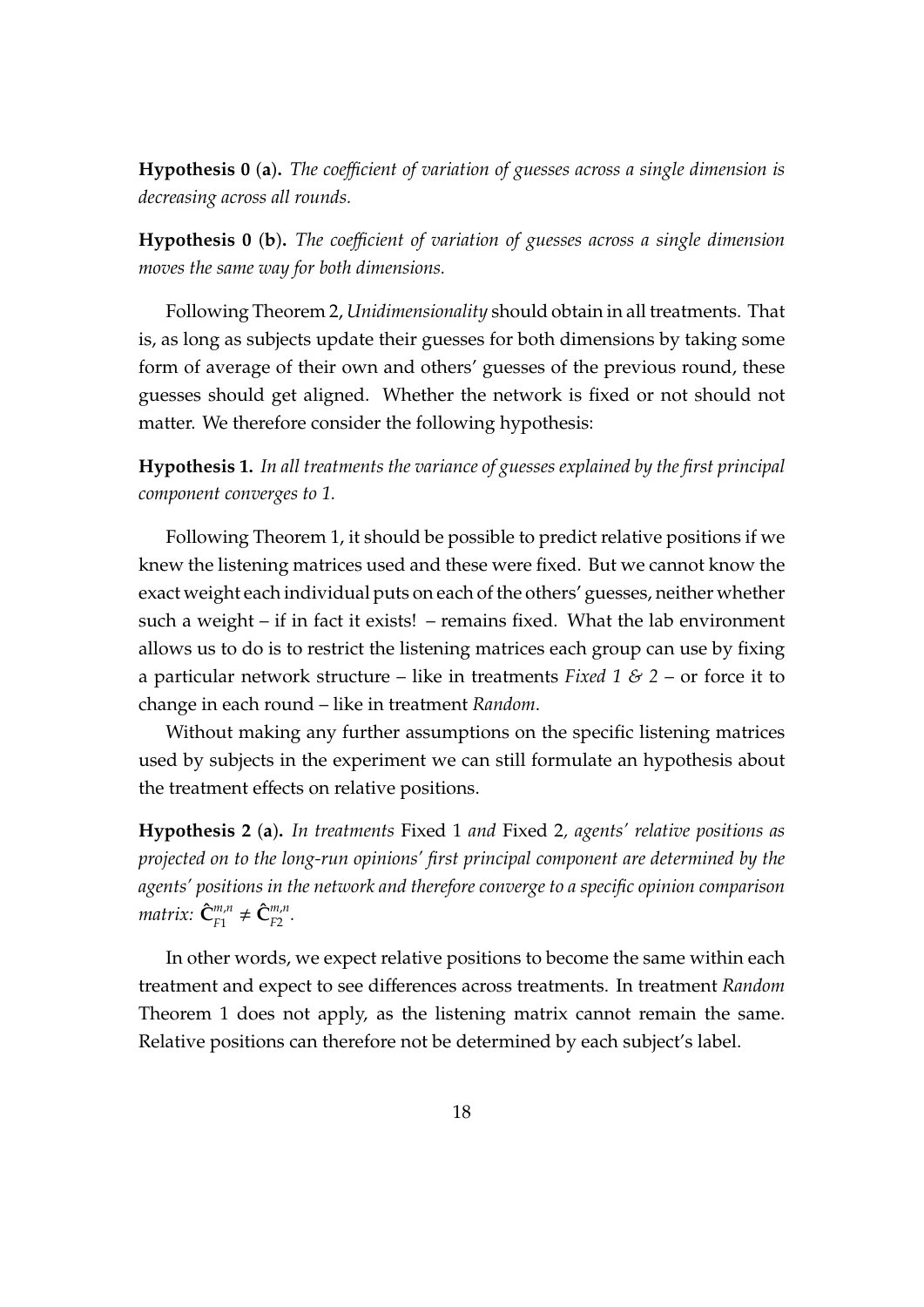**Hypothesis 0 (a).** *The coefficient of variation of guesses across a single dimension is decreasing across all rounds.*

**Hypothesis 0 (b).** *The coefficient of variation of guesses across a single dimension moves the same way for both dimensions.*

Following Theorem 2, *Unidimensionality* should obtain in all treatments. That is, as long as subjects update their guesses for both dimensions by taking some form of average of their own and others' guesses of the previous round, these guesses should get aligned. Whether the network is fixed or not should not matter. We therefore consider the following hypothesis:

**Hypothesis 1.** *In all treatments the variance of guesses explained by the first principal component converges to 1.*

Following Theorem 1, it should be possible to predict relative positions if we knew the listening matrices used and these were fixed. But we cannot know the exact weight each individual puts on each of the others' guesses, neither whether such a weight – if in fact it exists! – remains fixed. What the lab environment allows us to do is to restrict the listening matrices each group can use by fixing a particular network structure – like in treatments *Fixed 1 & 2* – or force it to change in each round – like in treatment *Random*.

Without making any further assumptions on the specific listening matrices used by subjects in the experiment we can still formulate an hypothesis about the treatment effects on relative positions.

**Hypothesis 2 (a).** *In treatments* Fixed 1 *and* Fixed 2*, agents' relative positions as projected on to the long-run opinions' first principal component are determined by the agents' positions in the network and therefore converge to a specific opinion comparison matrix:* $\hat{\mathbf{C}}^{m,n}_{F1} \neq \hat{\mathbf{C}}^{m,n}_{F2}$.

In other words, we expect relative positions to become the same within each treatment and expect to see differences across treatments. In treatment *Random* Theorem 1 does not apply, as the listening matrix cannot remain the same. Relative positions can therefore not be determined by each subject's label.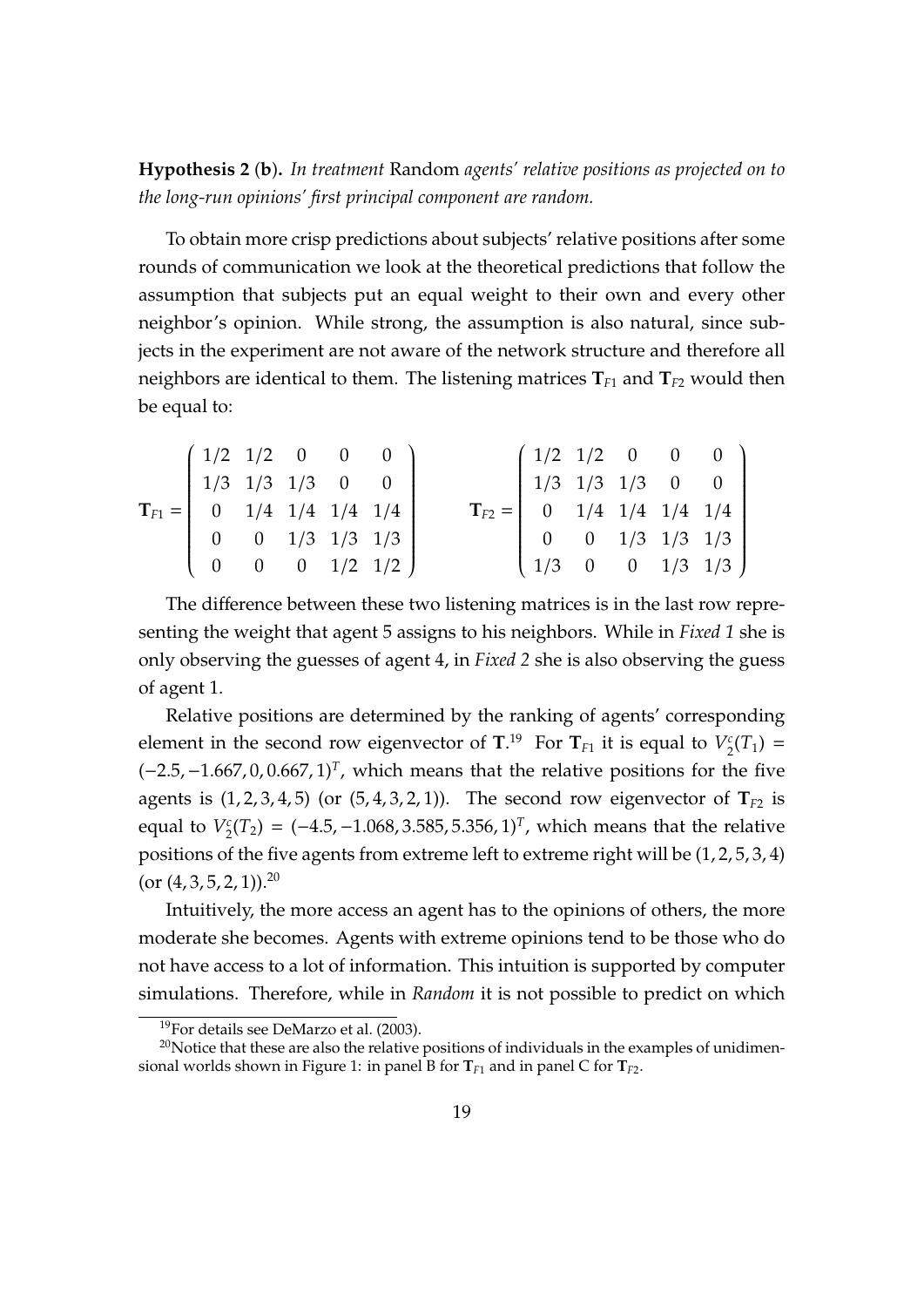**Hypothesis 2 (b).** *In treatment* Random *agents' relative positions as projected on to the long-run opinions' first principal component are random.*

To obtain more crisp predictions about subjects' relative positions after some rounds of communication we look at the theoretical predictions that follow the assumption that subjects put an equal weight to their own and every other neighbor's opinion. While strong, the assumption is also natural, since subjects in the experiment are not aware of the network structure and therefore all neighbors are identical to them. The listening matrices $\mathbf{T}_{F1}$ and $\mathbf{T}_{F2}$ would then be equal to:

$$\mathbf{T}_{F1} = \begin{pmatrix} 1/2 & 1/2 & 0 & 0 & 0 \\ 1/3 & 1/3 & 1/3 & 0 & 0 \\ 0 & 1/4 & 1/4 & 1/4 & 1/4 \\ 0 & 0 & 1/3 & 1/3 & 1/3 \\ 0 & 0 & 0 & 1/2 & 1/2 \end{pmatrix} \qquad \mathbf{T}_{F2} = \begin{pmatrix} 1/2 & 1/2 & 0 & 0 & 0 \\ 1/3 & 1/3 & 1/3 & 0 & 0 \\ 0 & 1/4 & 1/4 & 1/4 & 1/4 \\ 0 & 0 & 1/3 & 1/3 & 1/3 \\ 1/3 & 0 & 0 & 1/3 & 1/3 \end{pmatrix}$$

The difference between these two listening matrices is in the last row representing the weight that agent 5 assigns to his neighbors. While in *Fixed 1* she is only observing the guesses of agent 4, in *Fixed 2* she is also observing the guess of agent 1.

Relative positions are determined by the ranking of agents' corresponding element in the second row eigenvector of $\mathbf{T}$.[19] For $\mathbf{T}_{F1}$ it is equal to $V_2^c(T_1) = (-2.5, -1.667, 0, 0.667, 1)^T$, which means that the relative positions for the five agents is $(1, 2, 3, 4, 5)$ (or $(5, 4, 3, 2, 1)$). The second row eigenvector of $\mathbf{T}_{F2}$ is equal to $V_2^c(T_2) = (-4.5, -1.068, 3.585, 5.356, 1)^T$, which means that the relative positions of the five agents from extreme left to extreme right will be $(1, 2, 5, 3, 4)$ (or $(4, 3, 5, 2, 1)$).[20]

Intuitively, the more access an agent has to the opinions of others, the more moderate she becomes. Agents with extreme opinions tend to be those who do not have access to a lot of information. This intuition is supported by computer simulations. Therefore, while in *Random* it is not possible to predict on which

[19] For details see DeMarzo et al. (2003).

[20] Notice that these are also the relative positions of individuals in the examples of unidimensional worlds shown in Figure 1: in panel B for $\mathbf{T}_{F1}$ and in panel C for $\mathbf{T}_{F2}$.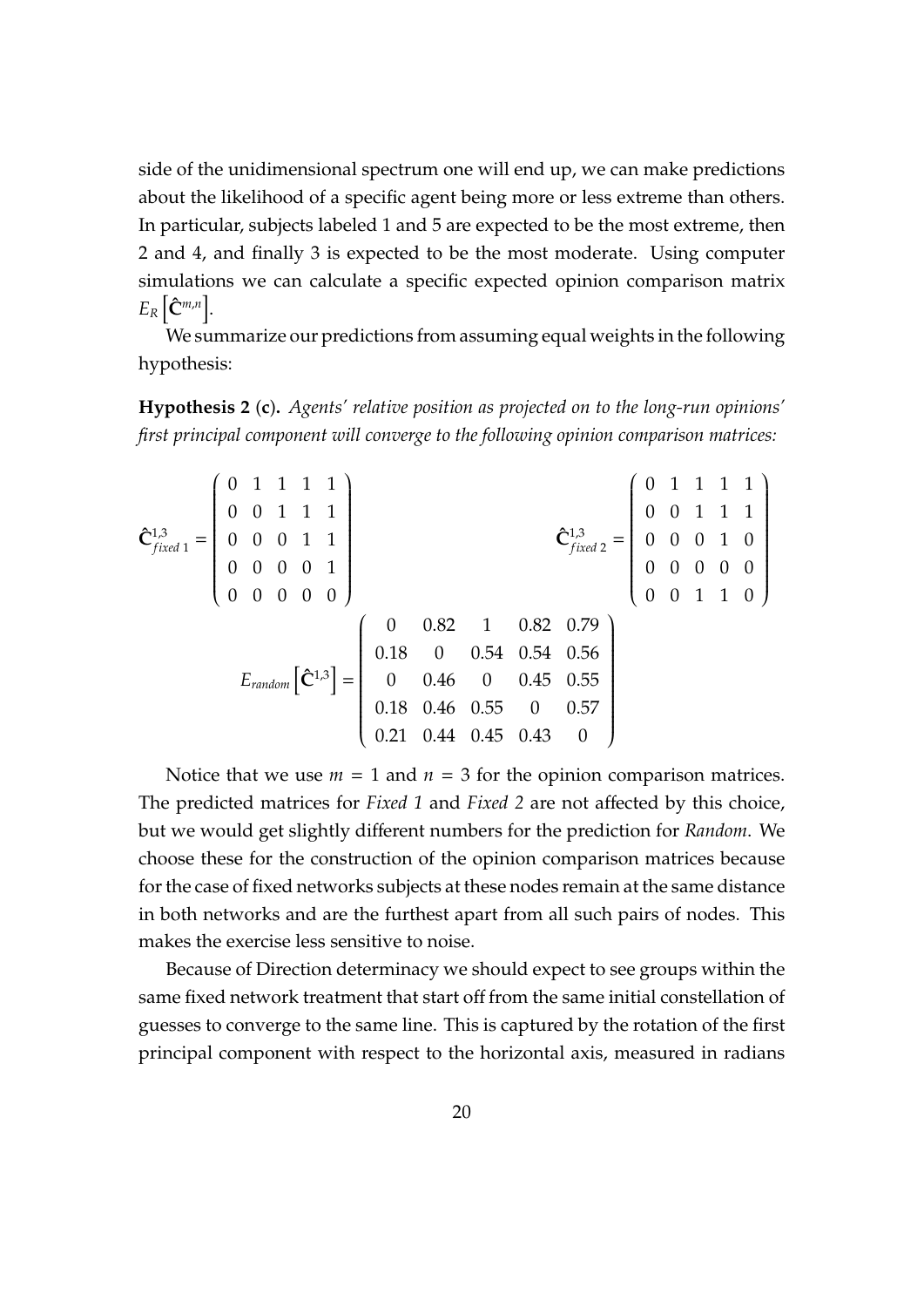side of the unidimensional spectrum one will end up, we can make predictions about the likelihood of a specific agent being more or less extreme than others. In particular, subjects labeled 1 and 5 are expected to be the most extreme, then 2 and 4, and finally 3 is expected to be the most moderate. Using computer simulations we can calculate a specific expected opinion comparison matrix $E_R\left[\hat{\mathbf{C}}^{m,n}\right]$.

We summarize our predictions from assuming equal weights in the following hypothesis:

**Hypothesis 2 (c).** *Agents' relative position as projected on to the long-run opinions' first principal component will converge to the following opinion comparison matrices:*

$$\hat{\mathbf{C}}^{1,3}_{fixed\ 1} = \begin{pmatrix} 0 & 1 & 1 & 1 & 1 \\ 0 & 0 & 1 & 1 & 1 \\ 0 & 0 & 0 & 1 & 1 \\ 0 & 0 & 0 & 0 & 1 \\ 0 & 0 & 0 & 0 & 0 \end{pmatrix} \qquad \hat{\mathbf{C}}^{1,3}_{fixed\ 2} = \begin{pmatrix} 0 & 1 & 1 & 1 & 1 \\ 0 & 0 & 1 & 1 & 1 \\ 0 & 0 & 0 & 1 & 0 \\ 0 & 0 & 0 & 0 & 0 \\ 0 & 0 & 1 & 1 & 0 \end{pmatrix}$$

$$E_{random}\left[\hat{\mathbf{C}}^{1,3}\right] = \begin{pmatrix} 0 & 0.82 & 1 & 0.82 & 0.79 \\ 0.18 & 0 & 0.54 & 0.54 & 0.56 \\ 0 & 0.46 & 0 & 0.45 & 0.55 \\ 0.18 & 0.46 & 0.55 & 0 & 0.57 \\ 0.21 & 0.44 & 0.45 & 0.43 & 0 \end{pmatrix}$$

Notice that we use $m = 1$ and $n = 3$ for the opinion comparison matrices. The predicted matrices for *Fixed 1* and *Fixed 2* are not affected by this choice, but we would get slightly different numbers for the prediction for *Random*. We choose these for the construction of the opinion comparison matrices because for the case of fixed networks subjects at these nodes remain at the same distance in both networks and are the furthest apart from all such pairs of nodes. This makes the exercise less sensitive to noise.

Because of Direction determinacy we should expect to see groups within the same fixed network treatment that start off from the same initial constellation of guesses to converge to the same line. This is captured by the rotation of the first principal component with respect to the horizontal axis, measured in radians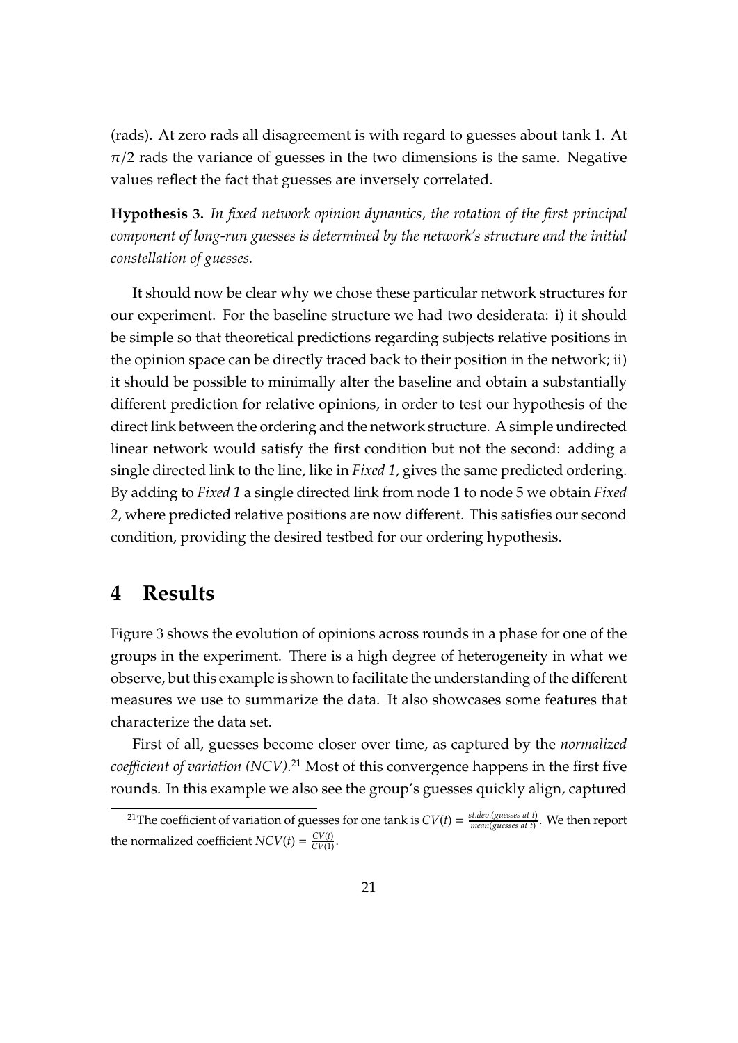(rads). At zero rads all disagreement is with regard to guesses about tank 1. At $\pi/2$ rads the variance of guesses in the two dimensions is the same. Negative values reflect the fact that guesses are inversely correlated.

**Hypothesis 3.** *In fixed network opinion dynamics, the rotation of the first principal component of long-run guesses is determined by the network's structure and the initial constellation of guesses.*

It should now be clear why we chose these particular network structures for our experiment. For the baseline structure we had two desiderata: i) it should be simple so that theoretical predictions regarding subjects relative positions in the opinion space can be directly traced back to their position in the network; ii) it should be possible to minimally alter the baseline and obtain a substantially different prediction for relative opinions, in order to test our hypothesis of the direct link between the ordering and the network structure. A simple undirected linear network would satisfy the first condition but not the second: adding a single directed link to the line, like in *Fixed 1*, gives the same predicted ordering. By adding to *Fixed 1* a single directed link from node 1 to node 5 we obtain *Fixed 2*, where predicted relative positions are now different. This satisfies our second condition, providing the desired testbed for our ordering hypothesis.

# 4 Results

Figure 3 shows the evolution of opinions across rounds in a phase for one of the groups in the experiment. There is a high degree of heterogeneity in what we observe, but this example is shown to facilitate the understanding of the different measures we use to summarize the data. It also showcases some features that characterize the data set.

First of all, guesses become closer over time, as captured by the *normalized coefficient of variation (NCV)*.[21] Most of this convergence happens in the first five rounds. In this example we also see the group's guesses quickly align, captured

[21] The coefficient of variation of guesses for one tank is $CV(t) = \frac{st.dev.(guesses\ at\ t)}{mean(guesses\ at\ t)}$. We then report the normalized coefficient $NCV(t) = \frac{CV(t)}{CV(1)}$.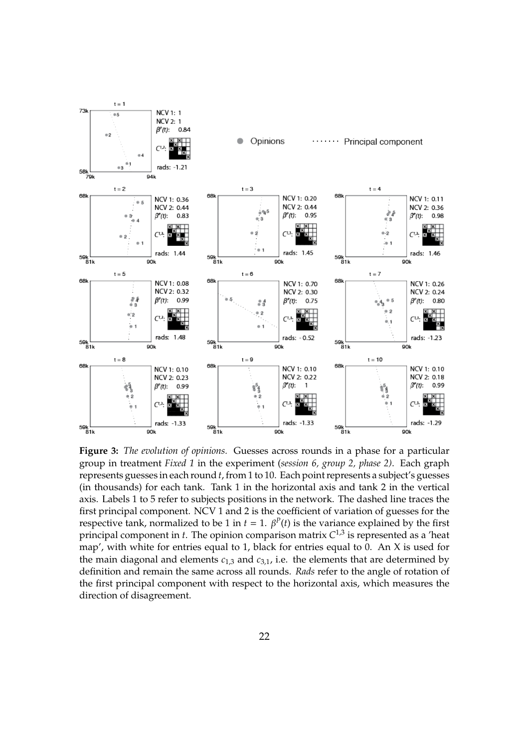**Figure 3:** *The evolution of opinions.* Guesses across rounds in a phase for a particular group in treatment *Fixed 1* in the experiment (*session 6, group 2, phase 2*). Each graph represents guesses in each round $t$, from 1 to 10. Each point represents a subject's guesses (in thousands) for each tank. Tank 1 in the horizontal axis and tank 2 in the vertical axis. Labels 1 to 5 refer to subjects positions in the network. The dashed line traces the first principal component. NCV 1 and 2 is the coefficient of variation of guesses for the respective tank, normalized to be 1 in $t = 1$. $\beta^P(t)$ is the variance explained by the first principal component in $t$. The opinion comparison matrix $C^{1,3}$ is represented as a 'heat map', with white for entries equal to 1, black for entries equal to 0. An X is used for the main diagonal and elements $c_{1,3}$ and $c_{3,1}$, i.e. the elements that are determined by definition and remain the same across all rounds. *Rads* refer to the angle of rotation of the first principal component with respect to the horizontal axis, which measures the direction of disagreement.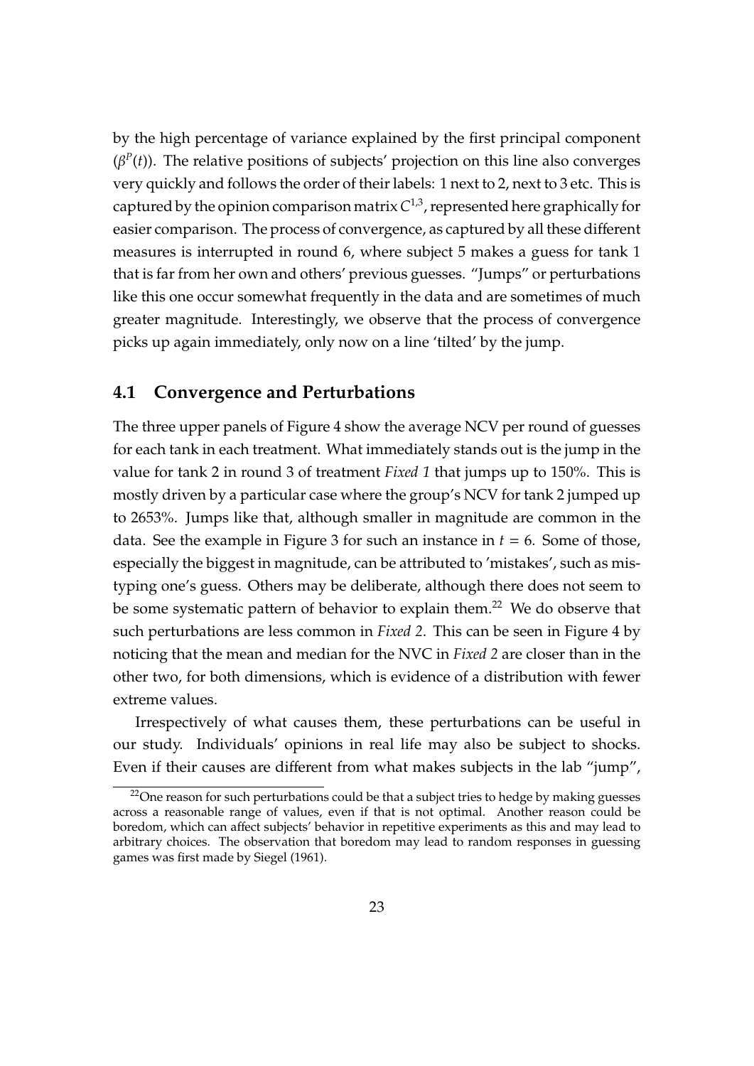by the high percentage of variance explained by the first principal component ($\beta^p(t)$). The relative positions of subjects' projection on this line also converges very quickly and follows the order of their labels: 1 next to 2, next to 3 etc. This is captured by the opinion comparison matrix $C^{1,3}$, represented here graphically for easier comparison. The process of convergence, as captured by all these different measures is interrupted in round 6, where subject 5 makes a guess for tank 1 that is far from her own and others' previous guesses. "Jumps" or perturbations like this one occur somewhat frequently in the data and are sometimes of much greater magnitude. Interestingly, we observe that the process of convergence picks up again immediately, only now on a line 'tilted' by the jump.

## 4.1 Convergence and Perturbations

The three upper panels of Figure 4 show the average NCV per round of guesses for each tank in each treatment. What immediately stands out is the jump in the value for tank 2 in round 3 of treatment *Fixed 1* that jumps up to 150%. This is mostly driven by a particular case where the group's NCV for tank 2 jumped up to 2653%. Jumps like that, although smaller in magnitude are common in the data. See the example in Figure 3 for such an instance in $t = 6$. Some of those, especially the biggest in magnitude, can be attributed to 'mistakes', such as mistyping one's guess. Others may be deliberate, although there does not seem to be some systematic pattern of behavior to explain them.[22] We do observe that such perturbations are less common in *Fixed 2*. This can be seen in Figure 4 by noticing that the mean and median for the NVC in *Fixed 2* are closer than in the other two, for both dimensions, which is evidence of a distribution with fewer extreme values.

Irrespectively of what causes them, these perturbations can be useful in our study. Individuals' opinions in real life may also be subject to shocks. Even if their causes are different from what makes subjects in the lab "jump",

[22] One reason for such perturbations could be that a subject tries to hedge by making guesses across a reasonable range of values, even if that is not optimal. Another reason could be boredom, which can affect subjects' behavior in repetitive experiments as this and may lead to arbitrary choices. The observation that boredom may lead to random responses in guessing games was first made by Siegel (1961).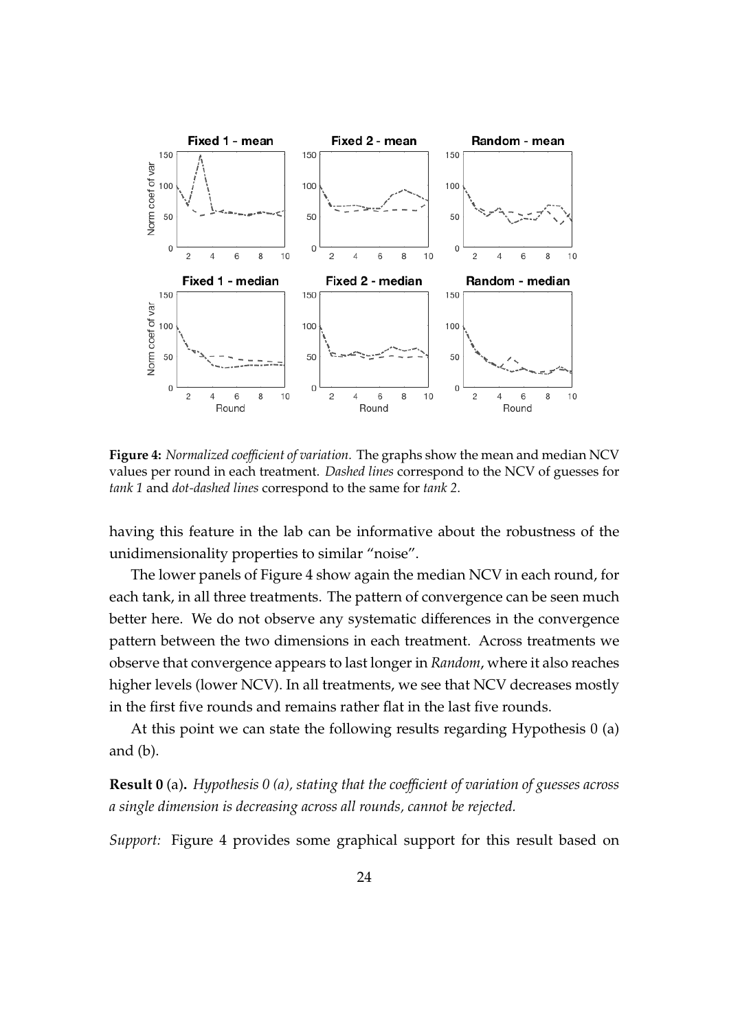**Figure 4:** *Normalized coefficient of variation.* The graphs show the mean and median NCV values per round in each treatment. *Dashed lines* correspond to the NCV of guesses for *tank 1* and *dot-dashed lines* correspond to the same for *tank 2*.

having this feature in the lab can be informative about the robustness of the unidimensionality properties to similar "noise".

The lower panels of Figure 4 show again the median NCV in each round, for each tank, in all three treatments. The pattern of convergence can be seen much better here. We do not observe any systematic differences in the convergence pattern between the two dimensions in each treatment. Across treatments we observe that convergence appears to last longer in *Random*, where it also reaches higher levels (lower NCV). In all treatments, we see that NCV decreases mostly in the first five rounds and remains rather flat in the last five rounds.

At this point we can state the following results regarding Hypothesis 0 (a) and (b).

**Result 0** (a)**.** *Hypothesis 0 (a), stating that the coefficient of variation of guesses across a single dimension is decreasing across all rounds, cannot be rejected.*

*Support:* Figure 4 provides some graphical support for this result based on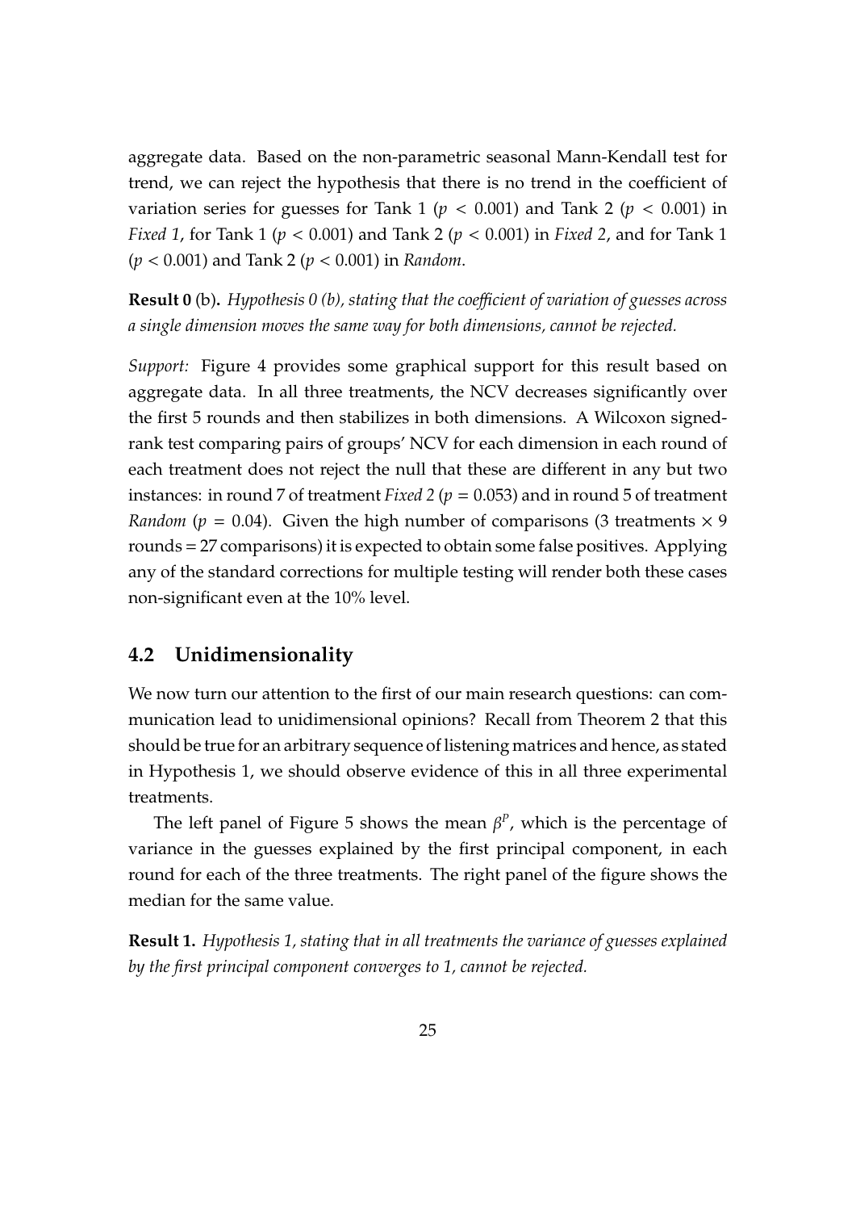aggregate data. Based on the non-parametric seasonal Mann-Kendall test for trend, we can reject the hypothesis that there is no trend in the coefficient of variation series for guesses for Tank 1 ($p < 0.001$) and Tank 2 ($p < 0.001$) in *Fixed 1*, for Tank 1 ($p < 0.001$) and Tank 2 ($p < 0.001$) in *Fixed 2*, and for Tank 1 ($p < 0.001$) and Tank 2 ($p < 0.001$) in *Random*.

**Result 0** (b)**.** *Hypothesis 0 (b), stating that the coefficient of variation of guesses across a single dimension moves the same way for both dimensions, cannot be rejected.*

*Support:* Figure 4 provides some graphical support for this result based on aggregate data. In all three treatments, the NCV decreases significantly over the first 5 rounds and then stabilizes in both dimensions. A Wilcoxon signed-rank test comparing pairs of groups' NCV for each dimension in each round of each treatment does not reject the null that these are different in any but two instances: in round 7 of treatment *Fixed 2* ($p = 0.053$) and in round 5 of treatment *Random* ($p = 0.04$). Given the high number of comparisons (3 treatments $\times$ 9 rounds = 27 comparisons) it is expected to obtain some false positives. Applying any of the standard corrections for multiple testing will render both these cases non-significant even at the 10% level.

## 4.2 Unidimensionality

We now turn our attention to the first of our main research questions: can communication lead to unidimensional opinions? Recall from Theorem 2 that this should be true for an arbitrary sequence of listening matrices and hence, as stated in Hypothesis 1, we should observe evidence of this in all three experimental treatments.

The left panel of Figure 5 shows the mean $\beta^P$, which is the percentage of variance in the guesses explained by the first principal component, in each round for each of the three treatments. The right panel of the figure shows the median for the same value.

**Result 1.** *Hypothesis 1, stating that in all treatments the variance of guesses explained by the first principal component converges to 1, cannot be rejected.*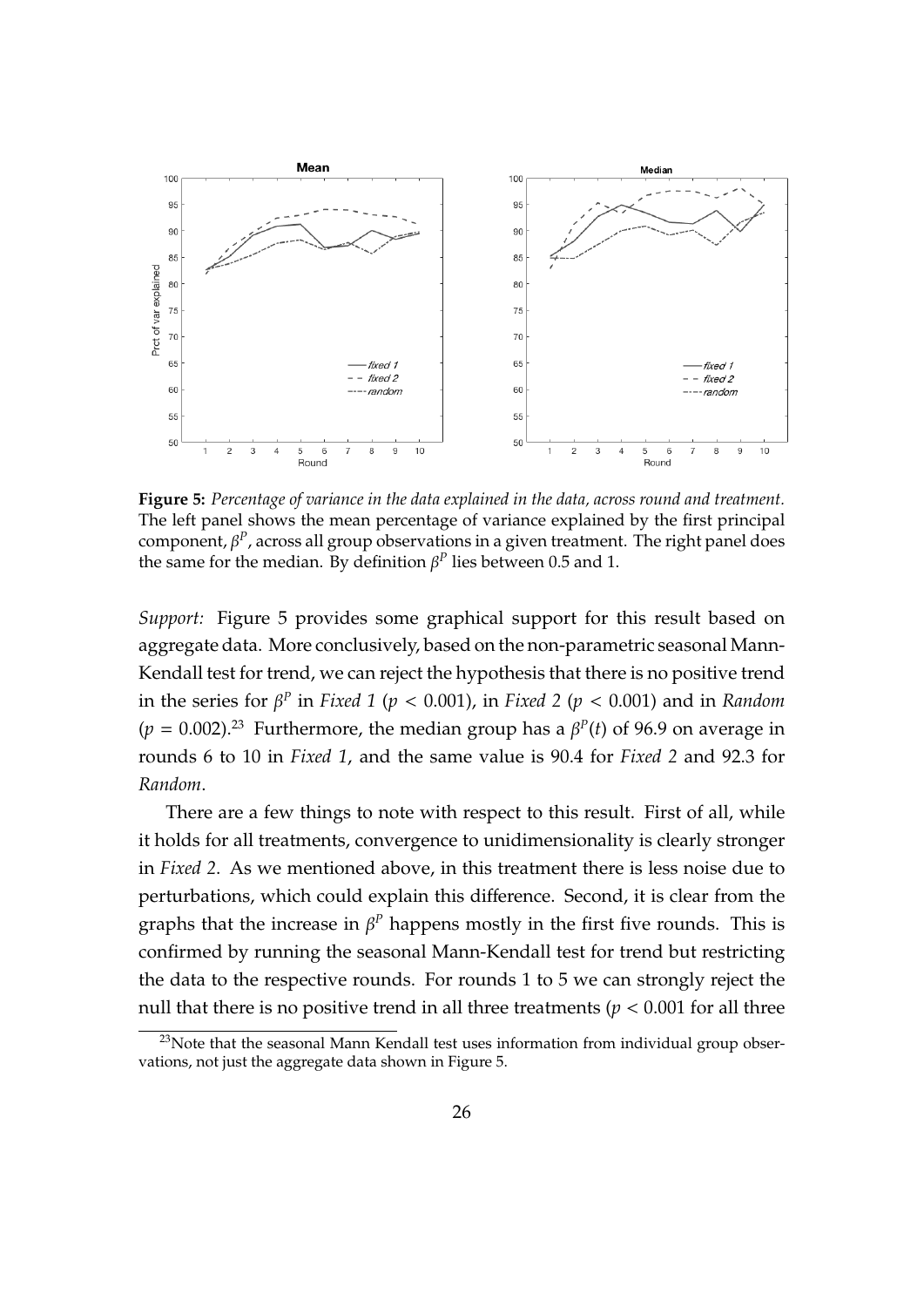**Figure 5:** *Percentage of variance in the data explained in the data, across round and treatment.* The left panel shows the mean percentage of variance explained by the first principal component, $\beta^P$, across all group observations in a given treatment. The right panel does the same for the median. By definition $\beta^P$ lies between 0.5 and 1.

*Support:* Figure 5 provides some graphical support for this result based on aggregate data. More conclusively, based on the non-parametric seasonal Mann-Kendall test for trend, we can reject the hypothesis that there is no positive trend in the series for $\beta^P$ in *Fixed 1* ($p < 0.001$), in *Fixed 2* ($p < 0.001$) and in *Random* ($p = 0.002$).[23] Furthermore, the median group has a $\beta^P(t)$ of 96.9 on average in rounds 6 to 10 in *Fixed 1*, and the same value is 90.4 for *Fixed 2* and 92.3 for *Random*.

There are a few things to note with respect to this result. First of all, while it holds for all treatments, convergence to unidimensionality is clearly stronger in *Fixed 2*. As we mentioned above, in this treatment there is less noise due to perturbations, which could explain this difference. Second, it is clear from the graphs that the increase in $\beta^P$ happens mostly in the first five rounds. This is confirmed by running the seasonal Mann-Kendall test for trend but restricting the data to the respective rounds. For rounds 1 to 5 we can strongly reject the null that there is no positive trend in all three treatments ($p < 0.001$ for all three

[23] Note that the seasonal Mann Kendall test uses information from individual group observations, not just the aggregate data shown in Figure 5.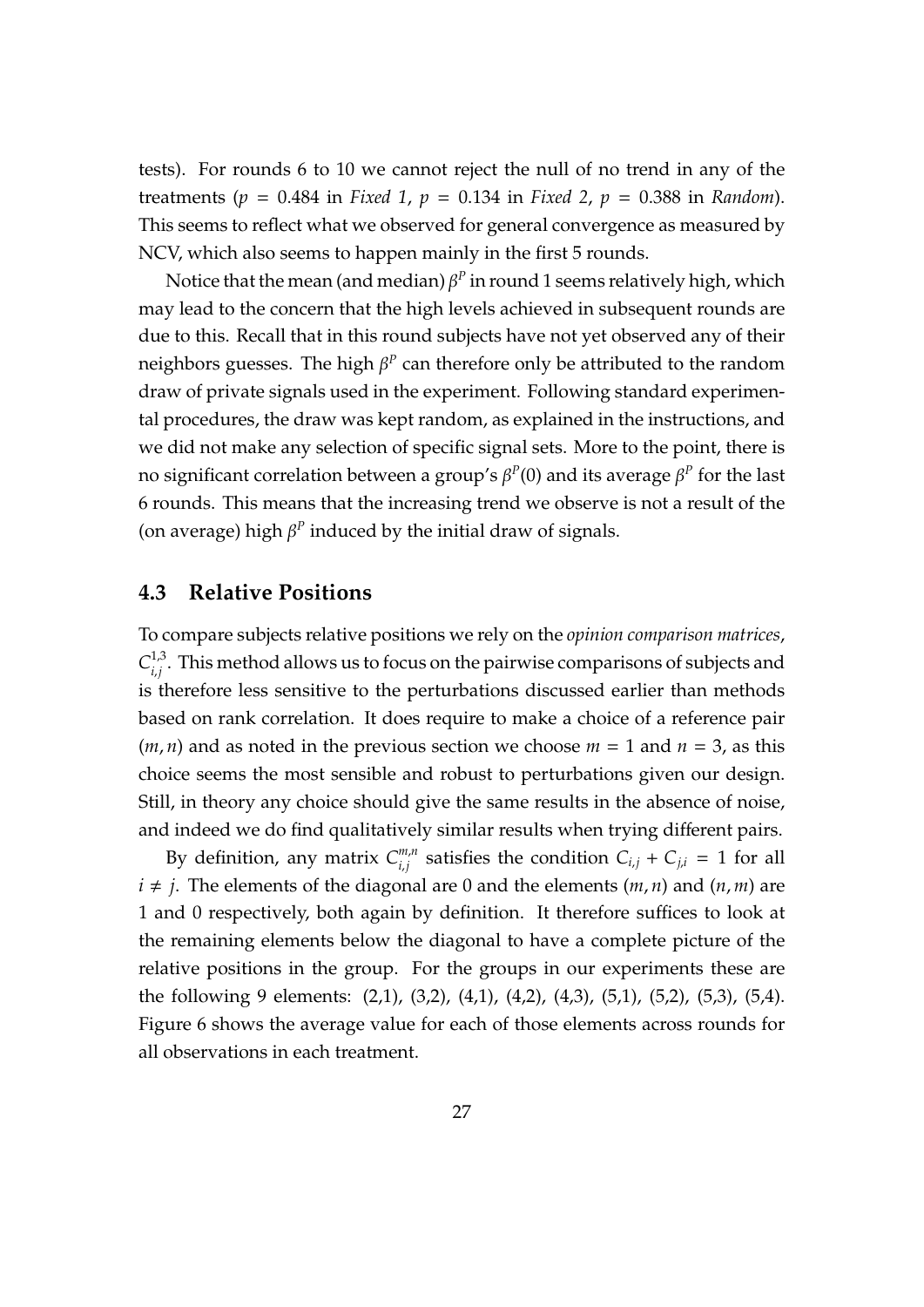tests). For rounds 6 to 10 we cannot reject the null of no trend in any of the treatments ($p = 0.484$ in *Fixed 1*, $p = 0.134$ in *Fixed 2*, $p = 0.388$ in *Random*). This seems to reflect what we observed for general convergence as measured by NCV, which also seems to happen mainly in the first 5 rounds.

Notice that the mean (and median) $\beta^P$ in round 1 seems relatively high, which may lead to the concern that the high levels achieved in subsequent rounds are due to this. Recall that in this round subjects have not yet observed any of their neighbors guesses. The high $\beta^P$ can therefore only be attributed to the random draw of private signals used in the experiment. Following standard experimental procedures, the draw was kept random, as explained in the instructions, and we did not make any selection of specific signal sets. More to the point, there is no significant correlation between a group's $\beta^P(0)$ and its average $\beta^P$ for the last 6 rounds. This means that the increasing trend we observe is not a result of the (on average) high $\beta^P$ induced by the initial draw of signals.

### 4.3 Relative Positions

To compare subjects relative positions we rely on the *opinion comparison matrices*, $C^{1,3}_{i,j}$. This method allows us to focus on the pairwise comparisons of subjects and is therefore less sensitive to the perturbations discussed earlier than methods based on rank correlation. It does require to make a choice of a reference pair $(m, n)$ and as noted in the previous section we choose $m = 1$ and $n = 3$, as this choice seems the most sensible and robust to perturbations given our design. Still, in theory any choice should give the same results in the absence of noise, and indeed we do find qualitatively similar results when trying different pairs.

By definition, any matrix $C^{m,n}_{i,j}$ satisfies the condition $C_{i,j} + C_{j,i} = 1$ for all $i \neq j$. The elements of the diagonal are 0 and the elements $(m, n)$ and $(n, m)$ are 1 and 0 respectively, both again by definition. It therefore suffices to look at the remaining elements below the diagonal to have a complete picture of the relative positions in the group. For the groups in our experiments these are the following 9 elements: (2,1), (3,2), (4,1), (4,2), (4,3), (5,1), (5,2), (5,3), (5,4). Figure 6 shows the average value for each of those elements across rounds for all observations in each treatment.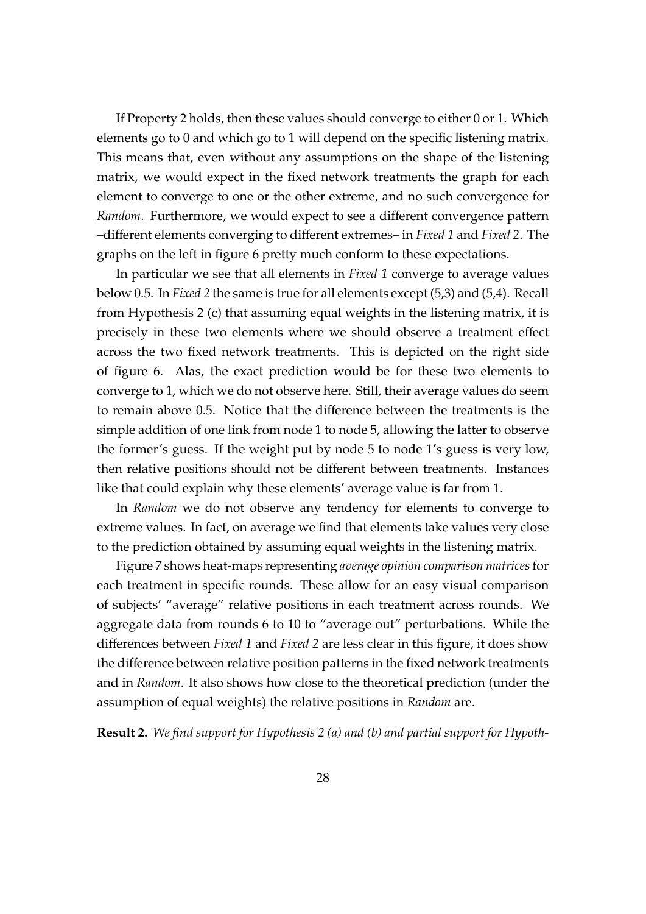If Property 2 holds, then these values should converge to either 0 or 1. Which elements go to 0 and which go to 1 will depend on the specific listening matrix. This means that, even without any assumptions on the shape of the listening matrix, we would expect in the fixed network treatments the graph for each element to converge to one or the other extreme, and no such convergence for *Random*. Furthermore, we would expect to see a different convergence pattern –different elements converging to different extremes– in *Fixed 1* and *Fixed 2*. The graphs on the left in figure 6 pretty much conform to these expectations.

In particular we see that all elements in *Fixed 1* converge to average values below 0.5. In *Fixed 2* the same is true for all elements except (5,3) and (5,4). Recall from Hypothesis 2 (c) that assuming equal weights in the listening matrix, it is precisely in these two elements where we should observe a treatment effect across the two fixed network treatments. This is depicted on the right side of figure 6. Alas, the exact prediction would be for these two elements to converge to 1, which we do not observe here. Still, their average values do seem to remain above 0.5. Notice that the difference between the treatments is the simple addition of one link from node 1 to node 5, allowing the latter to observe the former's guess. If the weight put by node 5 to node 1's guess is very low, then relative positions should not be different between treatments. Instances like that could explain why these elements' average value is far from 1.

In *Random* we do not observe any tendency for elements to converge to extreme values. In fact, on average we find that elements take values very close to the prediction obtained by assuming equal weights in the listening matrix.

Figure 7 shows heat-maps representing *average opinion comparison matrices* for each treatment in specific rounds. These allow for an easy visual comparison of subjects' "average" relative positions in each treatment across rounds. We aggregate data from rounds 6 to 10 to "average out" perturbations. While the differences between *Fixed 1* and *Fixed 2* are less clear in this figure, it does show the difference between relative position patterns in the fixed network treatments and in *Random*. It also shows how close to the theoretical prediction (under the assumption of equal weights) the relative positions in *Random* are.

**Result 2.** *We find support for Hypothesis 2 (a) and (b) and partial support for Hypoth-*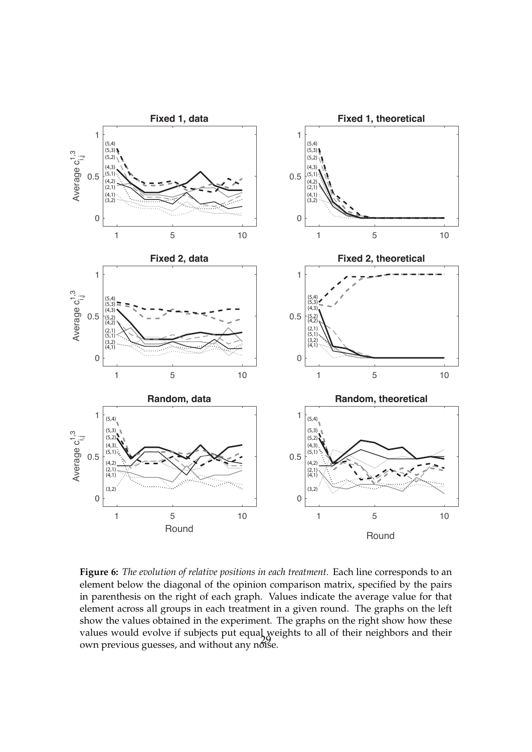**Figure 6:** *The evolution of relative positions in each treatment.* Each line corresponds to an element below the diagonal of the opinion comparison matrix, specified by the pairs in parenthesis on the right of each graph. Values indicate the average value for that element across all groups in each treatment in a given round. The graphs on the left show the values obtained in the experiment. The graphs on the right show how these values would evolve if subjects put equal weights to all of their neighbors and their own previous guesses, and without any noise.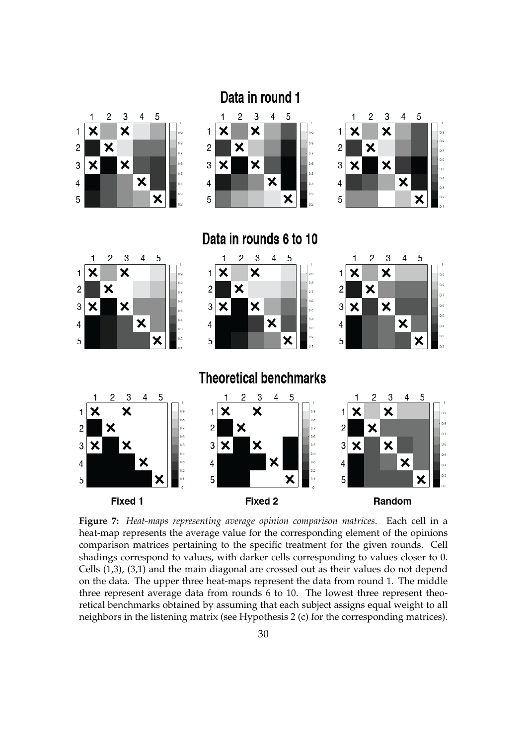## Data in round 1

## Data in rounds 6 to 10

## Theoretical benchmarks

**Fixed 1** **Fixed 2** **Random**

**Figure 7:** *Heat-maps representing average opinion comparison matrices.* Each cell in a heat-map represents the average value for the corresponding element of the opinions comparison matrices pertaining to the specific treatment for the given rounds. Cell shadings correspond to values, with darker cells corresponding to values closer to 0. Cells (1,3), (3,1) and the main diagonal are crossed out as their values do not depend on the data. The upper three heat-maps represent the data from round 1. The middle three represent average data from rounds 6 to 10. The lowest three represent theoretical benchmarks obtained by assuming that each subject assigns equal weight to all neighbors in the listening matrix (see Hypothesis 2 (c) for the corresponding matrices).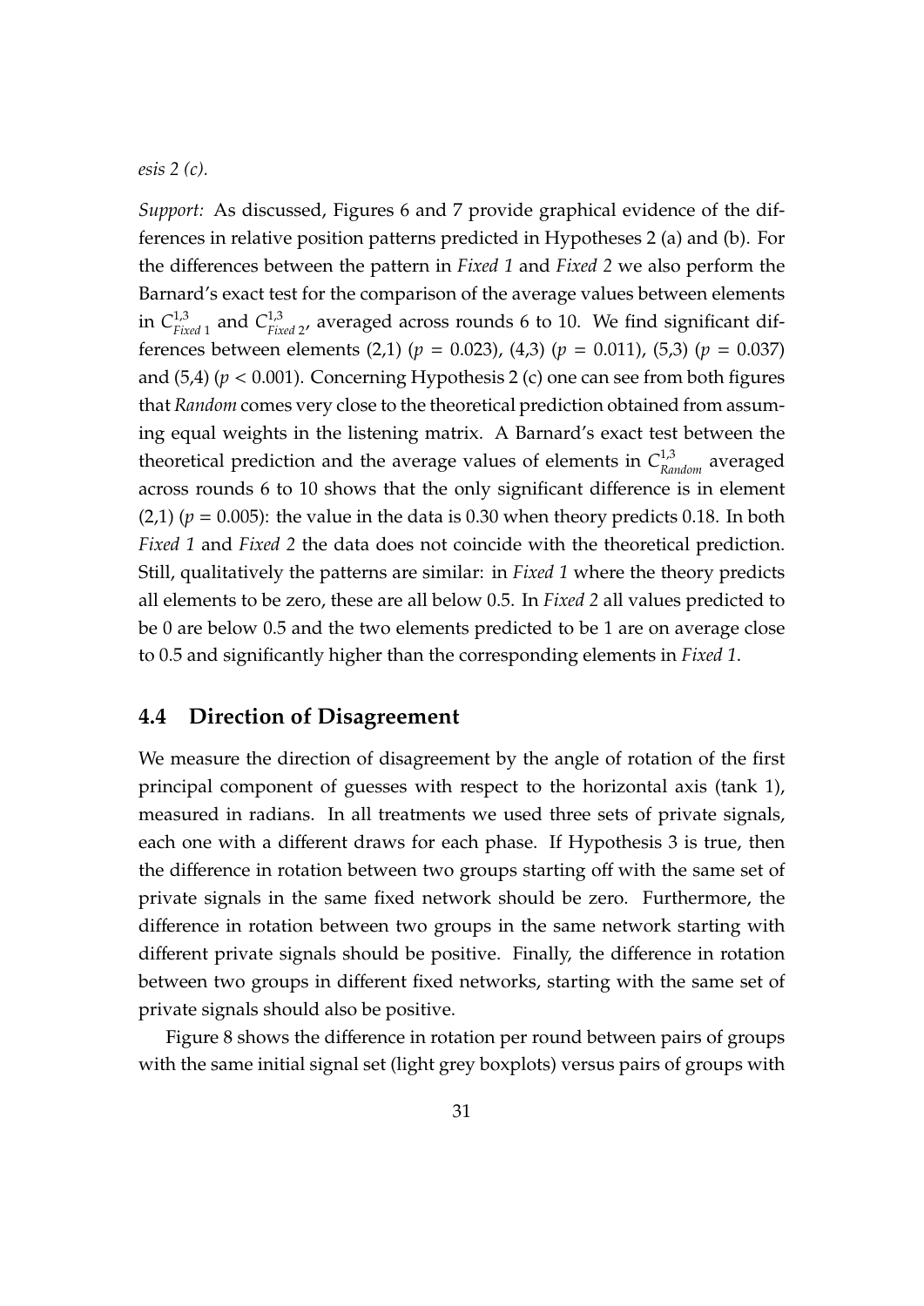*esis 2 (c).*

*Support:* As discussed, Figures 6 and 7 provide graphical evidence of the differences in relative position patterns predicted in Hypotheses 2 (a) and (b). For the differences between the pattern in *Fixed 1* and *Fixed 2* we also perform the Barnard's exact test for the comparison of the average values between elements in $C^{1,3}_{Fixed\ 1}$ and $C^{1,3}_{Fixed\ 2}$, averaged across rounds 6 to 10. We find significant differences between elements (2,1) ($p = 0.023$), (4,3) ($p = 0.011$), (5,3) ($p = 0.037$) and (5,4) ($p < 0.001$). Concerning Hypothesis 2 (c) one can see from both figures that *Random* comes very close to the theoretical prediction obtained from assuming equal weights in the listening matrix. A Barnard's exact test between the theoretical prediction and the average values of elements in $C^{1,3}_{Random}$ averaged across rounds 6 to 10 shows that the only significant difference is in element (2,1) ($p = 0.005$): the value in the data is 0.30 when theory predicts 0.18. In both *Fixed 1* and *Fixed 2* the data does not coincide with the theoretical prediction. Still, qualitatively the patterns are similar: in *Fixed 1* where the theory predicts all elements to be zero, these are all below 0.5. In *Fixed 2* all values predicted to be 0 are below 0.5 and the two elements predicted to be 1 are on average close to 0.5 and significantly higher than the corresponding elements in *Fixed 1*.

## 4.4 Direction of Disagreement

We measure the direction of disagreement by the angle of rotation of the first principal component of guesses with respect to the horizontal axis (tank 1), measured in radians. In all treatments we used three sets of private signals, each one with a different draws for each phase. If Hypothesis 3 is true, then the difference in rotation between two groups starting off with the same set of private signals in the same fixed network should be zero. Furthermore, the difference in rotation between two groups in the same network starting with different private signals should be positive. Finally, the difference in rotation between two groups in different fixed networks, starting with the same set of private signals should also be positive.

Figure 8 shows the difference in rotation per round between pairs of groups with the same initial signal set (light grey boxplots) versus pairs of groups with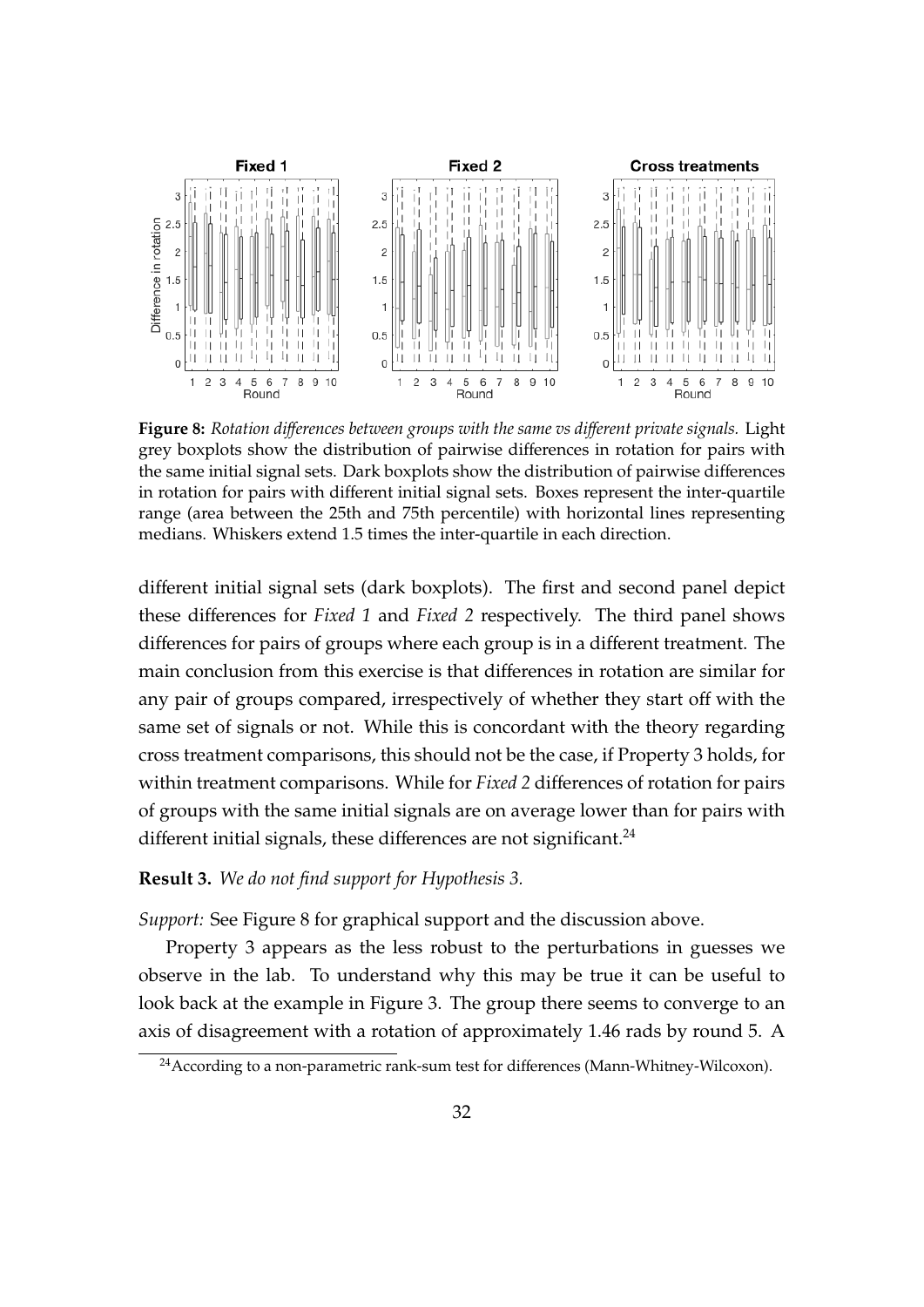**Figure 8:** *Rotation differences between groups with the same vs different private signals.* Light grey boxplots show the distribution of pairwise differences in rotation for pairs with the same initial signal sets. Dark boxplots show the distribution of pairwise differences in rotation for pairs with different initial signal sets. Boxes represent the inter-quartile range (area between the 25th and 75th percentile) with horizontal lines representing medians. Whiskers extend 1.5 times the inter-quartile in each direction.

different initial signal sets (dark boxplots). The first and second panel depict these differences for *Fixed 1* and *Fixed 2* respectively. The third panel shows differences for pairs of groups where each group is in a different treatment. The main conclusion from this exercise is that differences in rotation are similar for any pair of groups compared, irrespectively of whether they start off with the same set of signals or not. While this is concordant with the theory regarding cross treatment comparisons, this should not be the case, if Property 3 holds, for within treatment comparisons. While for *Fixed 2* differences of rotation for pairs of groups with the same initial signals are on average lower than for pairs with different initial signals, these differences are not significant.[24]

**Result 3.** *We do not find support for Hypothesis 3.*

*Support:* See Figure 8 for graphical support and the discussion above.

Property 3 appears as the less robust to the perturbations in guesses we observe in the lab. To understand why this may be true it can be useful to look back at the example in Figure 3. The group there seems to converge to an axis of disagreement with a rotation of approximately 1.46 rads by round 5. A

[24] According to a non-parametric rank-sum test for differences (Mann-Whitney-Wilcoxon).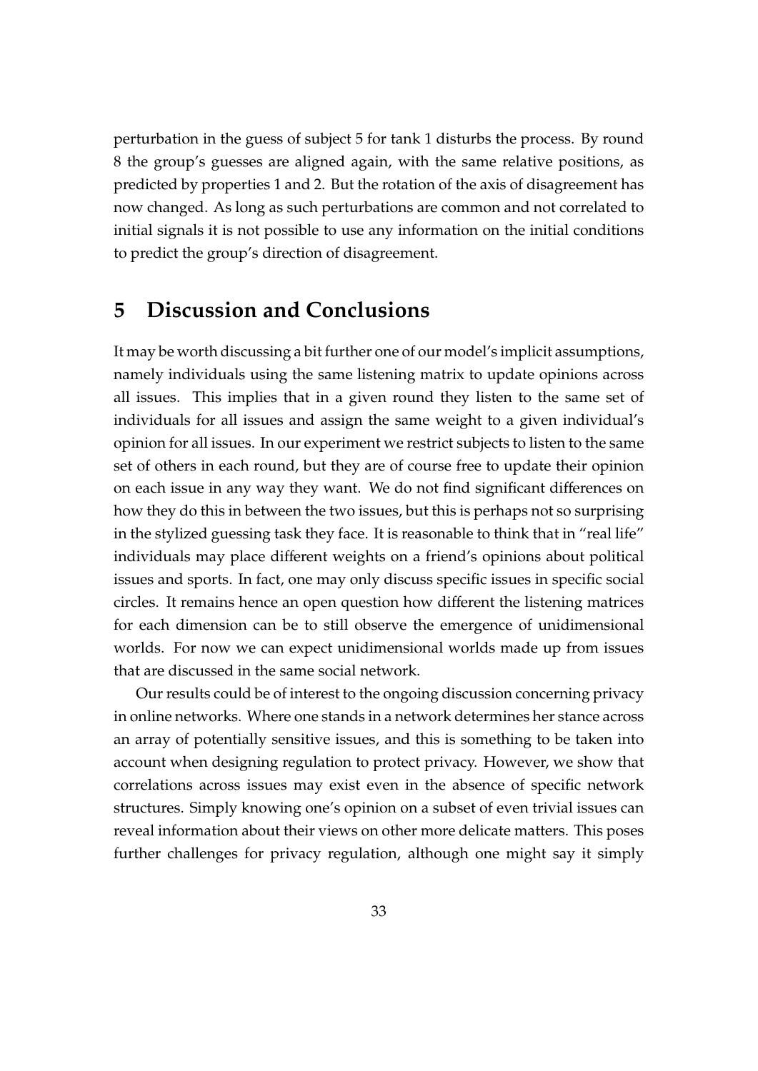perturbation in the guess of subject 5 for tank 1 disturbs the process. By round 8 the group's guesses are aligned again, with the same relative positions, as predicted by properties 1 and 2. But the rotation of the axis of disagreement has now changed. As long as such perturbations are common and not correlated to initial signals it is not possible to use any information on the initial conditions to predict the group's direction of disagreement.

# 5 Discussion and Conclusions

It may be worth discussing a bit further one of our model's implicit assumptions, namely individuals using the same listening matrix to update opinions across all issues. This implies that in a given round they listen to the same set of individuals for all issues and assign the same weight to a given individual's opinion for all issues. In our experiment we restrict subjects to listen to the same set of others in each round, but they are of course free to update their opinion on each issue in any way they want. We do not find significant differences on how they do this in between the two issues, but this is perhaps not so surprising in the stylized guessing task they face. It is reasonable to think that in "real life" individuals may place different weights on a friend's opinions about political issues and sports. In fact, one may only discuss specific issues in specific social circles. It remains hence an open question how different the listening matrices for each dimension can be to still observe the emergence of unidimensional worlds. For now we can expect unidimensional worlds made up from issues that are discussed in the same social network.

Our results could be of interest to the ongoing discussion concerning privacy in online networks. Where one stands in a network determines her stance across an array of potentially sensitive issues, and this is something to be taken into account when designing regulation to protect privacy. However, we show that correlations across issues may exist even in the absence of specific network structures. Simply knowing one's opinion on a subset of even trivial issues can reveal information about their views on other more delicate matters. This poses further challenges for privacy regulation, although one might say it simply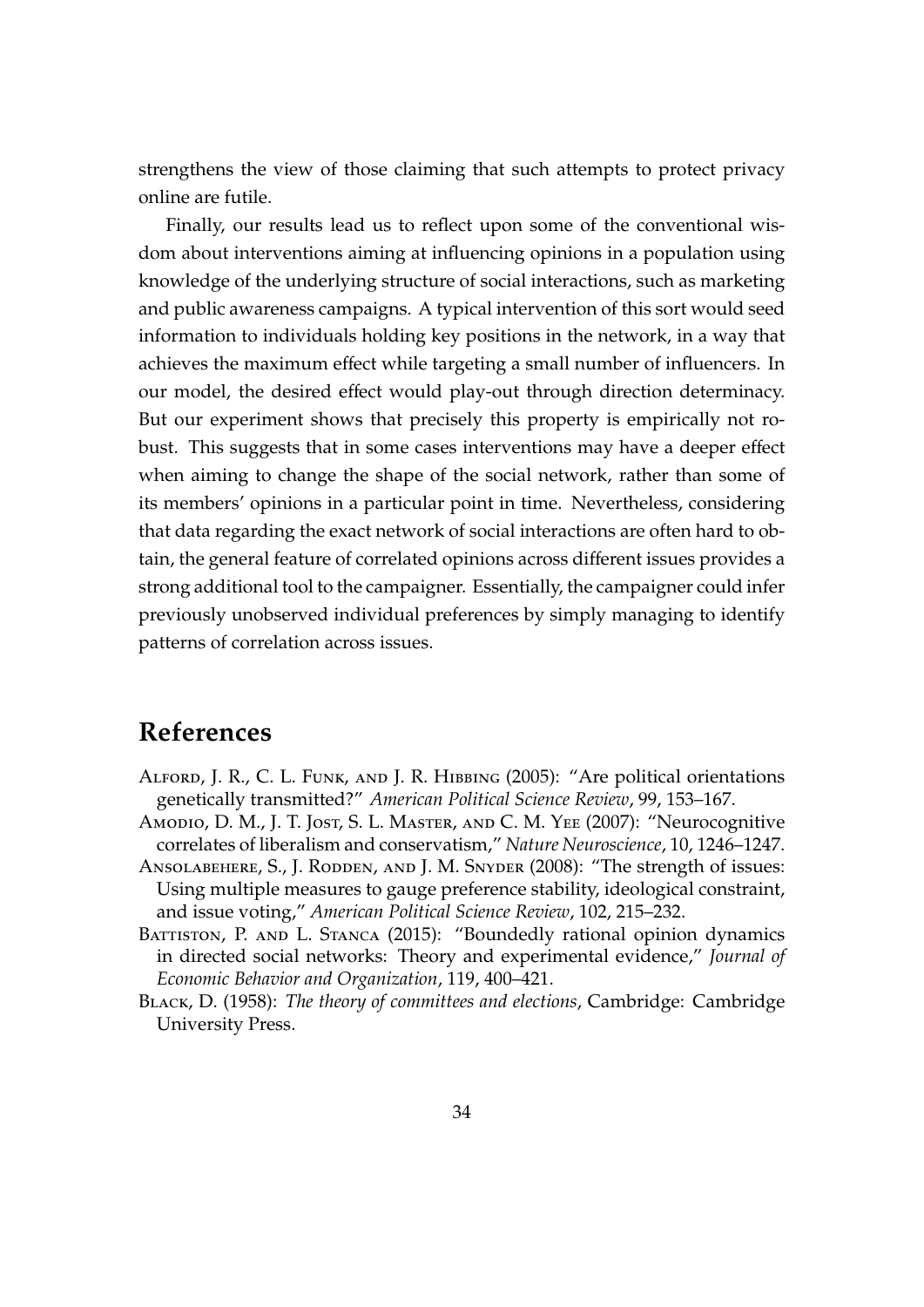strengthens the view of those claiming that such attempts to protect privacy online are futile.

Finally, our results lead us to reflect upon some of the conventional wisdom about interventions aiming at influencing opinions in a population using knowledge of the underlying structure of social interactions, such as marketing and public awareness campaigns. A typical intervention of this sort would seed information to individuals holding key positions in the network, in a way that achieves the maximum effect while targeting a small number of influencers. In our model, the desired effect would play-out through direction determinacy. But our experiment shows that precisely this property is empirically not robust. This suggests that in some cases interventions may have a deeper effect when aiming to change the shape of the social network, rather than some of its members' opinions in a particular point in time. Nevertheless, considering that data regarding the exact network of social interactions are often hard to obtain, the general feature of correlated opinions across different issues provides a strong additional tool to the campaigner. Essentially, the campaigner could infer previously unobserved individual preferences by simply managing to identify patterns of correlation across issues.

# References

Alford, J. R., C. L. Funk, and J. R. Hibbing (2005): "Are political orientations genetically transmitted?" *American Political Science Review*, 99, 153–167.

Amodio, D. M., J. T. Jost, S. L. Master, and C. M. Yee (2007): "Neurocognitive correlates of liberalism and conservatism," *Nature Neuroscience*, 10, 1246–1247.

Ansolabehere, S., J. Rodden, and J. M. Snyder (2008): "The strength of issues: Using multiple measures to gauge preference stability, ideological constraint, and issue voting," *American Political Science Review*, 102, 215–232.

Battiston, P. and L. Stanca (2015): "Boundedly rational opinion dynamics in directed social networks: Theory and experimental evidence," *Journal of Economic Behavior and Organization*, 119, 400–421.

Black, D. (1958): *The theory of committees and elections*, Cambridge: Cambridge University Press.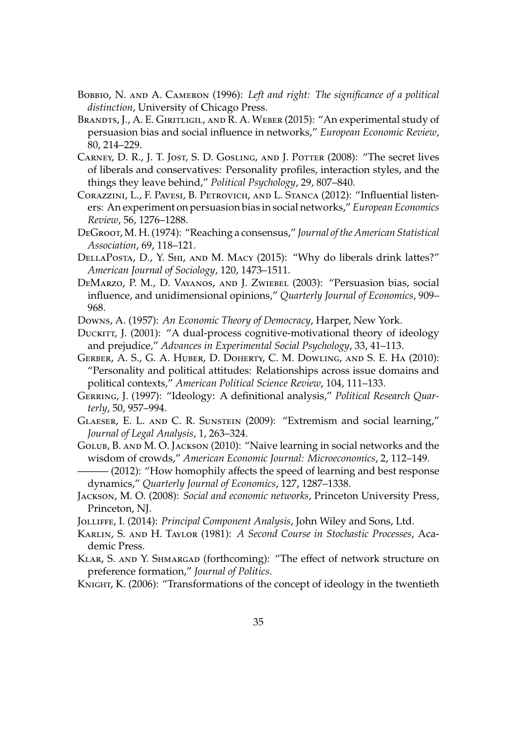Bobbio, N. and A. Cameron (1996): *Left and right: The significance of a political distinction*, University of Chicago Press.

Brandts, J., A. E. Giritligil, and R. A. Weber (2015): "An experimental study of persuasion bias and social influence in networks," *European Economic Review*, 80, 214–229.

Carney, D. R., J. T. Jost, S. D. Gosling, and J. Potter (2008): "The secret lives of liberals and conservatives: Personality profiles, interaction styles, and the things they leave behind," *Political Psychology*, 29, 807–840.

Corazzini, L., F. Pavesi, B. Petrovich, and L. Stanca (2012): "Influential listeners: An experiment on persuasion bias in social networks," *European Economics Review*, 56, 1276–1288.

DeGroot, M. H. (1974): "Reaching a consensus," *Journal of the American Statistical Association*, 69, 118–121.

DellaPosta, D., Y. Shi, and M. Macy (2015): "Why do liberals drink lattes?" *American Journal of Sociology*, 120, 1473–1511.

DeMarzo, P. M., D. Vayanos, and J. Zwiebel (2003): "Persuasion bias, social influence, and unidimensional opinions," *Quarterly Journal of Economics*, 909–968.

Downs, A. (1957): *An Economic Theory of Democracy*, Harper, New York.

Duckitt, J. (2001): "A dual-process cognitive-motivational theory of ideology and prejudice," *Advances in Experimental Social Psychology*, 33, 41–113.

Gerber, A. S., G. A. Huber, D. Doherty, C. M. Dowling, and S. E. Ha (2010): "Personality and political attitudes: Relationships across issue domains and political contexts," *American Political Science Review*, 104, 111–133.

Gerring, J. (1997): "Ideology: A definitional analysis," *Political Research Quarterly*, 50, 957–994.

Glaeser, E. L. and C. R. Sunstein (2009): "Extremism and social learning," *Journal of Legal Analysis*, 1, 263–324.

Golub, B. and M. O. Jackson (2010): "Naive learning in social networks and the wisdom of crowds," *American Economic Journal: Microeconomics*, 2, 112–149.

——— (2012): "How homophily affects the speed of learning and best response dynamics," *Quarterly Journal of Economics*, 127, 1287–1338.

Jackson, M. O. (2008): *Social and economic networks*, Princeton University Press, Princeton, NJ.

Jolliffe, I. (2014): *Principal Component Analysis*, John Wiley and Sons, Ltd.

Karlin, S. and H. Taylor (1981): *A Second Course in Stochastic Processes*, Academic Press.

Klar, S. and Y. Shmargad (forthcoming): "The effect of network structure on preference formation," *Journal of Politics*.

Knight, K. (2006): "Transformations of the concept of ideology in the twentieth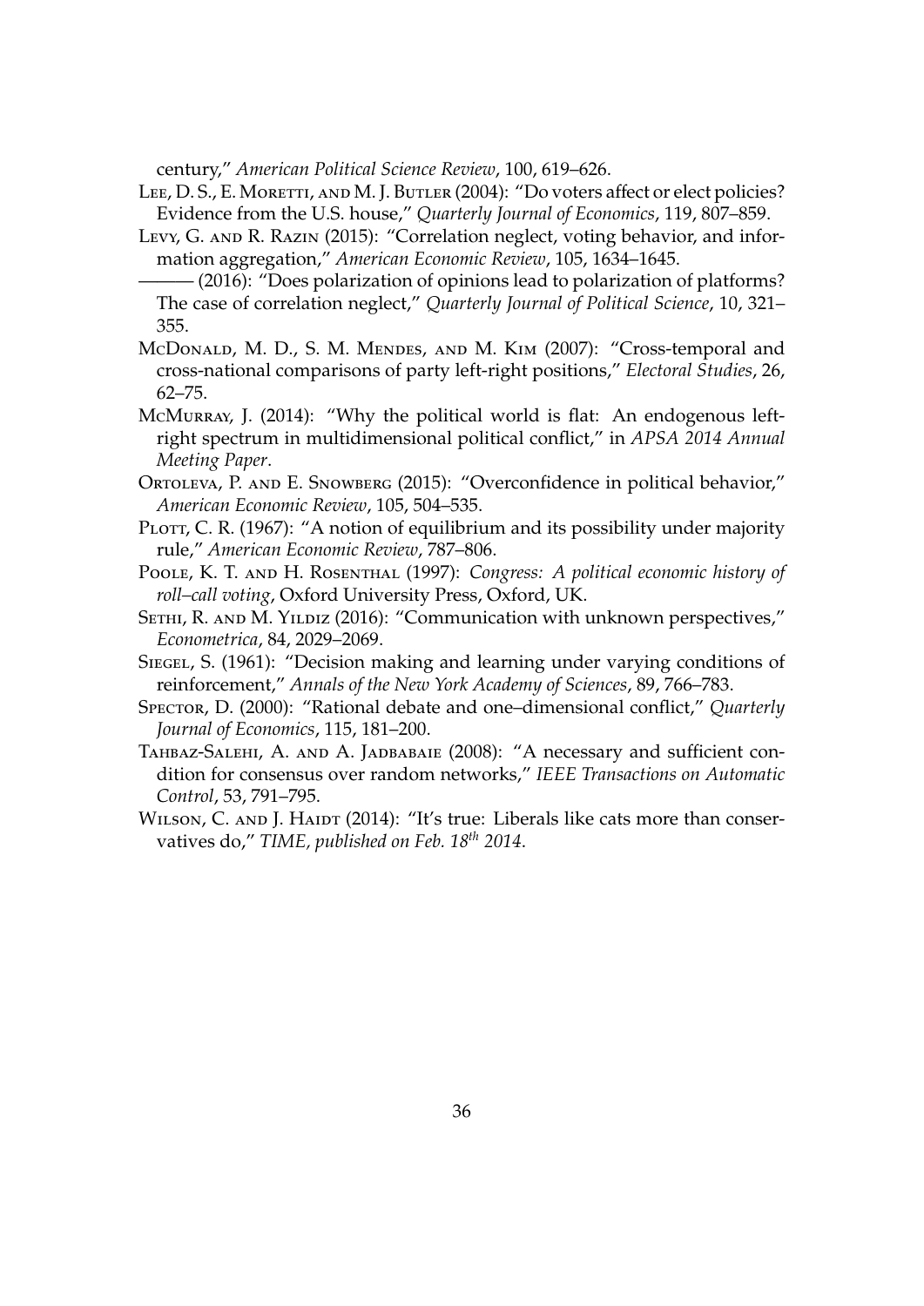century," *American Political Science Review*, 100, 619–626.

Lee, D. S., E. Moretti, and M. J. Butler (2004): "Do voters affect or elect policies? Evidence from the U.S. house," *Quarterly Journal of Economics*, 119, 807–859.

Levy, G. and R. Razin (2015): "Correlation neglect, voting behavior, and information aggregation," *American Economic Review*, 105, 1634–1645.

——— (2016): "Does polarization of opinions lead to polarization of platforms? The case of correlation neglect," *Quarterly Journal of Political Science*, 10, 321–355.

McDonald, M. D., S. M. Mendes, and M. Kim (2007): "Cross-temporal and cross-national comparisons of party left-right positions," *Electoral Studies*, 26, 62–75.

McMurray, J. (2014): "Why the political world is flat: An endogenous left-right spectrum in multidimensional political conflict," in *APSA 2014 Annual Meeting Paper*.

Ortoleva, P. and E. Snowberg (2015): "Overconfidence in political behavior," *American Economic Review*, 105, 504–535.

Plott, C. R. (1967): "A notion of equilibrium and its possibility under majority rule," *American Economic Review*, 787–806.

Poole, K. T. and H. Rosenthal (1997): *Congress: A political economic history of roll–call voting*, Oxford University Press, Oxford, UK.

Sethi, R. and M. Yildiz (2016): "Communication with unknown perspectives," *Econometrica*, 84, 2029–2069.

Siegel, S. (1961): "Decision making and learning under varying conditions of reinforcement," *Annals of the New York Academy of Sciences*, 89, 766–783.

Spector, D. (2000): "Rational debate and one–dimensional conflict," *Quarterly Journal of Economics*, 115, 181–200.

Tahbaz-Salehi, A. and A. Jadbabaie (2008): "A necessary and sufficient condition for consensus over random networks," *IEEE Transactions on Automatic Control*, 53, 791–795.

Wilson, C. and J. Haidt (2014): "It's true: Liberals like cats more than conservatives do," *TIME, published on Feb. 18th 2014*.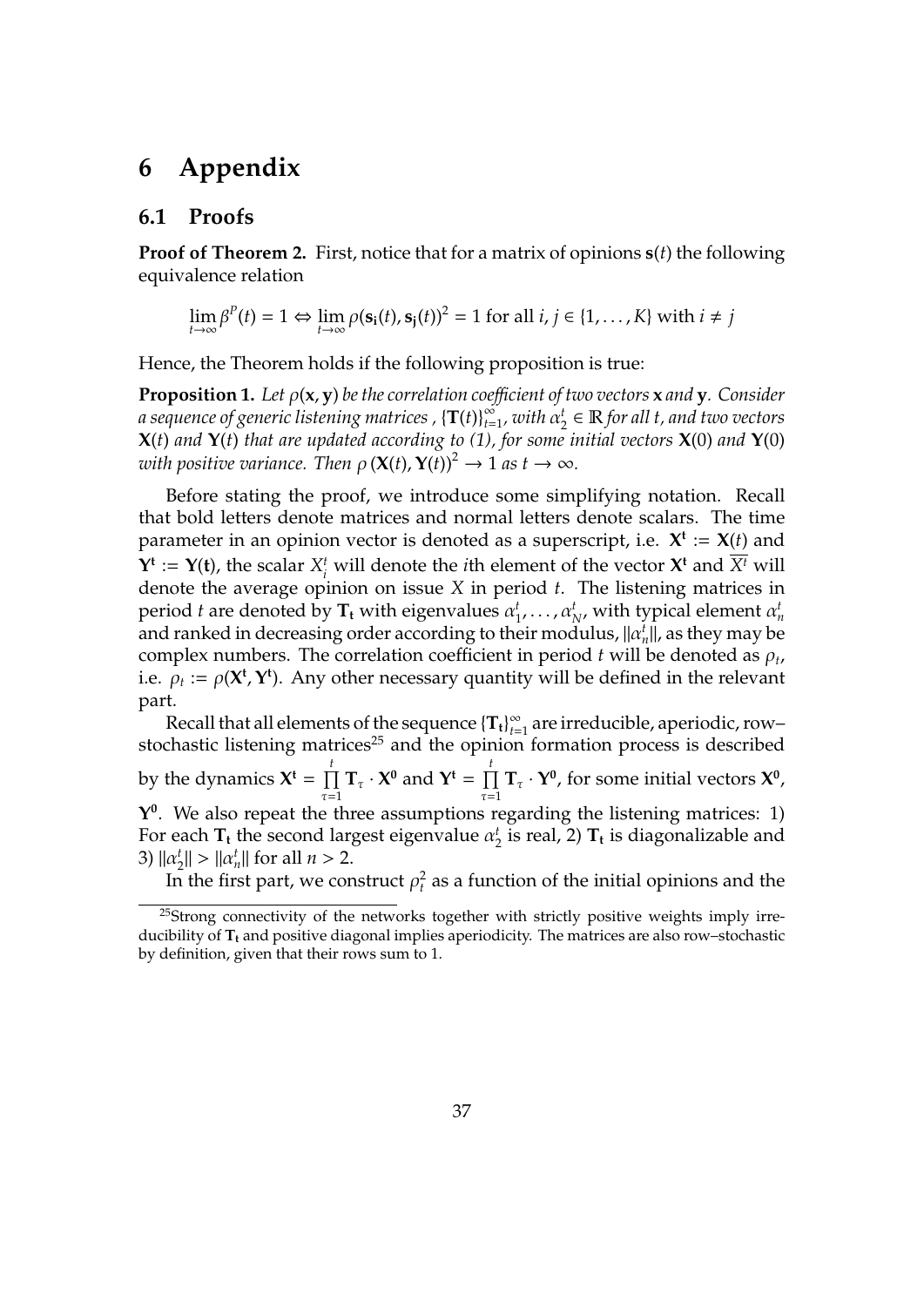# 6 Appendix

## 6.1 Proofs

**Proof of Theorem 2.** First, notice that for a matrix of opinions $\mathbf{s}(t)$ the following equivalence relation

$$\lim_{t\to\infty} \beta^{P}(t) = 1 \Leftrightarrow \lim_{t\to\infty} \rho(\mathbf{s_i}(t), \mathbf{s_j}(t))^2 = 1 \text{ for all } i, j \in \{1, \ldots, K\} \text{ with } i \neq j$$

Hence, the Theorem holds if the following proposition is true:

**Proposition 1.** *Let $\rho(\mathbf{x}, \mathbf{y})$ be the correlation coefficient of two vectors $\mathbf{x}$ and $\mathbf{y}$. Consider a sequence of generic listening matrices , $\{\mathbf{T}(t)\}_{t=1}^{\infty}$, with $\alpha_2^t \in \mathbb{R}$ for all $t$, and two vectors $\mathbf{X}(t)$ and $\mathbf{Y}(t)$ that are updated according to (1), for some initial vectors $\mathbf{X}(0)$ and $\mathbf{Y}(0)$ with positive variance. Then $\rho\left(\mathbf{X}(t), \mathbf{Y}(t)\right)^2 \to 1$ as $t \to \infty$.*

Before stating the proof, we introduce some simplifying notation. Recall that bold letters denote matrices and normal letters denote scalars. The time parameter in an opinion vector is denoted as a superscript, i.e. $\mathbf{X^t} := \mathbf{X}(t)$ and $\mathbf{Y^t} := \mathbf{Y(t)}$, the scalar $X_i^t$ will denote the $i$th element of the vector $\mathbf{X^t}$ and $\overline{X^t}$ will denote the average opinion on issue $X$ in period $t$. The listening matrices in period $t$ are denoted by $\mathbf{T_t}$ with eigenvalues $\alpha_1^t, \ldots, \alpha_N^t$, with typical element $\alpha_n^t$ and ranked in decreasing order according to their modulus, $\|\alpha_n^t\|$, as they may be complex numbers. The correlation coefficient in period $t$ will be denoted as $\rho_t$, i.e. $\rho_t := \rho(\mathbf{X^t}, \mathbf{Y^t})$. Any other necessary quantity will be defined in the relevant part.

Recall that all elements of the sequence $\{\mathbf{T_t}\}_{t=1}^{\infty}$ are irreducible, aperiodic, row–stochastic listening matrices[25] and the opinion formation process is described by the dynamics $\mathbf{X^t} = \prod_{\tau=1}^{t} \mathbf{T}_\tau \cdot \mathbf{X^0}$ and $\mathbf{Y^t} = \prod_{\tau=1}^{t} \mathbf{T}_\tau \cdot \mathbf{Y^0}$, for some initial vectors $\mathbf{X^0}$, $\mathbf{Y^0}$. We also repeat the three assumptions regarding the listening matrices: 1) For each $\mathbf{T_t}$ the second largest eigenvalue $\alpha_2^t$ is real, 2) $\mathbf{T_t}$ is diagonalizable and 3) $\|\alpha_2^t\| > \|\alpha_n^t\|$ for all $n > 2$.

In the first part, we construct $\rho_t^2$ as a function of the initial opinions and the

[25] Strong connectivity of the networks together with strictly positive weights imply irreducibility of $\mathbf{T_t}$ and positive diagonal implies aperiodicity. The matrices are also row–stochastic by definition, given that their rows sum to 1.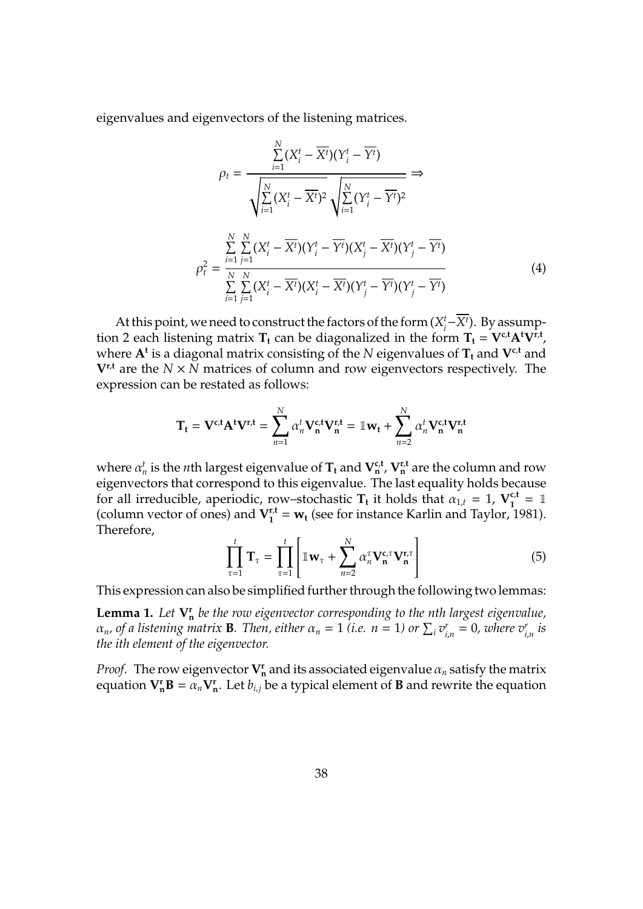eigenvalues and eigenvectors of the listening matrices.

$$\rho_t = \frac{\sum_{i=1}^{N}(X_i^t - \overline{X^t})(Y_i^t - \overline{Y^t})}{\sqrt{\sum_{i=1}^{N}(X_i^t - \overline{X^t})^2}\sqrt{\sum_{i=1}^{N}(Y_i^t - \overline{Y^t})^2}} \Rightarrow$$

$$\rho_t^2 = \frac{\sum_{i=1}^{N}\sum_{j=1}^{N}(X_i^t - \overline{X^t})(Y_i^t - \overline{Y^t})(X_j^t - \overline{X^t})(Y_j^t - \overline{Y^t})}{\sum_{i=1}^{N}\sum_{j=1}^{N}(X_i^t - \overline{X^t})(X_i^t - \overline{X^t})(Y_j^t - \overline{Y^t})(Y_j^t - \overline{Y^t})} \tag{4}$$

At this point, we need to construct the factors of the form $(X_i^t - \overline{X^t})$. By assumption 2 each listening matrix $\mathbf{T_t}$ can be diagonalized in the form $\mathbf{T_t} = \mathbf{V^{c,t}A^tV^{r,t}}$, where $\mathbf{A^t}$ is a diagonal matrix consisting of the $N$ eigenvalues of $\mathbf{T_t}$ and $\mathbf{V^{c,t}}$ and $\mathbf{V^{r,t}}$ are the $N \times N$ matrices of column and row eigenvectors respectively. The expression can be restated as follows:

$$\mathbf{T_t} = \mathbf{V^{c,t}A^tV^{r,t}} = \sum_{n=1}^{N}\alpha_n^t \mathbf{V_n^{c,t}V_n^{r,t}} = \mathbb{1}\mathbf{w_t} + \sum_{n=2}^{N}\alpha_n^t \mathbf{V_n^{c,t}V_n^{r,t}}$$

where $\alpha_n^t$ is the $n$th largest eigenvalue of $\mathbf{T_t}$ and $\mathbf{V_n^{c,t}}$, $\mathbf{V_n^{r,t}}$ are the column and row eigenvectors that correspond to this eigenvalue. The last equality holds because for all irreducible, aperiodic, row–stochastic $\mathbf{T_t}$ it holds that $\alpha_{1,t} = 1$, $\mathbf{V_1^{c,t}} = \mathbb{1}$ (column vector of ones) and $\mathbf{V_1^{r,t}} = \mathbf{w_t}$ (see for instance Karlin and Taylor, 1981). Therefore,

$$\prod_{\tau=1}^{t}\mathbf{T}_\tau = \prod_{\tau=1}^{t}\left[\mathbb{1}\mathbf{w}_\tau + \sum_{n=2}^{N}\alpha_n^\tau \mathbf{V_n^{c,\tau}V_n^{r,\tau}}\right] \tag{5}$$

This expression can also be simplified further through the following two lemmas:

**Lemma 1.** *Let $\mathbf{V_n^r}$ be the row eigenvector corresponding to the nth largest eigenvalue, $\alpha_n$, of a listening matrix $\mathbf{B}$. Then, either $\alpha_n = 1$ (i.e. $n = 1$) or $\sum_i v_{i,n}^r = 0$, where $v_{i,n}^r$ is the ith element of the eigenvector.*

*Proof.* The row eigenvector $\mathbf{V_n^r}$ and its associated eigenvalue $\alpha_n$ satisfy the matrix equation $\mathbf{V_n^rB} = \alpha_n\mathbf{V_n^r}$. Let $b_{i,j}$ be a typical element of $\mathbf{B}$ and rewrite the equation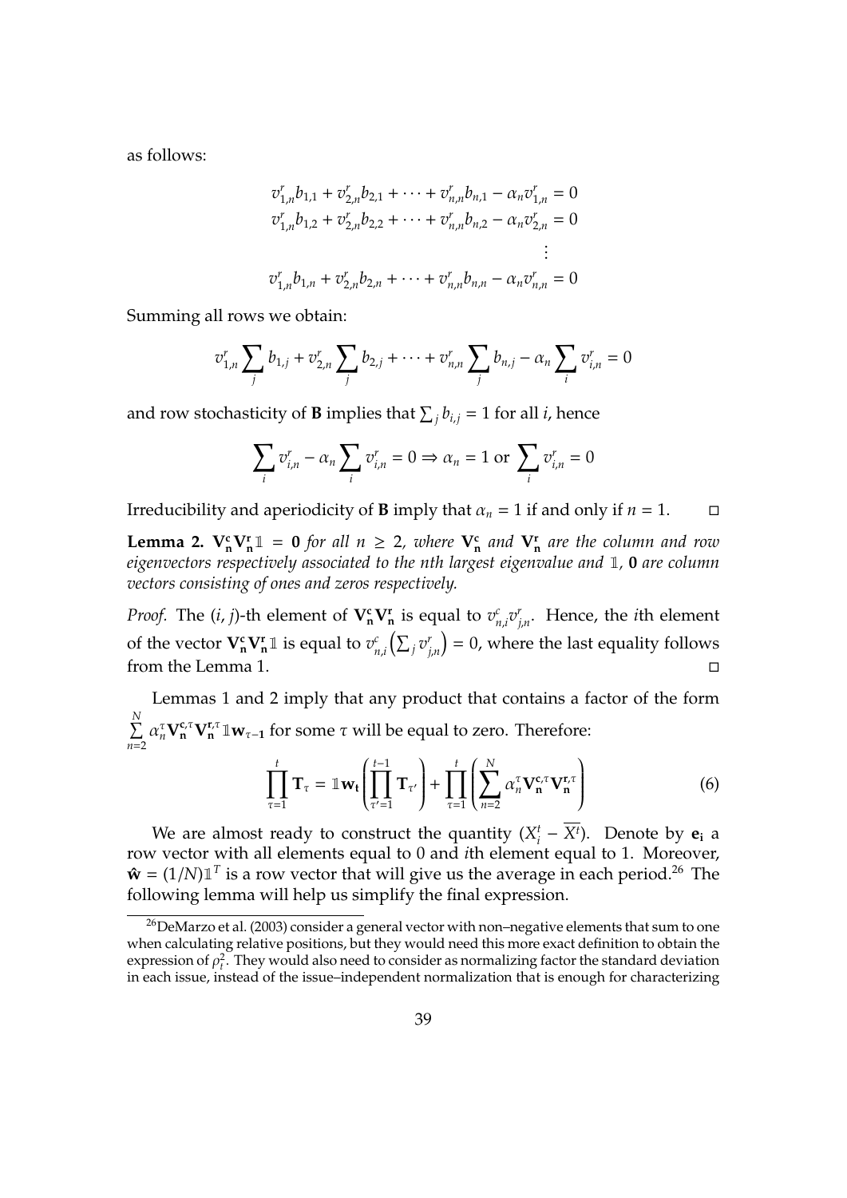as follows:

$$
\begin{aligned}
v^r_{1,n}b_{1,1} + v^r_{2,n}b_{2,1} + \cdots + v^r_{n,n}b_{n,1} - \alpha_n v^r_{1,n} &= 0 \\
v^r_{1,n}b_{1,2} + v^r_{2,n}b_{2,2} + \cdots + v^r_{n,n}b_{n,2} - \alpha_n v^r_{2,n} &= 0 \\
&\vdots \\
v^r_{1,n}b_{1,n} + v^r_{2,n}b_{2,n} + \cdots + v^r_{n,n}b_{n,n} - \alpha_n v^r_{n,n} &= 0
\end{aligned}
$$

Summing all rows we obtain:

$$
v^r_{1,n}\sum_j b_{1,j} + v^r_{2,n}\sum_j b_{2,j} + \cdots + v^r_{n,n}\sum_j b_{n,j} - \alpha_n \sum_i v^r_{i,n} = 0
$$

and row stochasticity of $\mathbf{B}$ implies that $\sum_j b_{i,j} = 1$ for all $i$, hence

$$
\sum_i v^r_{i,n} - \alpha_n \sum_i v^r_{i,n} = 0 \Rightarrow \alpha_n = 1 \text{ or } \sum_i v^r_{i,n} = 0
$$

Irreducibility and aperiodicity of $\mathbf{B}$ imply that $\alpha_n = 1$ if and only if $n = 1$. □

**Lemma 2.** *$\mathbf{V^c_n V^r_n} \mathbb{1} = \mathbf{0}$ for all $n \geq 2$, where $\mathbf{V^c_n}$ and $\mathbf{V^r_n}$ are the column and row eigenvectors respectively associated to the nth largest eigenvalue and $\mathbb{1}$, $\mathbf{0}$ are column vectors consisting of ones and zeros respectively.*

*Proof.* The $(i, j)$-th element of $\mathbf{V^c_n V^r_n}$ is equal to $v^c_{n,i}v^r_{j,n}$. Hence, the $i$th element of the vector $\mathbf{V^c_n V^r_n}\mathbb{1}$ is equal to $v^c_{n,i}\left(\sum_j v^r_{j,n}\right) = 0$, where the last equality follows from the Lemma 1. □

Lemmas 1 and 2 imply that any product that contains a factor of the form $\sum_{n=2}^{N} \alpha_n^\tau \mathbf{V^{c,\tau}_n V^{r,\tau}_n} \mathbb{1}\mathbf{w_{\tau-1}}$ for some $\tau$ will be equal to zero. Therefore:

$$
\prod_{\tau=1}^{t} \mathbf{T}_\tau = \mathbb{1}\mathbf{w_t}\left(\prod_{\tau'=1}^{t-1} \mathbf{T}_{\tau'}\right) + \prod_{\tau=1}^{t}\left(\sum_{n=2}^{N} \alpha_n^\tau \mathbf{V^{c,\tau}_n V^{r,\tau}_n}\right) \tag{6}
$$

We are almost ready to construct the quantity $(X^t_i - \overline{X^t})$. Denote by $\mathbf{e_i}$ a row vector with all elements equal to 0 and $i$th element equal to 1. Moreover, $\hat{\mathbf{w}} = (1/N)\mathbb{1}^T$ is a row vector that will give us the average in each period.[26] The following lemma will help us simplify the final expression.

[26] DeMarzo et al. (2003) consider a general vector with non–negative elements that sum to one when calculating relative positions, but they would need this more exact definition to obtain the expression of $\rho^2_t$. They would also need to consider as normalizing factor the standard deviation in each issue, instead of the issue–independent normalization that is enough for characterizing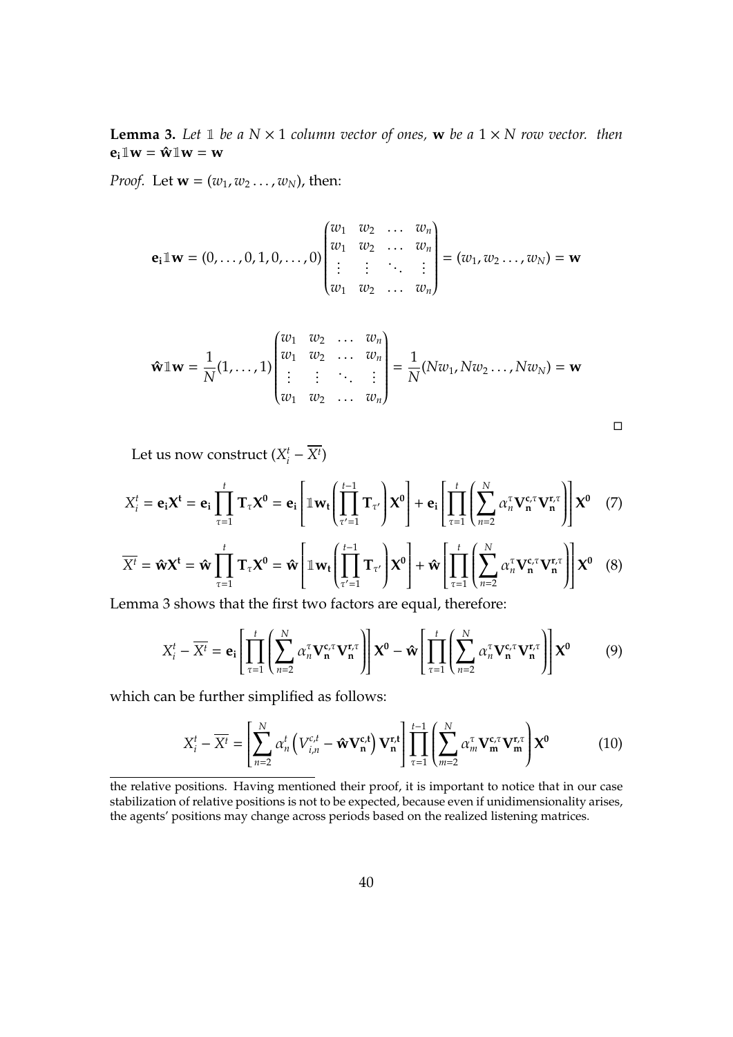**Lemma 3.** *Let $\mathbb{1}$ be a $N \times 1$ column vector of ones, $\mathbf{w}$ be a $1 \times N$ row vector. then $\mathbf{e_i}\mathbb{1}\mathbf{w} = \hat{\mathbf{w}}\mathbb{1}\mathbf{w} = \mathbf{w}$*

*Proof.* Let $\mathbf{w} = (w_1, w_2 \ldots, w_N)$, then:

$$\mathbf{e_i}\mathbb{1}\mathbf{w} = (0, \ldots, 0, 1, 0, \ldots, 0)\begin{pmatrix} w_1 & w_2 & \ldots & w_n \\ w_1 & w_2 & \ldots & w_n \\ \vdots & \vdots & \ddots & \vdots \\ w_1 & w_2 & \ldots & w_n \end{pmatrix} = (w_1, w_2 \ldots, w_N) = \mathbf{w}$$

$$\hat{\mathbf{w}}\mathbb{1}\mathbf{w} = \frac{1}{N}(1, \ldots, 1)\begin{pmatrix} w_1 & w_2 & \ldots & w_n \\ w_1 & w_2 & \ldots & w_n \\ \vdots & \vdots & \ddots & \vdots \\ w_1 & w_2 & \ldots & w_n \end{pmatrix} = \frac{1}{N}(Nw_1, Nw_2 \ldots, Nw_N) = \mathbf{w}$$

□

Let us now construct $(X_i^t - \overline{X^t})$

$$X_i^t = \mathbf{e_i}\mathbf{X^t} = \mathbf{e_i}\prod_{\tau=1}^{t}\mathbf{T}_\tau\mathbf{X^0} = \mathbf{e_i}\left[\mathbb{1}\mathbf{w_t}\left(\prod_{\tau'=1}^{t-1}\mathbf{T}_{\tau'}\right)\mathbf{X^0}\right] + \mathbf{e_i}\left[\prod_{\tau=1}^{t}\left(\sum_{n=2}^{N}\alpha_n^\tau\mathbf{V_n^{c,\tau}}\mathbf{V_n^{r,\tau}}\right)\right]\mathbf{X^0} \quad (7)$$

$$\overline{X^t} = \hat{\mathbf{w}}\mathbf{X^t} = \hat{\mathbf{w}}\prod_{\tau=1}^{t}\mathbf{T}_\tau\mathbf{X^0} = \hat{\mathbf{w}}\left[\mathbb{1}\mathbf{w_t}\left(\prod_{\tau'=1}^{t-1}\mathbf{T}_{\tau'}\right)\mathbf{X^0}\right] + \hat{\mathbf{w}}\left[\prod_{\tau=1}^{t}\left(\sum_{n=2}^{N}\alpha_n^\tau\mathbf{V_n^{c,\tau}}\mathbf{V_n^{r,\tau}}\right)\right]\mathbf{X^0} \quad (8)$$

Lemma 3 shows that the first two factors are equal, therefore:

$$X_i^t - \overline{X^t} = \mathbf{e_i}\left[\prod_{\tau=1}^{t}\left(\sum_{n=2}^{N}\alpha_n^\tau\mathbf{V_n^{c,\tau}}\mathbf{V_n^{r,\tau}}\right)\right]\mathbf{X^0} - \hat{\mathbf{w}}\left[\prod_{\tau=1}^{t}\left(\sum_{n=2}^{N}\alpha_n^\tau\mathbf{V_n^{c,\tau}}\mathbf{V_n^{r,\tau}}\right)\right]\mathbf{X^0} \quad (9)$$

which can be further simplified as follows:

$$X_i^t - \overline{X^t} = \left[\sum_{n=2}^{N}\alpha_n^t\left(V_{i,n}^{c,t} - \hat{\mathbf{w}}\mathbf{V_n^{c,t}}\right)\mathbf{V_n^{r,t}}\right]\prod_{\tau=1}^{t-1}\left(\sum_{m=2}^{N}\alpha_m^\tau\mathbf{V_m^{c,\tau}}\mathbf{V_m^{r,\tau}}\right)\mathbf{X^0} \quad (10)$$

---

the relative positions. Having mentioned their proof, it is important to notice that in our case stabilization of relative positions is not to be expected, because even if unidimensionality arises, the agents' positions may change across periods based on the realized listening matrices.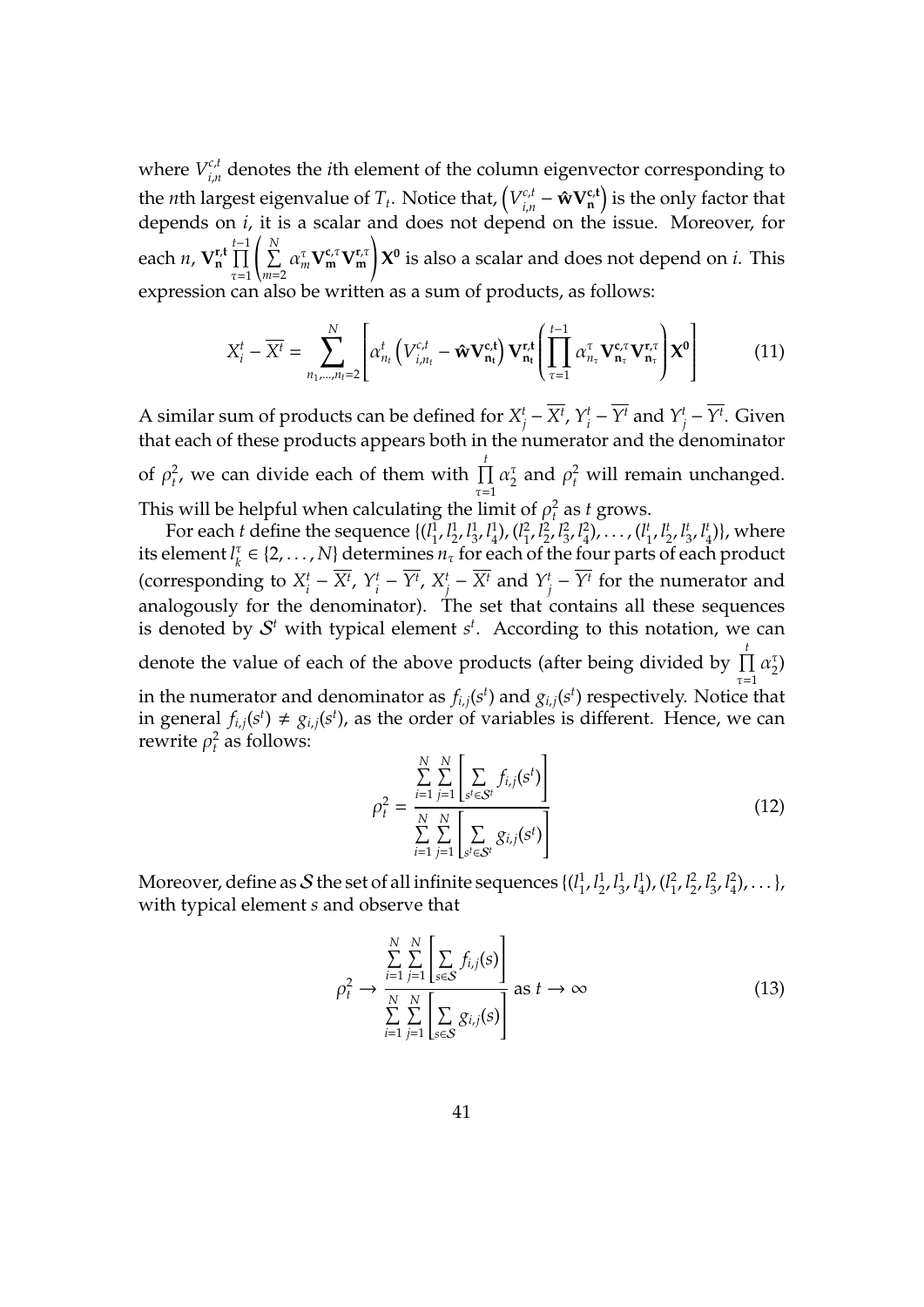where $V^{c,t}_{i,n}$ denotes the $i$th element of the column eigenvector corresponding to the $n$th largest eigenvalue of $T_t$. Notice that, $\left(V^{c,t}_{i,n} - \hat{\mathbf{w}}\mathbf{V^{c,t}_n}\right)$ is the only factor that depends on $i$, it is a scalar and does not depend on the issue. Moreover, for each $n$, $\mathbf{V^{r,t}_n} \prod\limits_{\tau=1}^{t-1} \left( \sum\limits_{m=2}^{N} \alpha^{\tau}_m \mathbf{V^{c,\tau}_m} \mathbf{V^{r,\tau}_m} \right) \mathbf{X^0}$ is also a scalar and does not depend on $i$. This expression can also be written as a sum of products, as follows:

$$X^t_i - \overline{X^t} = \sum_{n_1,\ldots,n_t=2}^{N} \left[ \alpha^t_{n_t} \left( V^{c,t}_{i,n_t} - \hat{\mathbf{w}}\mathbf{V^{c,t}_{n_t}} \right) \mathbf{V^{r,t}_{n_t}} \left( \prod_{\tau=1}^{t-1} \alpha^{\tau}_{n_\tau} \mathbf{V^{c,\tau}_{n_\tau}} \mathbf{V^{r,\tau}_{n_\tau}} \right) \mathbf{X^0} \right] \tag{11}$$

A similar sum of products can be defined for $X^t_j - \overline{X^t}$, $Y^t_i - \overline{Y^t}$ and $Y^t_j - \overline{Y^t}$. Given that each of these products appears both in the numerator and the denominator of $\rho^2_t$, we can divide each of them with $\prod\limits_{\tau=1}^{t} \alpha^{\tau}_2$ and $\rho^2_t$ will remain unchanged. This will be helpful when calculating the limit of $\rho^2_t$ as $t$ grows.

For each $t$ define the sequence $\{(l^1_1, l^1_2, l^1_3, l^1_4), (l^2_1, l^2_2, l^2_3, l^2_4), \ldots, (l^t_1, l^t_2, l^t_3, l^t_4)\}$, where its element $l^{\tau}_k \in \{2, \ldots, N\}$ determines $n_\tau$ for each of the four parts of each product (corresponding to $X^t_i - \overline{X^t}$, $Y^t_i - \overline{Y^t}$, $X^t_j - \overline{X^t}$ and $Y^t_j - \overline{Y^t}$ for the numerator and analogously for the denominator). The set that contains all these sequences is denoted by $\mathcal{S}^t$ with typical element $s^t$. According to this notation, we can denote the value of each of the above products (after being divided by $\prod\limits_{\tau=1}^{t} \alpha^{\tau}_2$) in the numerator and denominator as $f_{i,j}(s^t)$ and $g_{i,j}(s^t)$ respectively. Notice that in general $f_{i,j}(s^t) \neq g_{i,j}(s^t)$, as the order of variables is different. Hence, we can rewrite $\rho^2_t$ as follows:

$$\rho^2_t = \frac{\sum\limits_{i=1}^{N} \sum\limits_{j=1}^{N} \left[ \sum\limits_{s^t \in \mathcal{S}^t} f_{i,j}(s^t) \right]}{\sum\limits_{i=1}^{N} \sum\limits_{j=1}^{N} \left[ \sum\limits_{s^t \in \mathcal{S}^t} g_{i,j}(s^t) \right]} \tag{12}$$

Moreover, define as $\mathcal{S}$ the set of all infinite sequences $\{(l^1_1, l^1_2, l^1_3, l^1_4), (l^2_1, l^2_2, l^2_3, l^2_4), \ldots\}$, with typical element $s$ and observe that

$$\rho^2_t \to \frac{\sum\limits_{i=1}^{N} \sum\limits_{j=1}^{N} \left[ \sum\limits_{s \in \mathcal{S}} f_{i,j}(s) \right]}{\sum\limits_{i=1}^{N} \sum\limits_{j=1}^{N} \left[ \sum\limits_{s \in \mathcal{S}} g_{i,j}(s) \right]} \text{ as } t \to \infty \tag{13}$$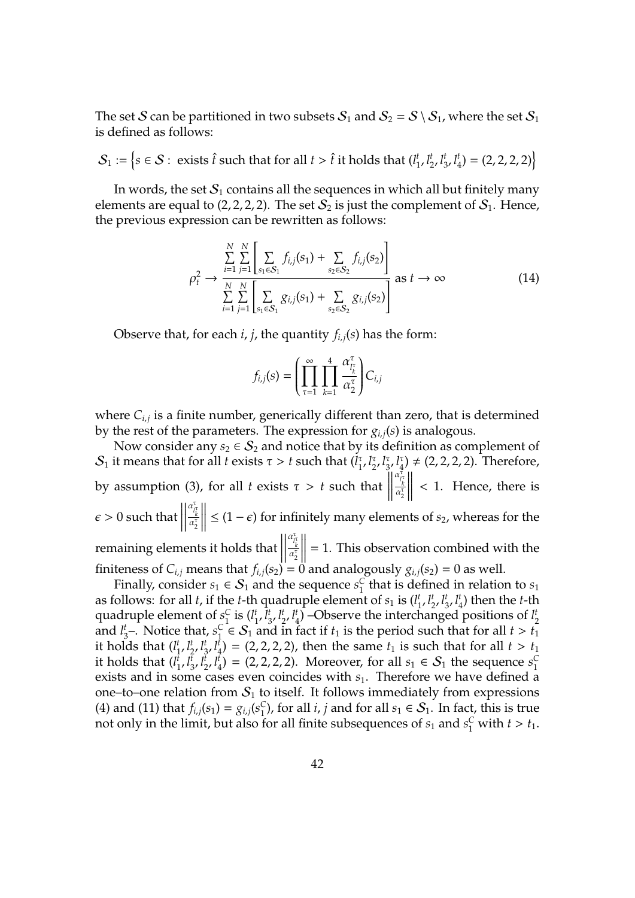The set $\mathcal{S}$ can be partitioned in two subsets $\mathcal{S}_1$ and $\mathcal{S}_2 = \mathcal{S} \setminus \mathcal{S}_1$, where the set $\mathcal{S}_1$ is defined as follows:

$$\mathcal{S}_1 := \left\{ s \in \mathcal{S} : \text{ exists } \hat{t} \text{ such that for all } t > \hat{t} \text{ it holds that } (l_1^t, l_2^t, l_3^t, l_4^t) = (2, 2, 2, 2) \right\}$$

In words, the set $\mathcal{S}_1$ contains all the sequences in which all but finitely many elements are equal to $(2, 2, 2, 2)$. The set $\mathcal{S}_2$ is just the complement of $\mathcal{S}_1$. Hence, the previous expression can be rewritten as follows:

$$\rho_t^2 \to \frac{\sum_{i=1}^{N} \sum_{j=1}^{N} \left[ \sum_{s_1 \in \mathcal{S}_1} f_{i,j}(s_1) + \sum_{s_2 \in \mathcal{S}_2} f_{i,j}(s_2) \right]}{\sum_{i=1}^{N} \sum_{j=1}^{N} \left[ \sum_{s_1 \in \mathcal{S}_1} g_{i,j}(s_1) + \sum_{s_2 \in \mathcal{S}_2} g_{i,j}(s_2) \right]} \text{ as } t \to \infty \tag{14}$$

Observe that, for each $i$, $j$, the quantity $f_{i,j}(s)$ has the form:

$$f_{i,j}(s) = \left( \prod_{\tau=1}^{\infty} \prod_{k=1}^{4} \frac{\alpha_{l_k^\tau}^\tau}{\alpha_2^\tau} \right) C_{i,j}$$

where $C_{i,j}$ is a finite number, generically different than zero, that is determined by the rest of the parameters. The expression for $g_{i,j}(s)$ is analogous.

Now consider any $s_2 \in \mathcal{S}_2$ and notice that by its definition as complement of $\mathcal{S}_1$ it means that for all $t$ exists $\tau > t$ such that $(l_1^\tau, l_2^\tau, l_3^\tau, l_4^\tau) \neq (2, 2, 2, 2)$. Therefore, by assumption (3), for all $t$ exists $\tau > t$ such that $\left\| \frac{\alpha_{l_k^\tau}^\tau}{\alpha_2^\tau} \right\| < 1$. Hence, there is $\epsilon > 0$ such that $\left\| \frac{\alpha_{l_k^\tau}^\tau}{\alpha_2^\tau} \right\| \leq (1 - \epsilon)$ for infinitely many elements of $s_2$, whereas for the remaining elements it holds that $\left\| \frac{\alpha_{l_k^\tau}^\tau}{\alpha_2^\tau} \right\| = 1$. This observation combined with the finiteness of $C_{i,j}$ means that $f_{i,j}(s_2) = 0$ and analogously $g_{i,j}(s_2) = 0$ as well.

Finally, consider $s_1 \in \mathcal{S}_1$ and the sequence $s_1^C$ that is defined in relation to $s_1$ as follows: for all $t$, if the $t$-th quadruple element of $s_1$ is $(l_1^t, l_2^t, l_3^t, l_4^t)$ then the $t$-th quadruple element of $s_1^C$ is $(l_1^t, l_3^t, l_2^t, l_4^t)$ –Observe the interchanged positions of $l_2^t$ and $l_3^t$–. Notice that, $s_1^C \in \mathcal{S}_1$ and in fact if $t_1$ is the period such that for all $t > t_1$ it holds that $(l_1^t, l_2^t, l_3^t, l_4^t) = (2, 2, 2, 2)$, then the same $t_1$ is such that for all $t > t_1$ it holds that $(l_1^t, l_3^t, l_2^t, l_4^t) = (2, 2, 2, 2)$. Moreover, for all $s_1 \in \mathcal{S}_1$ the sequence $s_1^C$ exists and in some cases even coincides with $s_1$. Therefore we have defined a one–to–one relation from $\mathcal{S}_1$ to itself. It follows immediately from expressions (4) and (11) that $f_{i,j}(s_1) = g_{i,j}(s_1^C)$, for all $i$, $j$ and for all $s_1 \in \mathcal{S}_1$. In fact, this is true not only in the limit, but also for all finite subsequences of $s_1$ and $s_1^C$ with $t > t_1$.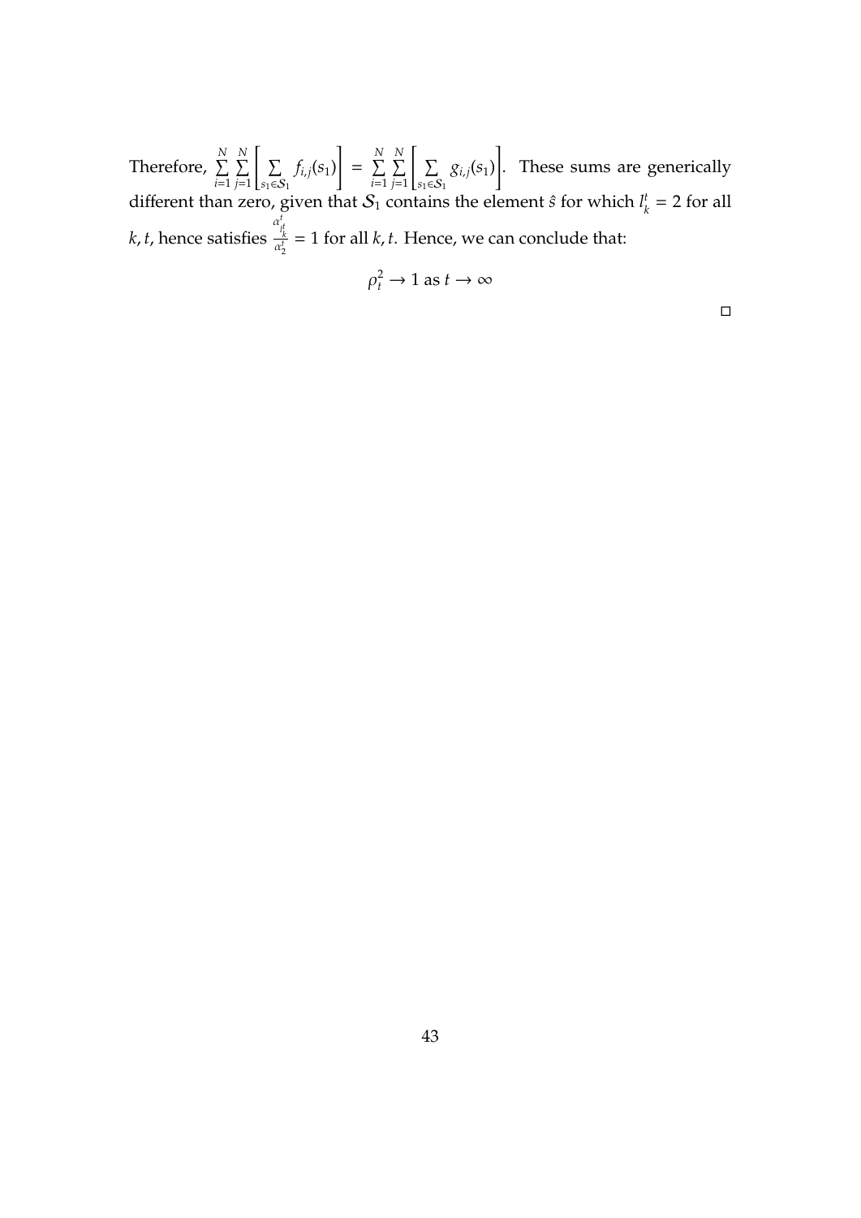Therefore, $\sum_{i=1}^{N}\sum_{j=1}^{N}\left[\sum_{s_1\in\mathcal{S}_1} f_{i,j}(s_1)\right] = \sum_{i=1}^{N}\sum_{j=1}^{N}\left[\sum_{s_1\in\mathcal{S}_1} g_{i,j}(s_1)\right]$. These sums are generically different than zero, given that $\mathcal{S}_1$ contains the element $\hat{s}$ for which $l_k^t = 2$ for all $k, t$, hence satisfies $\frac{\alpha^t_{l^t_k}}{\alpha^t_2} = 1$ for all $k, t$. Hence, we can conclude that:

$$\rho_t^2 \to 1 \text{ as } t \to \infty$$

□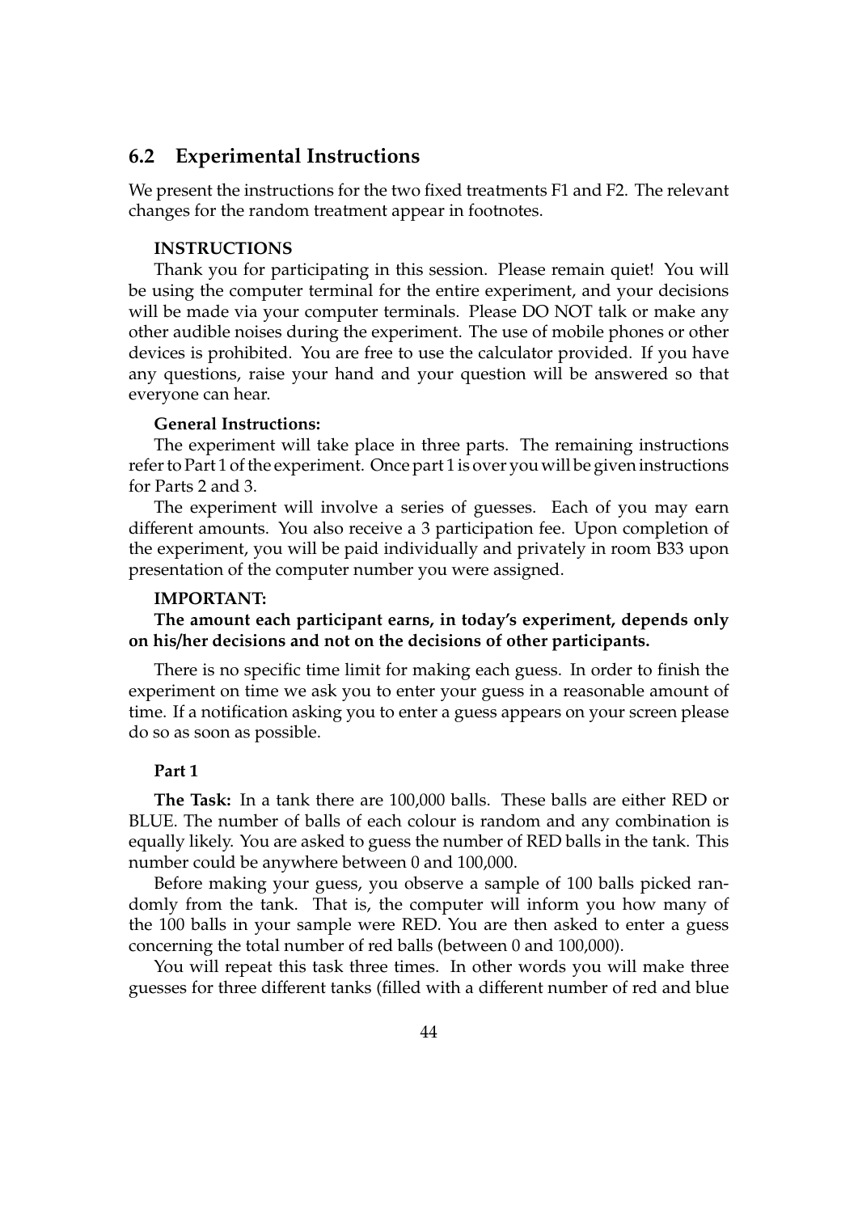## 6.2 Experimental Instructions

We present the instructions for the two fixed treatments F1 and F2. The relevant changes for the random treatment appear in footnotes.

**INSTRUCTIONS**

Thank you for participating in this session. Please remain quiet! You will be using the computer terminal for the entire experiment, and your decisions will be made via your computer terminals. Please DO NOT talk or make any other audible noises during the experiment. The use of mobile phones or other devices is prohibited. You are free to use the calculator provided. If you have any questions, raise your hand and your question will be answered so that everyone can hear.

**General Instructions:**

The experiment will take place in three parts. The remaining instructions refer to Part 1 of the experiment. Once part 1 is over you will be given instructions for Parts 2 and 3.

The experiment will involve a series of guesses. Each of you may earn different amounts. You also receive a 3 participation fee. Upon completion of the experiment, you will be paid individually and privately in room B33 upon presentation of the computer number you were assigned.

**IMPORTANT:**

**The amount each participant earns, in today's experiment, depends only on his/her decisions and not on the decisions of other participants.**

There is no specific time limit for making each guess. In order to finish the experiment on time we ask you to enter your guess in a reasonable amount of time. If a notification asking you to enter a guess appears on your screen please do so as soon as possible.

**Part 1**

**The Task:** In a tank there are 100,000 balls. These balls are either RED or BLUE. The number of balls of each colour is random and any combination is equally likely. You are asked to guess the number of RED balls in the tank. This number could be anywhere between 0 and 100,000.

Before making your guess, you observe a sample of 100 balls picked randomly from the tank. That is, the computer will inform you how many of the 100 balls in your sample were RED. You are then asked to enter a guess concerning the total number of red balls (between 0 and 100,000).

You will repeat this task three times. In other words you will make three guesses for three different tanks (filled with a different number of red and blue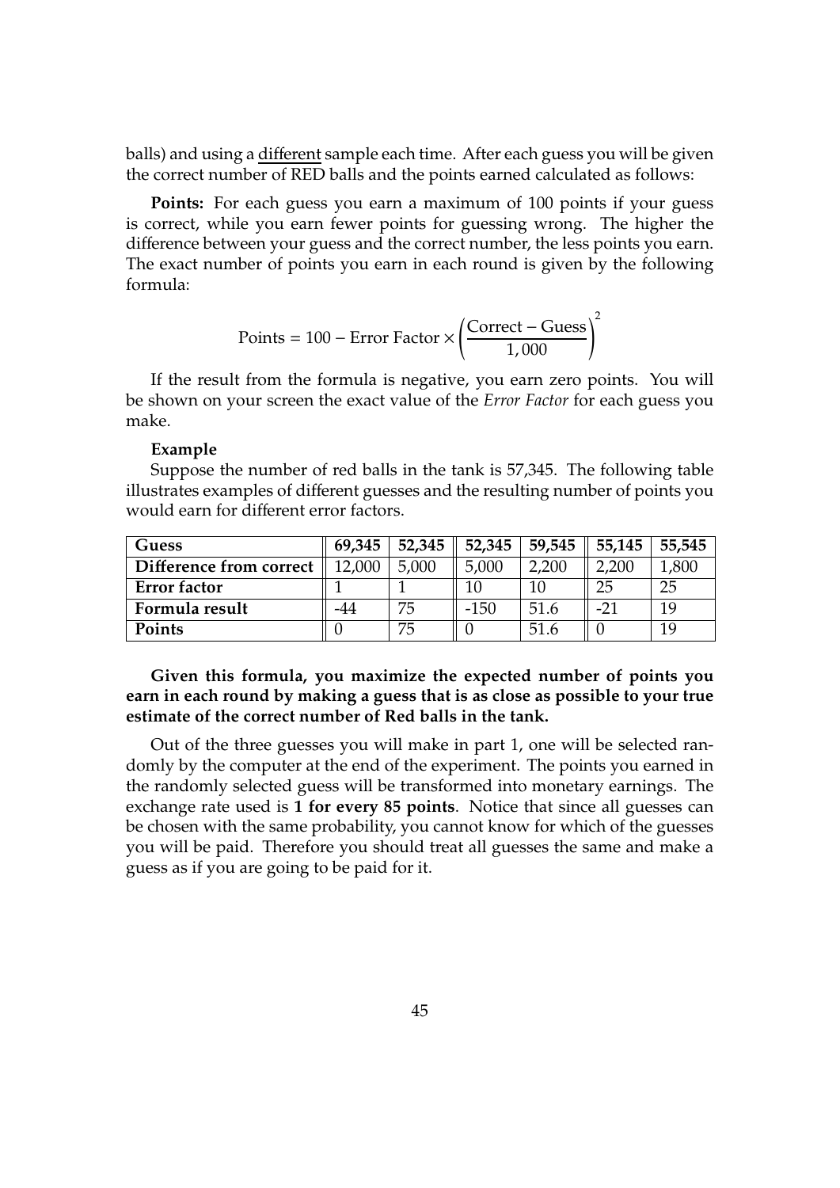balls) and using a different sample each time. After each guess you will be given the correct number of RED balls and the points earned calculated as follows:

**Points:** For each guess you earn a maximum of 100 points if your guess is correct, while you earn fewer points for guessing wrong. The higher the difference between your guess and the correct number, the less points you earn. The exact number of points you earn in each round is given by the following formula:

$$\text{Points} = 100 - \text{Error Factor} \times \left(\frac{\text{Correct} - \text{Guess}}{1,000}\right)^2$$

If the result from the formula is negative, you earn zero points. You will be shown on your screen the exact value of the *Error Factor* for each guess you make.

**Example**

Suppose the number of red balls in the tank is 57,345. The following table illustrates examples of different guesses and the resulting number of points you would earn for different error factors.

| **Guess** | **69,345** | **52,345** | **52,345** | **59,545** | **55,145** | **55,545** |
|---|---|---|---|---|---|---|
| **Difference from correct** | 12,000 | 5,000 | 5,000 | 2,200 | 2,200 | 1,800 |
| **Error factor** | 1 | 1 | 10 | 10 | 25 | 25 |
| **Formula result** | -44 | 75 | -150 | 51.6 | -21 | 19 |
| **Points** | 0 | 75 | 0 | 51.6 | 0 | 19 |

**Given this formula, you maximize the expected number of points you earn in each round by making a guess that is as close as possible to your true estimate of the correct number of Red balls in the tank.**

Out of the three guesses you will make in part 1, one will be selected randomly by the computer at the end of the experiment. The points you earned in the randomly selected guess will be transformed into monetary earnings. The exchange rate used is **1 for every 85 points**. Notice that since all guesses can be chosen with the same probability, you cannot know for which of the guesses you will be paid. Therefore you should treat all guesses the same and make a guess as if you are going to be paid for it.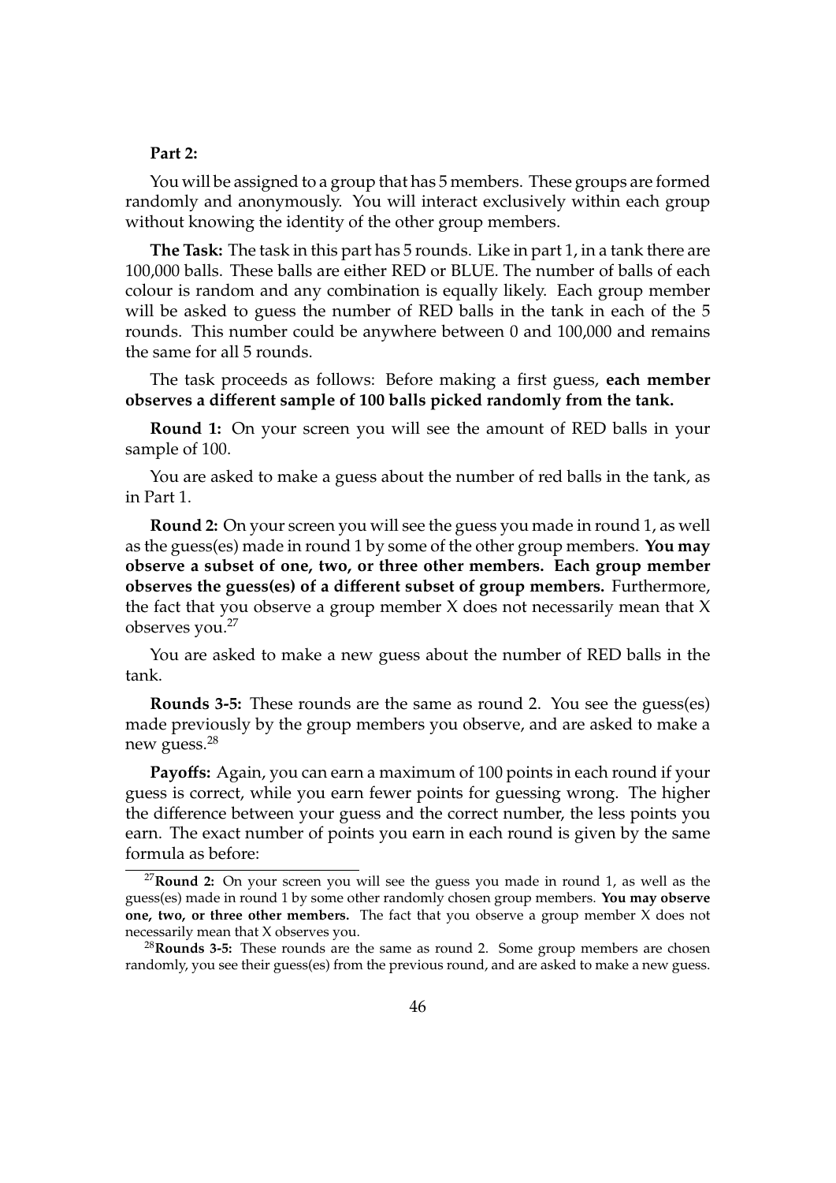**Part 2:**

You will be assigned to a group that has 5 members. These groups are formed randomly and anonymously. You will interact exclusively within each group without knowing the identity of the other group members.

**The Task:** The task in this part has 5 rounds. Like in part 1, in a tank there are 100,000 balls. These balls are either RED or BLUE. The number of balls of each colour is random and any combination is equally likely. Each group member will be asked to guess the number of RED balls in the tank in each of the 5 rounds. This number could be anywhere between 0 and 100,000 and remains the same for all 5 rounds.

The task proceeds as follows: Before making a first guess, **each member observes a different sample of 100 balls picked randomly from the tank.**

**Round 1:** On your screen you will see the amount of RED balls in your sample of 100.

You are asked to make a guess about the number of red balls in the tank, as in Part 1.

**Round 2:** On your screen you will see the guess you made in round 1, as well as the guess(es) made in round 1 by some of the other group members. **You may observe a subset of one, two, or three other members. Each group member observes the guess(es) of a different subset of group members.** Furthermore, the fact that you observe a group member X does not necessarily mean that X observes you.[27]

You are asked to make a new guess about the number of RED balls in the tank.

**Rounds 3-5:** These rounds are the same as round 2. You see the guess(es) made previously by the group members you observe, and are asked to make a new guess.[28]

**Payoffs:** Again, you can earn a maximum of 100 points in each round if your guess is correct, while you earn fewer points for guessing wrong. The higher the difference between your guess and the correct number, the less points you earn. The exact number of points you earn in each round is given by the same formula as before:

---

[27] **Round 2:** On your screen you will see the guess you made in round 1, as well as the guess(es) made in round 1 by some other randomly chosen group members. **You may observe one, two, or three other members.** The fact that you observe a group member X does not necessarily mean that X observes you.

[28] **Rounds 3-5:** These rounds are the same as round 2. Some group members are chosen randomly, you see their guess(es) from the previous round, and are asked to make a new guess.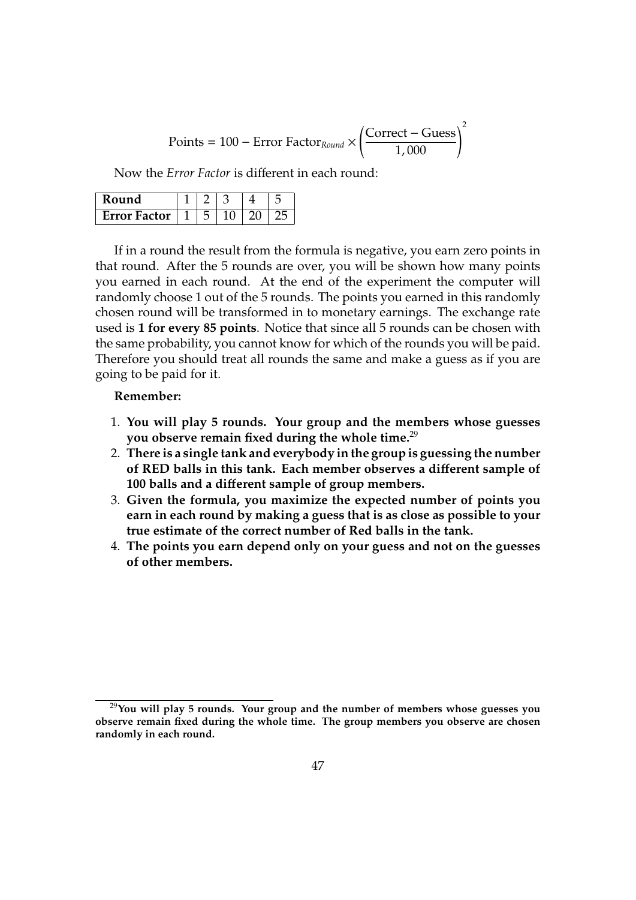$$\text{Points} = 100 - \text{Error Factor}_{Round} \times \left(\frac{\text{Correct} - \text{Guess}}{1,000}\right)^2$$

Now the *Error Factor* is different in each round:

| **Round** | 1 | 2 | 3 | 4 | 5 |
|---|---|---|---|---|---|
| **Error Factor** | 1 | 5 | 10 | 20 | 25 |

If in a round the result from the formula is negative, you earn zero points in that round. After the 5 rounds are over, you will be shown how many points you earned in each round. At the end of the experiment the computer will randomly choose 1 out of the 5 rounds. The points you earned in this randomly chosen round will be transformed in to monetary earnings. The exchange rate used is **1 for every 85 points**. Notice that since all 5 rounds can be chosen with the same probability, you cannot know for which of the rounds you will be paid. Therefore you should treat all rounds the same and make a guess as if you are going to be paid for it.

**Remember:**

1. **You will play 5 rounds. Your group and the members whose guesses you observe remain fixed during the whole time.**[29]
2. **There is a single tank and everybody in the group is guessing the number of RED balls in this tank. Each member observes a different sample of 100 balls and a different sample of group members.**
3. **Given the formula, you maximize the expected number of points you earn in each round by making a guess that is as close as possible to your true estimate of the correct number of Red balls in the tank.**
4. **The points you earn depend only on your guess and not on the guesses of other members.**

[29] **You will play 5 rounds. Your group and the number of members whose guesses you observe remain fixed during the whole time. The group members you observe are chosen randomly in each round.**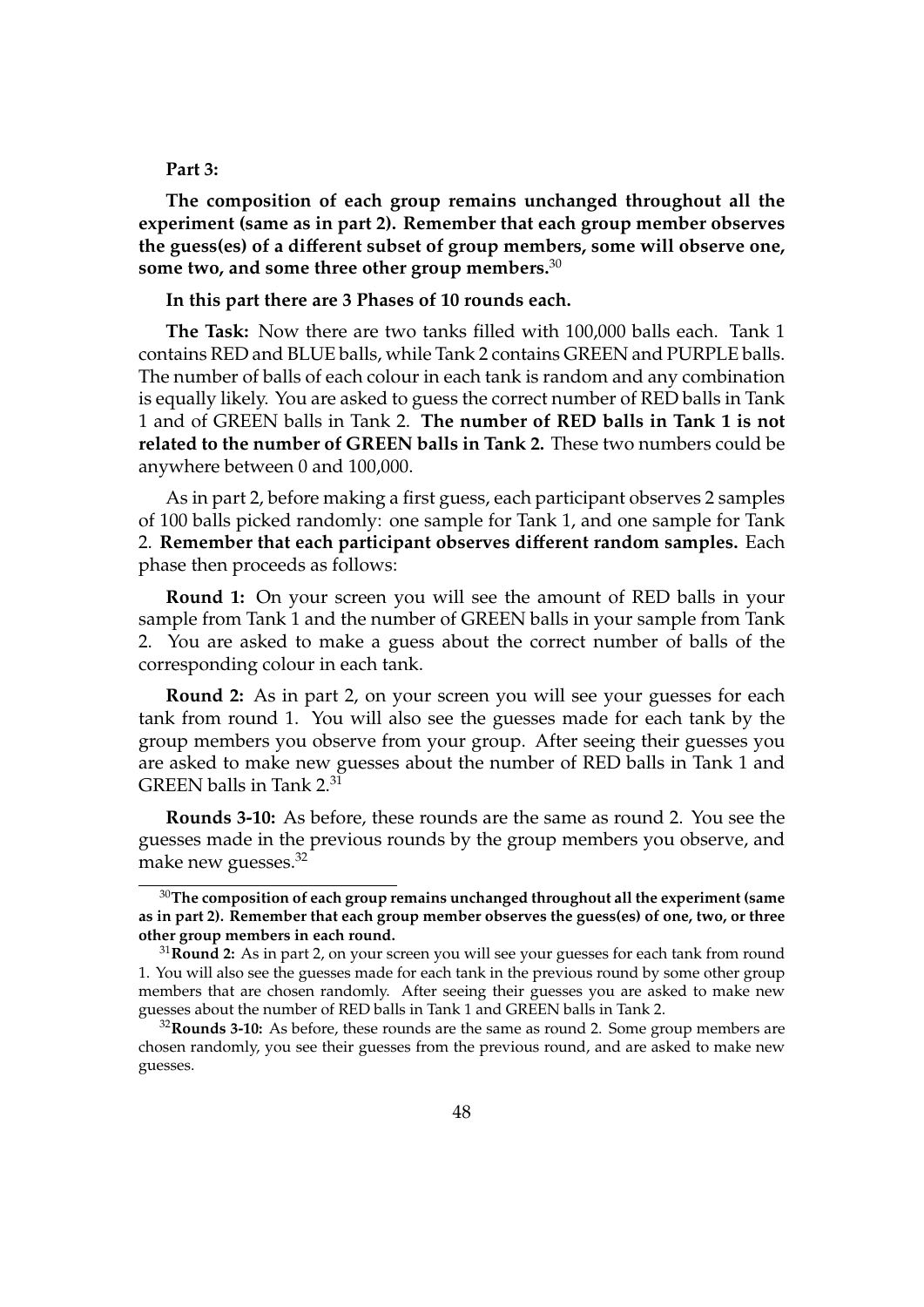**Part 3:**

**The composition of each group remains unchanged throughout all the experiment (same as in part 2). Remember that each group member observes the guess(es) of a different subset of group members, some will observe one, some two, and some three other group members.**[30]

**In this part there are 3 Phases of 10 rounds each.**

**The Task:** Now there are two tanks filled with 100,000 balls each. Tank 1 contains RED and BLUE balls, while Tank 2 contains GREEN and PURPLE balls. The number of balls of each colour in each tank is random and any combination is equally likely. You are asked to guess the correct number of RED balls in Tank 1 and of GREEN balls in Tank 2. **The number of RED balls in Tank 1 is not related to the number of GREEN balls in Tank 2.** These two numbers could be anywhere between 0 and 100,000.

As in part 2, before making a first guess, each participant observes 2 samples of 100 balls picked randomly: one sample for Tank 1, and one sample for Tank 2. **Remember that each participant observes different random samples.** Each phase then proceeds as follows:

**Round 1:** On your screen you will see the amount of RED balls in your sample from Tank 1 and the number of GREEN balls in your sample from Tank 2. You are asked to make a guess about the correct number of balls of the corresponding colour in each tank.

**Round 2:** As in part 2, on your screen you will see your guesses for each tank from round 1. You will also see the guesses made for each tank by the group members you observe from your group. After seeing their guesses you are asked to make new guesses about the number of RED balls in Tank 1 and GREEN balls in Tank 2.[31]

**Rounds 3-10:** As before, these rounds are the same as round 2. You see the guesses made in the previous rounds by the group members you observe, and make new guesses.[32]

---

[30] **The composition of each group remains unchanged throughout all the experiment (same as in part 2). Remember that each group member observes the guess(es) of one, two, or three other group members in each round.**

[31] **Round 2:** As in part 2, on your screen you will see your guesses for each tank from round 1. You will also see the guesses made for each tank in the previous round by some other group members that are chosen randomly. After seeing their guesses you are asked to make new guesses about the number of RED balls in Tank 1 and GREEN balls in Tank 2.

[32] **Rounds 3-10:** As before, these rounds are the same as round 2. Some group members are chosen randomly, you see their guesses from the previous round, and are asked to make new guesses.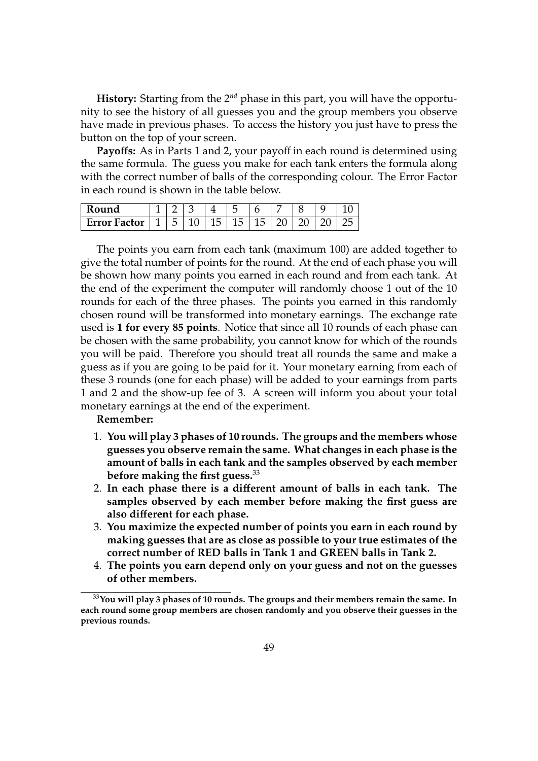**History:** Starting from the $2^{nd}$ phase in this part, you will have the opportunity to see the history of all guesses you and the group members you observe have made in previous phases. To access the history you just have to press the button on the top of your screen.

**Payoffs:** As in Parts 1 and 2, your payoff in each round is determined using the same formula. The guess you make for each tank enters the formula along with the correct number of balls of the corresponding colour. The Error Factor in each round is shown in the table below.

| **Round** | 1 | 2 | 3 | 4 | 5 | 6 | 7 | 8 | 9 | 10 |
|---|---|---|---|---|---|---|---|---|---|---|
| **Error Factor** | 1 | 5 | 10 | 15 | 15 | 15 | 20 | 20 | 20 | 25 |

The points you earn from each tank (maximum 100) are added together to give the total number of points for the round. At the end of each phase you will be shown how many points you earned in each round and from each tank. At the end of the experiment the computer will randomly choose 1 out of the 10 rounds for each of the three phases. The points you earned in this randomly chosen round will be transformed into monetary earnings. The exchange rate used is **1 for every 85 points**. Notice that since all 10 rounds of each phase can be chosen with the same probability, you cannot know for which of the rounds you will be paid. Therefore you should treat all rounds the same and make a guess as if you are going to be paid for it. Your monetary earning from each of these 3 rounds (one for each phase) will be added to your earnings from parts 1 and 2 and the show-up fee of 3. A screen will inform you about your total monetary earnings at the end of the experiment.

**Remember:**

1. **You will play 3 phases of 10 rounds. The groups and the members whose guesses you observe remain the same. What changes in each phase is the amount of balls in each tank and the samples observed by each member before making the first guess.**[33]
2. **In each phase there is a different amount of balls in each tank. The samples observed by each member before making the first guess are also different for each phase.**
3. **You maximize the expected number of points you earn in each round by making guesses that are as close as possible to your true estimates of the correct number of RED balls in Tank 1 and GREEN balls in Tank 2.**
4. **The points you earn depend only on your guess and not on the guesses of other members.**

[33] **You will play 3 phases of 10 rounds. The groups and their members remain the same. In each round some group members are chosen randomly and you observe their guesses in the previous rounds.**